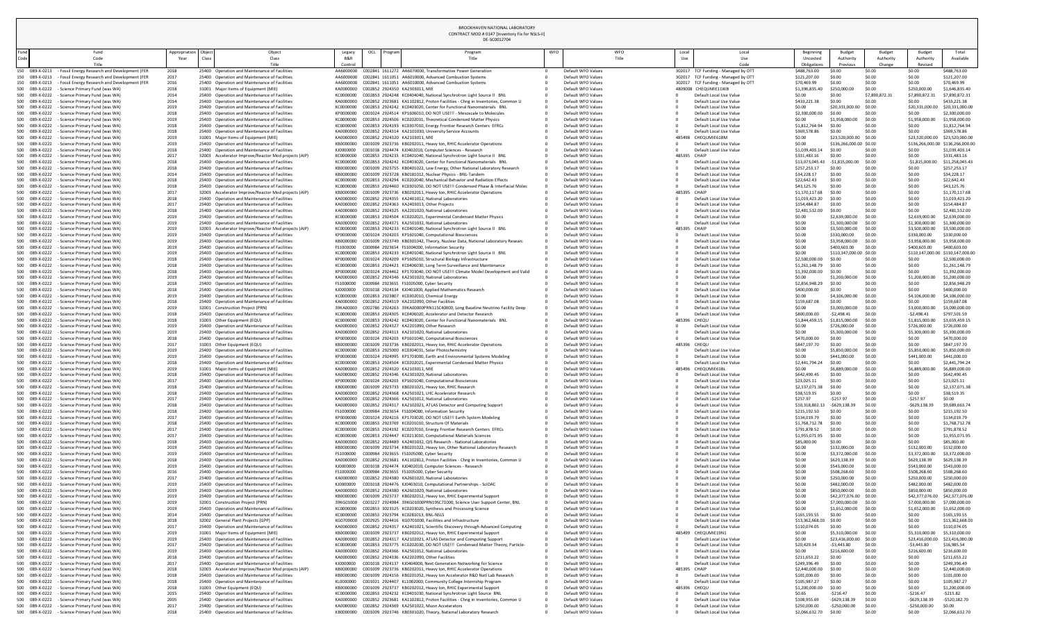BROOKHAVEN NATIONAL LABORATORY
CONTRACT MOD # 0147 [Inventory Fix for NSLS-II]
DE-SC0012704

| Fund Code | Fund Title | Appropriation Year | Object Class | Object Class Title | Legacy B&R Control | OCL | Program | Program Title | WFO | WFO Title | Local Use | Local Use Code | Beginning Uncosted Obligations | Budget Authority Previous | Budget Authority Change | Budget Authority Revised | Total Available |
|---|---|---|---|---|---|---|---|---|---|---|---|---|---|---|---|---|---|
| 150 | 089-X-0213 - Fossil Energy Research and Development (FER | 2018 | 25400 | Operation and Maintenance of Facilities | AA6000000 | C002841 | 1611272 | AA6070000, Transformative Power Generation | 0 | Default WFO Values | 302017 | TCF Funding - Managed by OTT | $488,763.00 | $0.00 | $0.00 | $0.00 | $488,763.00 |
| 150 | 089-X-0213 - Fossil Energy Research and Development (FER | 2017 | 25400 | Operation and Maintenance of Facilities | AA6000000 | C002841 | 1611051 | AA6010000, Advanced Combustion Systems | 0 | Default WFO Values | 302017 | TCF Funding - Managed by OTT | $121,207.00 | $0.00 | $0.00 | $0.00 | $121,207.00 |
| 150 | 089-X-0213 - Fossil Energy Research and Development (FER | 2016 | 25400 | Operation and Maintenance of Facilities | AA6000000 | C002841 | 1611051 | AA6010000, Advanced Combustion Systems | 0 | Default WFO Values | 302017 | TCF Funding - Managed by OTT | $70,469.99 | $0.00 | $0.00 | $0.00 | $70,469.99 |
| 500 | 089-X-0222 - Science Primary Fund (was WA) | 2018 | 31001 | Major Items of Equipment (MIE) | KA0000000 | C002852 | 2924350 | KA2303011, MIE | 0 | Default WFO Values | 4809008 | CHEQUMIE11WB | $1,396,835.40 | $250,000.00 | $0.00 | $250,000.00 | $1,646,835.40 |
| 500 | 089-X-0222 - Science Primary Fund (was WA) | 2014 | 25400 | Operation and Maintenance of Facilities | KC0000000 | C002853 | 2924248 | KC0404040, National Synchrotron Light Source II BNL | 0 | Default WFO Values | 0 | Default Local Use Value | $0.00 | $0.00 | $7,890,872.31 | $7,890,872.31 | $7,890,872.31 |
| 500 | 089-X-0222 - Science Primary Fund (was WA) | 2014 | 25400 | Operation and Maintenance of Facilities | KA0000000 | C002852 | 2923681 | KA1102812, Proton Facilities - Chng in Inventories, Common U | 0 | Default WFO Values | 0 | Default Local Use Value | $433,221.38 | $0.00 | $0.00 | $0.00 | $433,221.38 |
| 500 | 089-X-0222 - Science Primary Fund (was WA) | 2019 | 25400 | Operation and Maintenance of Facilities | KC0000000 | C002853 | 2924242 | KC0403020, Center for Functional Nanomaterials BNL | 0 | Default WFO Values | 0 | Default Local Use Value | $0.00 | $20,331,000.00 | $0.00 | $20,331,000.00 | $20,331,000.00 |
| 500 | 089-X-0222 - Science Primary Fund (was WA) | 2018 | 25400 | Operation and Maintenance of Facilities | KP0000000 | C001024 | 2924514 | KP1606010, DO NOT USE!!! - Mesoscale to Molecules | 0 | Default WFO Values | 0 | Default Local Use Value | $2,300,000.00 | $0.00 | $0.00 | $0.00 | $2,300,000.00 |
| 500 | 089-X-0222 - Science Primary Fund (was WA) | 2019 | 25400 | Operation and Maintenance of Facilities | KC0000000 | C002853 | 2924506 | KC0202031, Theoretical Condensed Matter Physics | 0 | Default WFO Values | 0 | Default Local Use Value | $0.00 | $1,958,000.00 | $0.00 | $1,958,000.00 | $1,958,000.00 |
| 500 | 089-X-0222 - Science Primary Fund (was WA) | 2018 | 25400 | Operation and Maintenance of Facilities | KC0000000 | C002853 | 2924193 | KC0307030, Energy Frontier Research Centers EFRCs | 0 | Default WFO Values | 0 | Default Local Use Value | $1,812,764.94 | $0.00 | $0.00 | $0.00 | $1,812,764.94 |
| 500 | 089-X-0222 - Science Primary Fund (was WA) | 2018 | 25400 | Operation and Maintenance of Facilities | KA0000000 | C002852 | 2924314 | KA2101030, University Service Accounts | 0 | Default WFO Values | 0 | Default Local Use Value | $369,578.86 | $0.00 | $0.00 | $0.00 | $369,578.86 |
| 500 | 089-X-0222 - Science Primary Fund (was WA) | 2019 | 31001 | Major Items of Equipment (MIE) | KA0000000 | C002852 | 2924320 | KA2103011, MIE | 0 | Default WFO Values | 485498 | CHEQUMIE18M | $0.00 | $23,520,000.00 | $0.00 | $23,520,000.00 | $23,520,000.00 |
| 500 | 089-X-0222 - Science Primary Fund (was WA) | 2019 | 25400 | Operation and Maintenance of Facilities | KB0000000 | C001009 | 2923736 | KB0202011, Heavy Ion, RHIC Accelerator Operations | 0 | Default WFO Values | 0 | Default Local Use Value | $0.00 | $136,266,000.00 | $0.00 | $136,266,000.00 | $136,266,000.00 |
| 500 | 089-X-0222 - Science Primary Fund (was WA) | 2018 | 25400 | Operation and Maintenance of Facilities | KJ0000000 | C001018 | 2924474 | KJ0402010, Computer Sciences - Research | 0 | Default WFO Values | 0 | Default Local Use Value | $1,039,403.14 | $0.00 | $0.00 | $0.00 | $1,039,403.14 |
| 500 | 089-X-0222 - Science Primary Fund (was WA) | 2017 | 32003 | Accelerator Improve/Reactor Mod projects (AIP) | KC0000000 | C002853 | 2924233 | KC0401040, National Synchrotron Light Source II BNL | 0 | Default WFO Values | 485395 | CHAIP | $331,483.16 | $0.00 | $0.00 | $0.00 | $331,483.16 |
| 500 | 089-X-0222 - Science Primary Fund (was WA) | 2018 | 25400 | Operation and Maintenance of Facilities | KC0000000 | C002853 | 2924242 | KC0403020, Center for Functional Nanomaterials BNL | 0 | Default WFO Values | 0 | Default Local Use Value | $13,073,045.43 | -$1,815,000.00 | $0.00 | -$1,815,000.00 | $11,258,045.43 |
| 500 | 089-X-0222 - Science Primary Fund (was WA) | 2018 | 25400 | Operation and Maintenance of Facilities | KB0000000 | C001009 | 2923755 | KB0401022, Low Energy, Other National Laboratory Research | 0 | Default WFO Values | 0 | Default Local Use Value | $257,253.17 | $0.00 | $0.00 | $0.00 | $257,253.17 |
| 500 | 089-X-0222 - Science Primary Fund (was WA) | 2014 | 25400 | Operation and Maintenance of Facilities | KB0000000 | C001009 | 2923728 | KB0181012, Nuclear Physics - BNL-Tandem | 0 | Default WFO Values | 0 | Default Local Use Value | $34,228.17 | $0.00 | $0.00 | $0.00 | $34,228.17 |
| 500 | 089-X-0222 - Science Primary Fund (was WA) | 2018 | 25400 | Operation and Maintenance of Facilities | KC0000000 | C002853 | 2924294 | KC0202040, Mechanical Behavior and Radiation Effects | 0 | Default WFO Values | 0 | Default Local Use Value | $22,642.43 | $0.00 | $0.00 | $0.00 | $22,642.43 |
| 500 | 089-X-0222 - Science Primary Fund (was WA) | 2018 | 25400 | Operation and Maintenance of Facilities | KC0000000 | C002853 | 2924460 | KC0301050, DO NOT USE!!! Condensed Phase & Interfacial Molec | 0 | Default WFO Values | 0 | Default Local Use Value | $43,125.76 | $0.00 | $0.00 | $0.00 | $43,125.76 |
| 500 | 089-X-0222 - Science Primary Fund (was WA) | 2017 | 32003 | Accelerator Improve/Reactor Mod projects (AIP) | KB0000000 | C001009 | 2923736 | KB0202011, Heavy Ion, RHIC Accelerator Operations | 0 | Default WFO Values | 485395 | CHAIP | $1,170,117.68 | $0.00 | $0.00 | $0.00 | $1,170,117.68 |
| 500 | 089-X-0222 - Science Primary Fund (was WA) | 2018 | 25400 | Operation and Maintenance of Facilities | KA0000000 | C002852 | 2924355 | KA2401012, National Laboratories | 0 | Default WFO Values | 0 | Default Local Use Value | $1,019,423.20 | $0.00 | $0.00 | $0.00 | $1,019,423.20 |
| 500 | 089-X-0222 - Science Primary Fund (was WA) | 2017 | 25400 | Operation and Maintenance of Facilities | KA0000000 | C002852 | 2924363 | KA2403013, Other Projects | 0 | Default WFO Values | 0 | Default Local Use Value | $154,484.87 | $0.00 | $0.00 | $0.00 | $154,484.87 |
| 500 | 089-X-0222 - Science Primary Fund (was WA) | 2018 | 25400 | Operation and Maintenance of Facilities | KA0000000 | C002852 | 2924325 | KA2201020, National Laboratories | 0 | Default WFO Values | 0 | Default Local Use Value | $2,481,532.00 | $0.00 | $0.00 | $0.00 | $2,481,532.00 |
| 500 | 089-X-0222 - Science Primary Fund (was WA) | 2019 | 25400 | Operation and Maintenance of Facilities | KC0000000 | C002853 | 2924504 | KC0202021, Experimental Condensed Matter Physics | 0 | Default WFO Values | 0 | Default Local Use Value | $0.00 | $2,639,000.00 | $0.00 | $2,639,000.00 | $2,639,000.00 |
| 500 | 089-X-0222 - Science Primary Fund (was WA) | 2019 | 25400 | Operation and Maintenance of Facilities | KA0000000 | C002852 | 2924371 | KA2501032, National Laboratories | 0 | Default WFO Values | 0 | Default Local Use Value | $0.00 | $1,300,000.00 | $0.00 | $1,300,000.00 | $1,300,000.00 |
| 500 | 089-X-0222 - Science Primary Fund (was WA) | 2019 | 32003 | Accelerator Improve/Reactor Mod projects (AIP) | KC0000000 | C002853 | 2924233 | KC0401040, National Synchrotron Light Source II BNL | 0 | Default WFO Values | 485395 | CHAIP | $0.00 | $3,500,000.00 | $0.00 | $3,500,000.00 | $3,500,000.00 |
| 500 | 089-X-0222 - Science Primary Fund (was WA) | 2019 | 25400 | Operation and Maintenance of Facilities | KP0000000 | C001024 | 2924203 | KP1601040, Computational Biosciences | 0 | Default WFO Values | 0 | Default Local Use Value | $0.00 | $330,000.00 | $0.00 | $330,000.00 | $330,000.00 |
| 500 | 089-X-0222 - Science Primary Fund (was WA) | 2019 | 25400 | Operation and Maintenance of Facilities | KB0000000 | C001009 | 2923749 | KB0301042, Theory, Nuclear Data, National Laboratory Researc | 0 | Default WFO Values | 0 | Default Local Use Value | $0.00 | $3,958,000.00 | $0.00 | $3,958,000.00 | $3,958,000.00 |
| 500 | 089-X-0222 - Science Primary Fund (was WA) | 2019 | 25400 | Operation and Maintenance of Facilities | FS1000000 | C000984 | 2923654 | FS1004000, Information Security | 0 | Default WFO Values | 0 | Default Local Use Value | $0.00 | $400,603.00 | $0.00 | $400,603.00 | $400,603.00 |
| 500 | 089-X-0222 - Science Primary Fund (was WA) | 2019 | 25400 | Operation and Maintenance of Facilities | KC0000000 | C002853 | 2924233 | KC0401040, National Synchrotron Light Source II BNL | 0 | Default WFO Values | 0 | Default Local Use Value | $0.00 | $110,147,000.00 | $0.00 | $110,147,000.00 | $110,147,000.00 |
| 500 | 089-X-0222 - Science Primary Fund (was WA) | 2018 | 25400 | Operation and Maintenance of Facilities | KP0000000 | C001024 | 2924209 | KP1605010, Structural Biology Infrastructure | 0 | Default WFO Values | 0 | Default Local Use Value | $2,500,000.00 | $0.00 | $0.00 | $0.00 | $2,500,000.00 |
| 500 | 089-X-0222 - Science Primary Fund (was WA) | 2018 | 25400 | Operation and Maintenance of Facilities | KC0000000 | C002853 | 2924421 | KC0406030, Long Term Surveillance and Maintenance | 0 | Default WFO Values | 0 | Default Local Use Value | $1,261,148.79 | $0.00 | $0.00 | $0.00 | $1,261,148.79 |
| 500 | 089-X-0222 - Science Primary Fund (was WA) | 2018 | 25400 | Operation and Maintenance of Facilities | KP0000000 | C001024 | 2924462 | KP1703040, DO NOT USE!!! Climate Model Development and Valid | 0 | Default WFO Values | 0 | Default Local Use Value | $1,392,000.00 | $0.00 | $0.00 | $0.00 | $1,392,000.00 |
| 500 | 089-X-0222 - Science Primary Fund (was WA) | 2019 | 25400 | Operation and Maintenance of Facilities | KA0000000 | C002852 | 2924346 | KA2301020, National Laboratories | 0 | Default WFO Values | 0 | Default Local Use Value | $0.00 | $1,200,000.00 | $0.00 | $1,200,000.00 | $1,200,000.00 |
| 500 | 089-X-0222 - Science Primary Fund (was WA) | 2018 | 25400 | Operation and Maintenance of Facilities | FS1000000 | C000984 | 2923655 | FS1005000, Cyber Security | 0 | Default WFO Values | 0 | Default Local Use Value | $2,856,948.29 | $0.00 | $0.00 | $0.00 | $2,856,948.29 |
| 500 | 089-X-0222 - Science Primary Fund (was WA) | 2018 | 25400 | Operation and Maintenance of Facilities | KJ0000000 | C001018 | 2924134 | KJ0401000, Applied Mathematics Research | 0 | Default WFO Values | 0 | Default Local Use Value | $400,000.00 | $0.00 | $0.00 | $0.00 | $400,000.00 |
| 500 | 089-X-0222 - Science Primary Fund (was WA) | 2019 | 25400 | Operation and Maintenance of Facilities | KC0000000 | C002853 | 2923807 | KC0302010, Chemical Energy | 0 | Default WFO Values | 0 | Default Local Use Value | $0.00 | $4,106,000.00 | $0.00 | $4,106,000.00 | $4,106,000.00 |
| 500 | 089-X-0222 - Science Primary Fund (was WA) | 2018 | 25400 | Operation and Maintenance of Facilities | KA0000000 | C002852 | 2924319 | KA2102090, Other Facilities | 0 | Default WFO Values | 0 | Default Local Use Value | $159,687.08 | $0.00 | $0.00 | $0.00 | $159,687.08 |
| 500 | 089-X-0222 - Science Primary Fund (was WA) | 2019 | 32001 | Construction Project (PRN) | 39KA00000 | C002786 | 2924263 | 39KA00000PRN11SC40000, Long Baseline Neutrino Facility Deep | 0 | Default WFO Values | 0 | Default Local Use Value | $0.00 | $3,000,000.00 | $0.00 | $3,000,000.00 | $3,000,000.00 |
| 500 | 089-X-0222 - Science Primary Fund (was WA) | 2018 | 25400 | Operation and Maintenance of Facilities | KC0000000 | C002853 | 2924305 | KC0406020, Accelerator and Detector Research | 0 | Default WFO Values | 0 | Default Local Use Value | $800,000.00 | -$2,498.41 | $0.00 | -$2,498.41 | $797,501.59 |
| 500 | 089-X-0222 - Science Primary Fund (was WA) | 2018 | 31003 | Other Equipment (EQU) | KC0000000 | C002853 | 2924242 | KC0403020, Center for Functional Nanomaterials BNL | 0 | Default WFO Values | 485396 | CHEQU | $1,844,459.15 | $1,815,000.00 | $0.00 | $1,815,000.00 | $3,659,459.15 |
| 500 | 089-X-0222 - Science Primary Fund (was WA) | 2019 | 25400 | Operation and Maintenance of Facilities | KA0000000 | C002852 | 2924327 | KA2201090, Other Research | 0 | Default WFO Values | 0 | Default Local Use Value | $0.00 | $726,000.00 | $0.00 | $726,000.00 | $726,000.00 |
| 500 | 089-X-0222 - Science Primary Fund (was WA) | 2019 | 25400 | Operation and Maintenance of Facilities | KA0000000 | C002852 | 2924313 | KA2101020, National Laboratories | 0 | Default WFO Values | 0 | Default Local Use Value | $0.00 | $5,300,000.00 | $0.00 | $5,300,000.00 | $5,300,000.00 |
| 500 | 089-X-0222 - Science Primary Fund (was WA) | 2018 | 25400 | Operation and Maintenance of Facilities | KP0000000 | C001024 | 2924203 | KP1601040, Computational Biosciences | 0 | Default WFO Values | 0 | Default Local Use Value | $470,000.00 | $0.00 | $0.00 | $0.00 | $470,000.00 |
| 500 | 089-X-0222 - Science Primary Fund (was WA) | 2017 | 31003 | Other Equipment (EQU) | KB0000000 | C001009 | 2923736 | KB0202011, Heavy Ion, RHIC Accelerator Operations | 0 | Default WFO Values | 485396 | CHEQU | $847,197.70 | $0.00 | $0.00 | $0.00 | $847,197.70 |
| 500 | 089-X-0222 - Science Primary Fund (was WA) | 2019 | 25400 | Operation and Maintenance of Facilities | KC0000000 | C002853 | 2925000 | KC0304031, Solar Photochemistry | 0 | Default WFO Values | 0 | Default Local Use Value | $0.00 | $5,850,000.00 | $0.00 | $5,850,000.00 | $5,850,000.00 |
| 500 | 089-X-0222 - Science Primary Fund (was WA) | 2019 | 25400 | Operation and Maintenance of Facilities | KP0000000 | C001024 | 2924995 | KP1703000, Earth and Environmental Systems Modeling | 0 | Default WFO Values | 0 | Default Local Use Value | $0.00 | $441,000.00 | $0.00 | $441,000.00 | $441,000.00 |
| 500 | 089-X-0222 - Science Primary Fund (was WA) | 2018 | 25400 | Operation and Maintenance of Facilities | KC0000000 | C002853 | 2924504 | KC0202021, Experimental Condensed Matter Physics | 0 | Default WFO Values | 0 | Default Local Use Value | $2,441,794.24 | $0.00 | $0.00 | $0.00 | $2,441,794.24 |
| 500 | 089-X-0222 - Science Primary Fund (was WA) | 2019 | 31001 | Major Items of Equipment (MIE) | KA0000000 | C002852 | 2924320 | KA2103011, MIE | 0 | Default WFO Values | 485496 | CHEQUMIE6BL | $0.00 | $6,889,000.00 | $0.00 | $6,889,000.00 | $6,889,000.00 |
| 500 | 089-X-0222 - Science Primary Fund (was WA) | 2018 | 25400 | Operation and Maintenance of Facilities | KA0000000 | C002852 | 2924346 | KA2301020, National Laboratories | 0 | Default WFO Values | 0 | Default Local Use Value | $642,490.45 | $0.00 | $0.00 | $0.00 | $642,490.45 |
| 500 | 089-X-0222 - Science Primary Fund (was WA) | 2017 | 25400 | Operation and Maintenance of Facilities | KP0000000 | C001024 | 2924203 | KP1601040, Computational Biosciences | 0 | Default WFO Values | 0 | Default Local Use Value | $23,025.11 | $0.00 | $0.00 | $0.00 | $23,025.11 |
| 500 | 089-X-0222 - Science Primary Fund (was WA) | 2018 | 25400 | Operation and Maintenance of Facilities | KB0000000 | C001009 | 2923733 | KB0201021, Heavy Ion, RHIC Research | 0 | Default WFO Values | 0 | Default Local Use Value | $2,137,071.38 | $0.00 | $0.00 | $0.00 | $2,137,071.38 |
| 500 | 089-X-0222 - Science Primary Fund (was WA) | 2018 | 25400 | Operation and Maintenance of Facilities | KA0000000 | C002852 | 2924368 | KA2501021, LHC Accelerator Research | 0 | Default WFO Values | 0 | Default Local Use Value | $38,519.35 | $0.00 | $0.00 | $0.00 | $38,519.35 |
| 500 | 089-X-0222 - Science Primary Fund (was WA) | 2017 | 25400 | Operation and Maintenance of Facilities | KA0000000 | C002852 | 2924365 | KA2501012, National Laboratories | 0 | Default WFO Values | 0 | Default Local Use Value | $257.97 | -$257.97 | $0.00 | -$257.97 | $0.00 |
| 500 | 089-X-0222 - Science Primary Fund (was WA) | 2018 | 25400 | Operation and Maintenance of Facilities | KA0000000 | C002852 | 2924317 | KA2102021, ATLAS Detector and Computing Support | 0 | Default WFO Values | 0 | Default Local Use Value | $10,318,802.13 | -$629,138.39 | $0.00 | -$629,138.39 | $9,689,663.74 |
| 500 | 089-X-0222 - Science Primary Fund (was WA) | 2018 | 25400 | Operation and Maintenance of Facilities | FS1000000 | C000984 | 2923654 | FS1004000, Information Security | 0 | Default WFO Values | 0 | Default Local Use Value | $215,192.50 | $0.00 | $0.00 | $0.00 | $215,192.50 |
| 500 | 089-X-0222 - Science Primary Fund (was WA) | 2017 | 25400 | Operation and Maintenance of Facilities | KP0000000 | C001024 | 2924216 | KP1703020, DO NOT USE!!! Earth System Modeling | 0 | Default WFO Values | 0 | Default Local Use Value | $134,019.79 | $0.00 | $0.00 | $0.00 | $134,019.79 |
| 500 | 089-X-0222 - Science Primary Fund (was WA) | 2018 | 25400 | Operation and Maintenance of Facilities | KC0000000 | C002853 | 2923769 | KC0201010, Structure Of Materials | 0 | Default WFO Values | 0 | Default Local Use Value | $1,768,712.78 | $0.00 | $0.00 | $0.00 | $1,768,712.78 |
| 500 | 089-X-0222 - Science Primary Fund (was WA) | 2017 | 25400 | Operation and Maintenance of Facilities | KC0000000 | C002853 | 2924192 | KC0207010, Energy Frontier Research Centers EFRCs | 0 | Default WFO Values | 0 | Default Local Use Value | $791,878.52 | $0.00 | $0.00 | $0.00 | $791,878.52 |
| 500 | 089-X-0222 - Science Primary Fund (was WA) | 2017 | 25400 | Operation and Maintenance of Facilities | KC0000000 | C002853 | 2924447 | KC0213010, Computational Materials Sciences | 0 | Default WFO Values | 0 | Default Local Use Value | $1,955,071.95 | $0.00 | $0.00 | $0.00 | $1,955,071.95 |
| 500 | 089-X-0222 - Science Primary Fund (was WA) | 2018 | 25400 | Operation and Maintenance of Facilities | KA0000000 | C002852 | 2924489 | KA2401032, QIS Research - National Laboratories | 0 | Default WFO Values | 0 | Default Local Use Value | $85,000.00 | $0.00 | $0.00 | $0.00 | $85,000.00 |
| 500 | 089-X-0222 - Science Primary Fund (was WA) | 2019 | 25400 | Operation and Maintenance of Facilities | KB0000000 | C001009 | 2923734 | KB0201022, Heavy Ion, Other National Laboratory Research | 0 | Default WFO Values | 0 | Default Local Use Value | $0.00 | $132,000.00 | $0.00 | $132,000.00 | $132,000.00 |
| 500 | 089-X-0222 - Science Primary Fund (was WA) | 2019 | 25400 | Operation and Maintenance of Facilities | FS1000000 | C000984 | 2923655 | FS1005000, Cyber Security | 0 | Default WFO Values | 0 | Default Local Use Value | $0.00 | $3,372,000.00 | $0.00 | $3,372,000.00 | $3,372,000.00 |
| 500 | 089-X-0222 - Science Primary Fund (was WA) | 2018 | 25400 | Operation and Maintenance of Facilities | KA0000000 | C002852 | 2923681 | KA1102812, Proton Facilities - Chng in Inventories, Common U | 0 | Default WFO Values | 0 | Default Local Use Value | $0.00 | $629,138.39 | $0.00 | $629,138.39 | $629,138.39 |
| 500 | 089-X-0222 - Science Primary Fund (was WA) | 2019 | 25400 | Operation and Maintenance of Facilities | KJ0000000 | C001018 | 2924474 | KJ0402010, Computer Sciences - Research | 0 | Default WFO Values | 0 | Default Local Use Value | $0.00 | $543,000.00 | $0.00 | $543,000.00 | $543,000.00 |
| 500 | 089-X-0222 - Science Primary Fund (was WA) | 2016 | 25400 | Operation and Maintenance of Facilities | FS1000000 | C000984 | 2923655 | FS1005000, Cyber Security | 0 | Default WFO Values | 0 | Default Local Use Value | $0.00 | $508,268.60 | $0.00 | $508,268.60 | $508,268.60 |
| 500 | 089-X-0222 - Science Primary Fund (was WA) | 2017 | 25400 | Operation and Maintenance of Facilities | KA0000000 | C002852 | 2924380 | KA2601020, National Laboratories | 0 | Default WFO Values | 0 | Default Local Use Value | $0.00 | $250,000.00 | $0.00 | $250,000.00 | $250,000.00 |
| 500 | 089-X-0222 - Science Primary Fund (was WA) | 2019 | 25400 | Operation and Maintenance of Facilities | KJ0000000 | C001018 | 2924476 | KJ0403010, Computational Partnerships - SciDAC | 0 | Default WFO Values | 0 | Default Local Use Value | $0.00 | $482,000.00 | $0.00 | $482,000.00 | $482,000.00 |
| 500 | 089-X-0222 - Science Primary Fund (was WA) | 2019 | 25400 | Operation and Maintenance of Facilities | KA0000000 | C002852 | 2924380 | KA2601020, National Laboratories | 0 | Default WFO Values | 0 | Default Local Use Value | $0.00 | $850,000.00 | $0.00 | $850,000.00 | $850,000.00 |
| 500 | 089-X-0222 - Science Primary Fund (was WA) | 2019 | 25400 | Operation and Maintenance of Facilities | KB0000000 | C001009 | 2923737 | KB0202012, Heavy Ion, RHIC Experimental Support | 0 | Default WFO Values | 0 | Default Local Use Value | $0.00 | $42,377,076.00 | $0.00 | $42,377,076.00 | $42,377,076.00 |
| 500 | 089-X-0222 - Science Primary Fund (was WA) | 2019 | 32001 | Construction Project (PRN) | 39KG01000 | C003227 | 2924984 | 39KG01000PRN19SC71000, Science User Support Center, BNL | 0 | Default WFO Values | 0 | Default Local Use Value | $0.00 | $7,000,000.00 | $0.00 | $7,000,000.00 | $7,000,000.00 |
| 500 | 089-X-0222 - Science Primary Fund (was WA) | 2019 | 25400 | Operation and Maintenance of Facilities | KC0000000 | C002853 | 3023325 | KC0203020, Synthesis and Processing Science | 0 | Default WFO Values | 0 | Default Local Use Value | $0.00 | $1,652,000.00 | $0.00 | $1,652,000.00 | $1,652,000.00 |
| 500 | 089-X-0222 - Science Primary Fund (was WA) | 2014 | 25400 | Operation and Maintenance of Facilities | KC0000000 | C002853 | 2923794 | KC0281013, BNL-NSLS | 0 | Default WFO Values | 0 | Default Local Use Value | $165,193.55 | $0.00 | $0.00 | $0.00 | $165,193.55 |
| 500 | 089-X-0222 - Science Primary Fund (was WA) | 2018 | 32002 | General Plant Projects (GPP) | KG0700000 | C002925 | 2924416 | KG0701000, Facilities and Infrastructure | 0 | Default WFO Values | 0 | Default Local Use Value | $13,362,668.03 | $0.00 | $0.00 | $0.00 | $13,362,668.03 |
| 500 | 089-X-0222 - Science Primary Fund (was WA) | 2017 | 25400 | Operation and Maintenance of Facilities | KA0000000 | C002852 | 2924357 | KA2401021, Scientific Discovery through Advanced Computing | 0 | Default WFO Values | 0 | Default Local Use Value | $110,074.05 | $0.00 | $0.00 | $0.00 | $110,074.05 |
| 500 | 089-X-0222 - Science Primary Fund (was WA) | 2019 | 31001 | Major Items of Equipment (MIE) | KB0000000 | C001009 | 2923737 | KB0202012, Heavy Ion, RHIC Experimental Support | 0 | Default WFO Values | 485499 | CHEQUMIE19N1 | $0.00 | $5,310,000.00 | $0.00 | $5,310,000.00 | $5,310,000.00 |
| 500 | 089-X-0222 - Science Primary Fund (was WA) | 2019 | 25400 | Operation and Maintenance of Facilities | KA0000000 | C002852 | 2924317 | KA2102021, ATLAS Detector and Computing Support | 0 | Default WFO Values | 0 | Default Local Use Value | $0.00 | $23,416,000.00 | $0.00 | $23,416,000.00 | $23,416,000.00 |
| 500 | 089-X-0222 - Science Primary Fund (was WA) | 2017 | 25400 | Operation and Maintenance of Facilities | KC0000000 | C002853 | 2923775 | KC0202030, DO NOT USE!!! Condensed Matter Theory, Particle- | 0 | Default WFO Values | 0 | Default Local Use Value | $20,429.34 | -$3,443.80 | $0.00 | -$3,443.80 | $16,985.54 |
| 500 | 089-X-0222 - Science Primary Fund (was WA) | 2019 | 25400 | Operation and Maintenance of Facilities | KA0000000 | C002852 | 2924366 | KA2501012, National Laboratories | 0 | Default WFO Values | 0 | Default Local Use Value | $0.00 | $216,600.00 | $0.00 | $216,600.00 | $216,600.00 |
| 500 | 089-X-0222 - Science Primary Fund (was WA) | 2018 | 25400 | Operation and Maintenance of Facilities | KA0000000 | C002852 | 2924336 | KA2202090, Other Facilities | 0 | Default WFO Values | 0 | Default Local Use Value | $211,653.22 | $0.00 | $0.00 | $0.00 | $211,653.22 |
| 500 | 089-X-0222 - Science Primary Fund (was WA) | 2017 | 25400 | Operation and Maintenance of Facilities | KJ0000000 | C001018 | 2924137 | KJ0404000, Next Generation Networking for Science | 0 | Default WFO Values | 0 | Default Local Use Value | $249,396.49 | $0.00 | $0.00 | $0.00 | $249,396.49 |
| 500 | 089-X-0222 - Science Primary Fund (was WA) | 2018 | 32003 | Accelerator Improve/Reactor Mod projects (AIP) | KB0000000 | C001009 | 2923736 | KB0202011, Heavy Ion, RHIC Accelerator Operations | 0 | Default WFO Values | 485395 | CHAIP | $2,440,000.00 | $0.00 | $0.00 | $0.00 | $2,440,000.00 |
| 500 | 089-X-0222 - Science Primary Fund (was WA) | 2018 | 25400 | Operation and Maintenance of Facilities | KB0000000 | C001009 | 2924156 | KB0201052, Heavy Ion Accelerator R&D Natl Lab Research | 0 | Default WFO Values | 0 | Default Local Use Value | $101,000.00 | $0.00 | $0.00 | $0.00 | $101,000.00 |
| 500 | 089-X-0222 - Science Primary Fund (was WA) | 2018 | 25400 | Operation and Maintenance of Facilities | KL0000000 | C001021 | 2924407 | KL1002000, Community College Internship Program | 0 | Default WFO Values | 0 | Default Local Use Value | $105,987.27 | $0.00 | $0.00 | $0.00 | $105,987.27 |
| 500 | 089-X-0222 - Science Primary Fund (was WA) | 2018 | 31003 | Other Equipment (EQU) | KB0000000 | C001009 | 2923737 | KB0202012, Heavy Ion, RHIC Experimental Support | 0 | Default WFO Values | 485396 | CHEQU | $1,200,000.00 | $0.00 | $0.00 | $0.00 | $1,200,000.00 |
| 500 | 089-X-0222 - Science Primary Fund (was WA) | 2015 | 25400 | Operation and Maintenance of Facilities | KC0000000 | C002853 | 2924232 | KC0401030, National Synchrotron Light Source BNL | 0 | Default WFO Values | 0 | Default Local Use Value | $0.65 | -$216.47 | $0.00 | -$216.47 | -$215.82 |
| 500 | 089-X-0222 - Science Primary Fund (was WA) | 2005 | 25400 | Operation and Maintenance of Facilities | KA0000000 | C002852 | 2923681 | KA1102812, Proton Facilities - Chng in Inventories, Common U | 0 | Default WFO Values | 0 | Default Local Use Value | $108,955.69 | -$629,138.39 | $0.00 | -$629,138.39 | -$520,182.70 |
| 500 | 089-X-0222 - Science Primary Fund (was WA) | 2017 | 25400 | Operation and Maintenance of Facilities | KA0000000 | C002852 | 2924369 | KA2501022, Muon Accelerators | 0 | Default WFO Values | 0 | Default Local Use Value | $250,000.00 | -$250,000.00 | $0.00 | -$250,000.00 | $0.00 |
| 500 | 089-X-0222 - Science Primary Fund (was WA) | 2018 | 25400 | Operation and Maintenance of Facilities | KB0000000 | C001009 | 2923746 | KB0301020, Theory, National Laboratory Research | 0 | Default WFO Values | 0 | Default Local Use Value | $2,066,632.70 | $0.00 | $0.00 | $0.00 | $2,066,632.70 |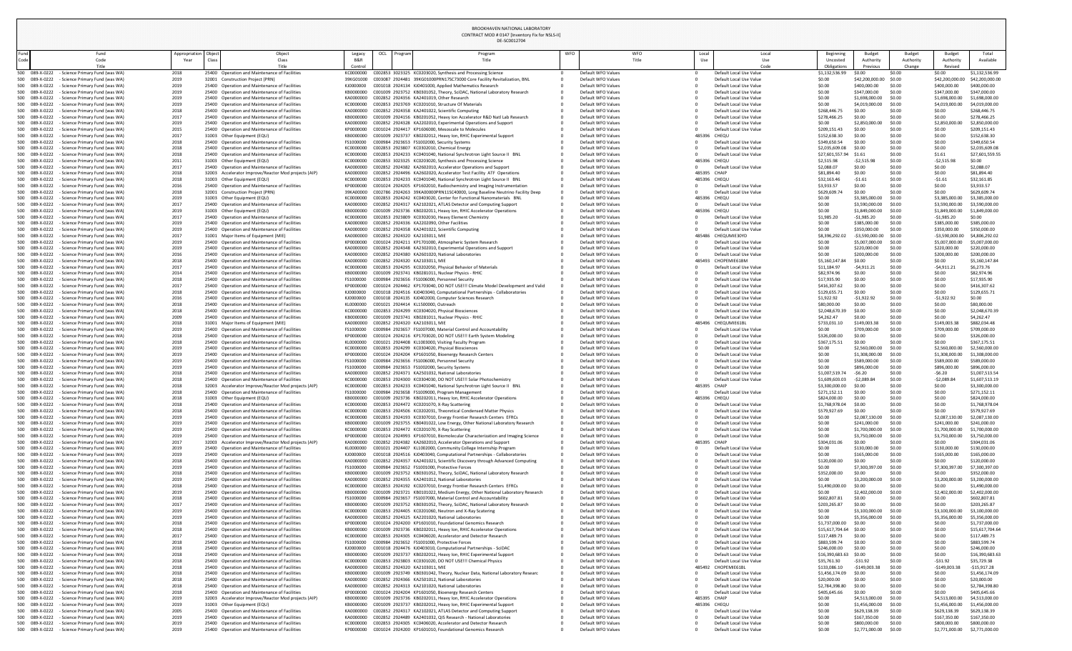BROOKHAVEN NATIONAL LABORATORY
CONTRACT MOD # 0147 [Inventory Fix for NSLS-II]
DE-SC0012704

| Fund Code | Fund Title | Appropriation Year | Object Class | Object Class Title | Legacy B&R Control | OCL | Program | Program Title | WFO | WFO Title | Local Use | Local Use Code | Beginning Uncosted Obligations | Budget Authority Previous | Budget Authority Change | Budget Authority Revised | Total Available |
|---|---|---|---|---|---|---|---|---|---|---|---|---|---|---|---|---|---|
| 500 | 089-X-0222 - Science Primary Fund (was WA) | 2018 | 25400 | Operation and Maintenance of Facilities | KC0000000 | C002853 | 3023325 | KC0203020, Synthesis and Processing Science | 0 | Default WFO Values | 0 | Default Local Use Value | $1,132,536.99 | $0.00 | $0.00 | $0.00 | $1,132,536.99 |
| 500 | 089-X-0222 - Science Primary Fund (was WA) | 2019 | 32001 | Construction Project (PRN) | 39KG01000 | C003087 | 2924481 | 39KG01000PRN17SC73000 Core Facility Revitalization, BNL | 0 | Default WFO Values | 0 | Default Local Use Value | $0.00 | $42,200,000.00 | $0.00 | $42,200,000.00 | $42,200,000.00 |
| 500 | 089-X-0222 - Science Primary Fund (was WA) | 2019 | 25400 | Operation and Maintenance of Facilities | KJ0000000 | C001018 | 2924134 | KJ0401000, Applied Mathematics Research | 0 | Default WFO Values | 0 | Default Local Use Value | $0.00 | $400,000.00 | $0.00 | $400,000.00 | $400,000.00 |
| 500 | 089-X-0222 - Science Primary Fund (was WA) | 2019 | 25400 | Operation and Maintenance of Facilities | KB0000000 | C001009 | 2923752 | KB0301052, Theory, SciDAC, National Laboratory Research | 0 | Default WFO Values | 0 | Default Local Use Value | $0.00 | $347,000.00 | $0.00 | $347,000.00 | $347,000.00 |
| 500 | 089-X-0222 - Science Primary Fund (was WA) | 2019 | 25400 | Operation and Maintenance of Facilities | KA0000000 | C002852 | 2924356 | KA2401019, Other Research | 0 | Default WFO Values | 0 | Default Local Use Value | $0.00 | $1,698,000.00 | $0.00 | $1,698,000.00 | $1,698,000.00 |
| 500 | 089-X-0222 - Science Primary Fund (was WA) | 2019 | 25400 | Operation and Maintenance of Facilities | KC0000000 | C002853 | 2923769 | KC0201010, Structure Of Materials | 0 | Default WFO Values | 0 | Default Local Use Value | $0.00 | $4,019,000.00 | $0.00 | $4,019,000.00 | $4,019,000.00 |
| 500 | 089-X-0222 - Science Primary Fund (was WA) | 2018 | 25400 | Operation and Maintenance of Facilities | KA0000000 | C002852 | 2924358 | KA2401022, Scientific Computing | 0 | Default WFO Values | 0 | Default Local Use Value | $268,446.75 | $0.00 | $0.00 | $0.00 | $268,446.75 |
| 500 | 089-X-0222 - Science Primary Fund (was WA) | 2017 | 25400 | Operation and Maintenance of Facilities | KB0000000 | C001009 | 2924156 | KB0201052, Heavy Ion Accelerator R&D Natl Lab Research | 0 | Default WFO Values | 0 | Default Local Use Value | $278,466.25 | $0.00 | $0.00 | $0.00 | $278,466.25 |
| 500 | 089-X-0222 - Science Primary Fund (was WA) | 2019 | 25400 | Operation and Maintenance of Facilities | KA0000000 | C002852 | 2924328 | KA2202010, Experimental Operations and Support | 0 | Default WFO Values | 0 | Default Local Use Value | $0.00 | $2,850,000.00 | $0.00 | $2,850,000.00 | $2,850,000.00 |
| 500 | 089-X-0222 - Science Primary Fund (was WA) | 2015 | 25400 | Operation and Maintenance of Facilities | KP0000000 | C001024 | 2924417 | KP1606000, Mesoscale to Molecules | 0 | Default WFO Values | 0 | Default Local Use Value | $209,151.43 | $0.00 | $0.00 | $0.00 | $209,151.43 |
| 500 | 089-X-0222 - Science Primary Fund (was WA) | 2017 | 31003 | Other Equipment (EQU) | KB0000000 | C001009 | 2923737 | KB0202012, Heavy Ion, RHIC Experimental Support | 0 | Default WFO Values | 485396 | CHEQU | $152,638.30 | $0.00 | $0.00 | $0.00 | $152,638.30 |
| 500 | 089-X-0222 - Science Primary Fund (was WA) | 2018 | 25400 | Operation and Maintenance of Facilities | FS1000000 | C000984 | 2923653 | FS1002000, Security Systems | 0 | Default WFO Values | 0 | Default Local Use Value | $349,650.54 | $0.00 | $0.00 | $0.00 | $349,650.54 |
| 500 | 089-X-0222 - Science Primary Fund (was WA) | 2018 | 25400 | Operation and Maintenance of Facilities | KC0000000 | C002853 | 2923807 | KC0302010, Chemical Energy | 0 | Default WFO Values | 0 | Default Local Use Value | $2,035,609.08 | $0.00 | $0.00 | $0.00 | $2,035,609.08 |
| 500 | 089-X-0222 - Science Primary Fund (was WA) | 2018 | 25400 | Operation and Maintenance of Facilities | KC0000000 | C002853 | 2924233 | KC0401040, National Synchrotron Light Source II BNL | 0 | Default WFO Values | 0 | Default Local Use Value | $27,601,557.94 | $1.61 | $0.00 | $1.61 | $27,601,559.55 |
| 500 | 089-X-0222 - Science Primary Fund (was WA) | 2011 | 31003 | Other Equipment (EQU) | KC0000000 | C002853 | 3023325 | KC0203020, Synthesis and Processing Science | 0 | Default WFO Values | 485396 | CHEQU | $2,515.98 | -$2,515.98 | $0.00 | -$2,515.98 | $0.00 |
| 500 | 089-X-0222 - Science Primary Fund (was WA) | 2017 | 25400 | Operation and Maintenance of Facilities | KA0000000 | C002852 | 2924382 | KA2602010, Accelerator Operations and Support | 0 | Default WFO Values | 0 | Default Local Use Value | $2,088.07 | $0.00 | $0.00 | $0.00 | $2,088.07 |
| 500 | 089-X-0222 - Science Primary Fund (was WA) | 2018 | 32003 | Accelerator Improve/Reactor Mod projects (AIP) | KA0000000 | C002852 | 2924496 | KA2602020, Accelerator Test Facility ATF Operations | 0 | Default WFO Values | 485395 | CHAIP | $81,894.40 | $0.00 | $0.00 | $0.00 | $81,894.40 |
| 500 | 089-X-0222 - Science Primary Fund (was WA) | 2018 | 31003 | Other Equipment (EQU) | KC0000000 | C002853 | 2924233 | KC0401040, National Synchrotron Light Source II BNL | 0 | Default WFO Values | 485396 | CHEQU | $32,163.46 | -$1.61 | $0.00 | -$1.61 | $32,161.85 |
| 500 | 089-X-0222 - Science Primary Fund (was WA) | 2016 | 25400 | Operation and Maintenance of Facilities | KP0000000 | C001024 | 2924205 | KP1602010, Radiochemistry and Imaging Instrumentation | 0 | Default WFO Values | 0 | Default Local Use Value | $3,933.57 | $0.00 | $0.00 | $0.00 | $3,933.57 |
| 500 | 089-X-0222 - Science Primary Fund (was WA) | 2018 | 32001 | Construction Project (PRN) | 39KA00000 | C002786 | 2924263 | 39KA00000PRN11SC40000, Long Baseline Neutrino Facility Deep | 0 | Default WFO Values | 0 | Default Local Use Value | $629,609.74 | $0.00 | $0.00 | $0.00 | $629,609.74 |
| 500 | 089-X-0222 - Science Primary Fund (was WA) | 2019 | 31003 | Other Equipment (EQU) | KC0000000 | C002853 | 2924242 | KC0403020, Center for Functional Nanomaterials BNL | 0 | Default WFO Values | 485396 | CHEQU | $0.00 | $3,385,000.00 | $0.00 | $3,385,000.00 | $3,385,000.00 |
| 500 | 089-X-0222 - Science Primary Fund (was WA) | 2017 | 25400 | Operation and Maintenance of Facilities | KA0000000 | C002852 | 2924317 | KA2102021, ATLAS Detector and Computing Support | 0 | Default WFO Values | 0 | Default Local Use Value | $0.00 | $3,590,000.00 | $0.00 | $3,590,000.00 | $3,590,000.00 |
| 500 | 089-X-0222 - Science Primary Fund (was WA) | 2019 | 31003 | Other Equipment (EQU) | KB0000000 | C001009 | 2923736 | KB0202011, Heavy Ion, RHIC Accelerator Operations | 0 | Default WFO Values | 485396 | CHEQU | $0.00 | $1,849,000.00 | $0.00 | $1,849,000.00 | $1,849,000.00 |
| 500 | 089-X-0222 - Science Primary Fund (was WA) | 2017 | 25400 | Operation and Maintenance of Facilities | KC0000000 | C002853 | 2923809 | KC0302020, Heavy Element Chemistry | 0 | Default WFO Values | 0 | Default Local Use Value | $1,985.20 | -$1,985.20 | $0.00 | -$1,985.20 | $0.00 |
| 500 | 089-X-0222 - Science Primary Fund (was WA) | 2019 | 25400 | Operation and Maintenance of Facilities | KA0000000 | C002852 | 2924336 | KA2202090, Other Facilities | 0 | Default WFO Values | 0 | Default Local Use Value | $0.00 | $385,000.00 | $0.00 | $385,000.00 | $385,000.00 |
| 500 | 089-X-0222 - Science Primary Fund (was WA) | 2019 | 25400 | Operation and Maintenance of Facilities | KA0000000 | C002852 | 2924358 | KA2401022, Scientific Computing | 0 | Default WFO Values | 0 | Default Local Use Value | $0.00 | $350,000.00 | $0.00 | $350,000.00 | $350,000.00 |
| 500 | 089-X-0222 - Science Primary Fund (was WA) | 2017 | 31001 | Major Items of Equipment (MIE) | KA0000000 | C002852 | 2924320 | KA2103011, MIE | 0 | Default WFO Values | 485486 | CHEQUMIE3OYD | $8,396,292.02 | -$3,590,000.00 | $0.00 | -$3,590,000.00 | $4,806,292.02 |
| 500 | 089-X-0222 - Science Primary Fund (was WA) | 2019 | 25400 | Operation and Maintenance of Facilities | KP0000000 | C001024 | 2924211 | KP1701000, Atmospheric System Research | 0 | Default WFO Values | 0 | Default Local Use Value | $0.00 | $5,007,000.00 | $0.00 | $5,007,000.00 | $5,007,000.00 |
| 500 | 089-X-0222 - Science Primary Fund (was WA) | 2019 | 25400 | Operation and Maintenance of Facilities | KA0000000 | C002852 | 2924348 | KA2302010, Experimental Operations and Support | 0 | Default WFO Values | 0 | Default Local Use Value | $0.00 | $220,000.00 | $0.00 | $220,000.00 | $220,000.00 |
| 500 | 089-X-0222 - Science Primary Fund (was WA) | 2016 | 25400 | Operation and Maintenance of Facilities | KA0000000 | C002852 | 2924380 | KA2601020, National Laboratories | 0 | Default WFO Values | 0 | Default Local Use Value | $0.00 | $200,000.00 | $0.00 | $200,000.00 | $200,000.00 |
| 500 | 089-X-0222 - Science Primary Fund (was WA) | 2018 | 25400 | Operation and Maintenance of Facilities | KA0000000 | C002852 | 2924320 | KA2103011, MIE | 0 | Default WFO Values | 485493 | CHOPEMIE61BM | $5,160,147.84 | $0.00 | $0.00 | $0.00 | $5,160,147.84 |
| 500 | 089-X-0222 - Science Primary Fund (was WA) | 2017 | 25400 | Operation and Maintenance of Facilities | KC0000000 | C002853 | 2924295 | KC0202050, Physical Behavior of Materials | 0 | Default WFO Values | 0 | Default Local Use Value | $11,184.97 | -$4,911.21 | $0.00 | -$4,911.21 | $6,273.76 |
| 500 | 089-X-0222 - Science Primary Fund (was WA) | 2014 | 25400 | Operation and Maintenance of Facilities | KB0000000 | C001009 | 2923741 | KB0281011, Nuclear Physics - RHIC | 0 | Default WFO Values | 0 | Default Local Use Value | $82,974.96 | $0.00 | $0.00 | $0.00 | $82,974.96 |
| 500 | 089-X-0222 - Science Primary Fund (was WA) | 2018 | 25400 | Operation and Maintenance of Facilities | FS1000000 | C000984 | 2923656 | FS1006000, Personnel Security | 0 | Default WFO Values | 0 | Default Local Use Value | $17,935.90 | $0.00 | $0.00 | $0.00 | $17,935.90 |
| 500 | 089-X-0222 - Science Primary Fund (was WA) | 2017 | 25400 | Operation and Maintenance of Facilities | KP0000000 | C001024 | 2924462 | KP1703040, DO NOT USE!!! Climate Model Development and Valid | 0 | Default WFO Values | 0 | Default Local Use Value | $416,307.62 | $0.00 | $0.00 | $0.00 | $416,307.62 |
| 500 | 089-X-0222 - Science Primary Fund (was WA) | 2018 | 25400 | Operation and Maintenance of Facilities | KJ0000000 | C001018 | 2924516 | KJ0403040, Computational Partnerships - Collaboratories | 0 | Default WFO Values | 0 | Default Local Use Value | $129,655.71 | $0.00 | $0.00 | $0.00 | $129,655.71 |
| 500 | 089-X-0222 - Science Primary Fund (was WA) | 2016 | 25400 | Operation and Maintenance of Facilities | KJ0000000 | C001018 | 2924135 | KJ0402000, Computer Sciences Research | 0 | Default WFO Values | 0 | Default Local Use Value | $1,922.92 | -$1,922.92 | $0.00 | -$1,922.92 | $0.00 |
| 500 | 089-X-0222 - Science Primary Fund (was WA) | 2018 | 25400 | Operation and Maintenance of Facilities | KL0000000 | C001021 | 2924414 | KL1500000, Outreach | 0 | Default WFO Values | 0 | Default Local Use Value | $80,000.00 | $0.00 | $0.00 | $0.00 | $80,000.00 |
| 500 | 089-X-0222 - Science Primary Fund (was WA) | 2018 | 25400 | Operation and Maintenance of Facilities | KC0000000 | C002853 | 2924299 | KC0304020, Physical Biosciences | 0 | Default WFO Values | 0 | Default Local Use Value | $2,048,670.39 | $0.00 | $0.00 | $0.00 | $2,048,670.39 |
| 500 | 089-X-0222 - Science Primary Fund (was WA) | 2009 | 25400 | Operation and Maintenance of Facilities | KB0000000 | C001009 | 2923741 | KB0281011, Nuclear Physics - RHIC | 0 | Default WFO Values | 0 | Default Local Use Value | $4,262.47 | $0.00 | $0.00 | $0.00 | $4,262.47 |
| 500 | 089-X-0222 - Science Primary Fund (was WA) | 2018 | 31001 | Major Items of Equipment (MIE) | KA0000000 | C002852 | 2924320 | KA2103011, MIE | 0 | Default WFO Values | 485496 | CHEQUMIE61BL | $733,031.10 | $149,003.38 | $0.00 | $149,003.38 | $882,034.48 |
| 500 | 089-X-0222 - Science Primary Fund (was WA) | 2019 | 25400 | Operation and Maintenance of Facilities | FS1000000 | C000984 | 2923657 | FS1007000, Material Control and Accountability | 0 | Default WFO Values | 0 | Default Local Use Value | $0.00 | $709,000.00 | $0.00 | $709,000.00 | $709,000.00 |
| 500 | 089-X-0222 - Science Primary Fund (was WA) | 2018 | 25400 | Operation and Maintenance of Facilities | KP0000000 | C001024 | 2924216 | KP1703020, DO NOT USE!!! Earth System Modeling | 0 | Default WFO Values | 0 | Default Local Use Value | $326,000.00 | $0.00 | $0.00 | $0.00 | $326,000.00 |
| 500 | 089-X-0222 - Science Primary Fund (was WA) | 2018 | 25400 | Operation and Maintenance of Facilities | KL0000000 | C001021 | 2924408 | KL1003000, Visiting Faculty Program | 0 | Default WFO Values | 0 | Default Local Use Value | $367,175.51 | $0.00 | $0.00 | $0.00 | $367,175.51 |
| 500 | 089-X-0222 - Science Primary Fund (was WA) | 2019 | 25400 | Operation and Maintenance of Facilities | KC0000000 | C002853 | 2924299 | KC0304020, Physical Biosciences | 0 | Default WFO Values | 0 | Default Local Use Value | $0.00 | $2,560,000.00 | $0.00 | $2,560,000.00 | $2,560,000.00 |
| 500 | 089-X-0222 - Science Primary Fund (was WA) | 2019 | 25400 | Operation and Maintenance of Facilities | KP0000000 | C001024 | 2924204 | KP1601050, Bioenergy Research Centers | 0 | Default WFO Values | 0 | Default Local Use Value | $0.00 | $1,308,000.00 | $0.00 | $1,308,000.00 | $1,308,000.00 |
| 500 | 089-X-0222 - Science Primary Fund (was WA) | 2019 | 25400 | Operation and Maintenance of Facilities | FS1000000 | C000984 | 2923656 | FS1006000, Personnel Security | 0 | Default WFO Values | 0 | Default Local Use Value | $0.00 | $589,000.00 | $0.00 | $589,000.00 | $589,000.00 |
| 500 | 089-X-0222 - Science Primary Fund (was WA) | 2019 | 25400 | Operation and Maintenance of Facilities | FS1000000 | C000984 | 2923653 | FS1002000, Security Systems | 0 | Default WFO Values | 0 | Default Local Use Value | $0.00 | $896,000.00 | $0.00 | $896,000.00 | $896,000.00 |
| 500 | 089-X-0222 - Science Primary Fund (was WA) | 2018 | 25400 | Operation and Maintenance of Facilities | KA0000000 | C002852 | 2924371 | KA2501032, National Laboratories | 0 | Default WFO Values | 0 | Default Local Use Value | $1,007,519.74 | -$6.20 | $0.00 | -$6.20 | $1,007,513.54 |
| 500 | 089-X-0222 - Science Primary Fund (was WA) | 2018 | 25400 | Operation and Maintenance of Facilities | KC0000000 | C002853 | 2924300 | KC0304030, DO NOT USE!!! Solar Photochemistry | 0 | Default WFO Values | 0 | Default Local Use Value | $1,609,603.03 | -$2,089.84 | $0.00 | -$2,089.84 | $1,607,513.19 |
| 500 | 089-X-0222 - Science Primary Fund (was WA) | 2018 | 32003 | Accelerator Improve/Reactor Mod projects (AIP) | KC0000000 | C002853 | 2924233 | KC0401040, National Synchrotron Light Source II BNL | 0 | Default WFO Values | 485395 | CHAIP | $3,300,000.00 | $0.00 | $0.00 | $0.00 | $3,300,000.00 |
| 500 | 089-X-0222 - Science Primary Fund (was WA) | 2018 | 25400 | Operation and Maintenance of Facilities | FS1000000 | C000984 | 2923658 | FS1009000, Program Management | 0 | Default WFO Values | 0 | Default Local Use Value | $271,152.11 | $0.00 | $0.00 | $0.00 | $271,152.11 |
| 500 | 089-X-0222 - Science Primary Fund (was WA) | 2018 | 31003 | Other Equipment (EQU) | KB0000000 | C001009 | 2923736 | KB0202011, Heavy Ion, RHIC Accelerator Operations | 0 | Default WFO Values | 485396 | CHEQU | $824,000.00 | $0.00 | $0.00 | $0.00 | $824,000.00 |
| 500 | 089-X-0222 - Science Primary Fund (was WA) | 2018 | 25400 | Operation and Maintenance of Facilities | KC0000000 | C002853 | 2924472 | KC0201070, X-Ray Scattering | 0 | Default WFO Values | 0 | Default Local Use Value | $1,768,978.04 | $0.00 | $0.00 | $0.00 | $1,768,978.04 |
| 500 | 089-X-0222 - Science Primary Fund (was WA) | 2018 | 25400 | Operation and Maintenance of Facilities | KC0000000 | C002853 | 2924506 | KC0202031, Theoretical Condensed Matter Physics | 0 | Default WFO Values | 0 | Default Local Use Value | $579,927.69 | $0.00 | $0.00 | $0.00 | $579,927.69 |
| 500 | 089-X-0222 - Science Primary Fund (was WA) | 2019 | 25400 | Operation and Maintenance of Facilities | KC0000000 | C002853 | 2924193 | KC0207010, Energy Frontier Research Centers EFRCs | 0 | Default WFO Values | 0 | Default Local Use Value | $0.00 | $2,087,130.00 | $0.00 | $2,087,130.00 | $2,087,130.00 |
| 500 | 089-X-0222 - Science Primary Fund (was WA) | 2019 | 25400 | Operation and Maintenance of Facilities | KB0000000 | C001009 | 2923755 | KB0401022, Low Energy, Other National Laboratory Research | 0 | Default WFO Values | 0 | Default Local Use Value | $0.00 | $241,000.00 | $0.00 | $241,000.00 | $241,000.00 |
| 500 | 089-X-0222 - Science Primary Fund (was WA) | 2019 | 25400 | Operation and Maintenance of Facilities | KC0000000 | C002853 | 2924472 | KC0201070, X-Ray Scattering | 0 | Default WFO Values | 0 | Default Local Use Value | $0.00 | $1,700,000.00 | $0.00 | $1,700,000.00 | $1,700,000.00 |
| 500 | 089-X-0222 - Science Primary Fund (was WA) | 2019 | 25400 | Operation and Maintenance of Facilities | KP0000000 | C001024 | 2924993 | KP1607010, Biomolecular Characterization and Imaging Science | 0 | Default WFO Values | 0 | Default Local Use Value | $0.00 | $3,750,000.00 | $0.00 | $3,750,000.00 | $3,750,000.00 |
| 500 | 089-X-0222 - Science Primary Fund (was WA) | 2017 | 32003 | Accelerator Improve/Reactor Mod projects (AIP) | KA0000000 | C002852 | 2924382 | KA2602010, Accelerator Operations and Support | 0 | Default WFO Values | 485395 | CHAIP | $304,031.06 | $0.00 | $0.00 | $0.00 | $304,031.06 |
| 500 | 089-X-0222 - Science Primary Fund (was WA) | 2019 | 25400 | Operation and Maintenance of Facilities | KL0000000 | C001021 | 2924407 | KL1002000, Community College Internship Program | 0 | Default WFO Values | 0 | Default Local Use Value | $0.00 | $130,000.00 | $0.00 | $130,000.00 | $130,000.00 |
| 500 | 089-X-0222 - Science Primary Fund (was WA) | 2019 | 25400 | Operation and Maintenance of Facilities | KJ0000000 | C001018 | 2924516 | KJ0403040, Computational Partnerships - Collaboratories | 0 | Default WFO Values | 0 | Default Local Use Value | $0.00 | $165,000.00 | $0.00 | $165,000.00 | $165,000.00 |
| 500 | 089-X-0222 - Science Primary Fund (was WA) | 2018 | 25400 | Operation and Maintenance of Facilities | KA0000000 | C002852 | 2924357 | KA2401021, Scientific Discovery through Advanced Computing | 0 | Default WFO Values | 0 | Default Local Use Value | $120,000.00 | $0.00 | $0.00 | $0.00 | $120,000.00 |
| 500 | 089-X-0222 - Science Primary Fund (was WA) | 2019 | 25400 | Operation and Maintenance of Facilities | FS1000000 | C000984 | 2923652 | FS1001000, Protective Forces | 0 | Default WFO Values | 0 | Default Local Use Value | $0.00 | $7,300,397.00 | $0.00 | $7,300,397.00 | $7,300,397.00 |
| 500 | 089-X-0222 - Science Primary Fund (was WA) | 2018 | 25400 | Operation and Maintenance of Facilities | KB0000000 | C001009 | 2923752 | KB0301052, Theory, SciDAC, National Laboratory Research | 0 | Default WFO Values | 0 | Default Local Use Value | $352,000.00 | $0.00 | $0.00 | $0.00 | $352,000.00 |
| 500 | 089-X-0222 - Science Primary Fund (was WA) | 2019 | 25400 | Operation and Maintenance of Facilities | KA0000000 | C002852 | 2924355 | KA2401012, National Laboratories | 0 | Default WFO Values | 0 | Default Local Use Value | $0.00 | $3,200,000.00 | $0.00 | $3,200,000.00 | $3,200,000.00 |
| 500 | 089-X-0222 - Science Primary Fund (was WA) | 2018 | 25400 | Operation and Maintenance of Facilities | KC0000000 | C002853 | 2924192 | KC0207010, Energy Frontier Research Centers EFRCs | 0 | Default WFO Values | 0 | Default Local Use Value | $1,490,000.00 | $0.00 | $0.00 | $0.00 | $1,490,000.00 |
| 500 | 089-X-0222 - Science Primary Fund (was WA) | 2019 | 25400 | Operation and Maintenance of Facilities | KB0000000 | C001009 | 2923721 | KB0101022, Medium Energy, Other National Laboratory Research | 0 | Default WFO Values | 0 | Default Local Use Value | $0.00 | $2,402,000.00 | $0.00 | $2,402,000.00 | $2,402,000.00 |
| 500 | 089-X-0222 - Science Primary Fund (was WA) | 2018 | 25400 | Operation and Maintenance of Facilities | FS1000000 | C000984 | 2923657 | FS1007000, Material Control and Accountability | 0 | Default WFO Values | 0 | Default Local Use Value | $602,807.81 | $0.00 | $0.00 | $0.00 | $602,807.81 |
| 500 | 089-X-0222 - Science Primary Fund (was WA) | 2017 | 25400 | Operation and Maintenance of Facilities | KB0000000 | C001009 | 2923752 | KB0301052, Theory, SciDAC, National Laboratory Research | 0 | Default WFO Values | 0 | Default Local Use Value | $203,265.87 | $0.00 | $0.00 | $0.00 | $203,265.87 |
| 500 | 089-X-0222 - Science Primary Fund (was WA) | 2019 | 25400 | Operation and Maintenance of Facilities | KC0000000 | C002853 | 2924405 | KC0201060, Neutron and X-Ray Scatering | 0 | Default WFO Values | 0 | Default Local Use Value | $0.00 | $3,100,000.00 | $0.00 | $3,100,000.00 | $3,100,000.00 |
| 500 | 089-X-0222 - Science Primary Fund (was WA) | 2019 | 25400 | Operation and Maintenance of Facilities | KA0000000 | C002852 | 2924325 | KA2201020, National Laboratories | 0 | Default WFO Values | 0 | Default Local Use Value | $0.00 | $5,356,000.00 | $0.00 | $5,356,000.00 | $5,356,000.00 |
| 500 | 089-X-0222 - Science Primary Fund (was WA) | 2018 | 25400 | Operation and Maintenance of Facilities | KP0000000 | C001024 | 2924200 | KP1601010, Foundational Genomics Research | 0 | Default WFO Values | 0 | Default Local Use Value | $1,737,000.00 | $0.00 | $0.00 | $0.00 | $1,737,000.00 |
| 500 | 089-X-0222 - Science Primary Fund (was WA) | 2018 | 25400 | Operation and Maintenance of Facilities | KB0000000 | C001009 | 2923736 | KB0202011, Heavy Ion, RHIC Accelerator Operations | 0 | Default WFO Values | 0 | Default Local Use Value | $15,617,704.64 | $0.00 | $0.00 | $0.00 | $15,617,704.64 |
| 500 | 089-X-0222 - Science Primary Fund (was WA) | 2017 | 25400 | Operation and Maintenance of Facilities | KC0000000 | C002853 | 2924305 | KC0406020, Accelerator and Detector Research | 0 | Default WFO Values | 0 | Default Local Use Value | $117,489.73 | $0.00 | $0.00 | $0.00 | $117,489.73 |
| 500 | 089-X-0222 - Science Primary Fund (was WA) | 2018 | 25400 | Operation and Maintenance of Facilities | FS1000000 | C000984 | 2923652 | FS1001000, Protective Forces | 0 | Default WFO Values | 0 | Default Local Use Value | $883,599.74 | $0.00 | $0.00 | $0.00 | $883,599.74 |
| 500 | 089-X-0222 - Science Primary Fund (was WA) | 2018 | 25400 | Operation and Maintenance of Facilities | KJ0000000 | C001018 | 2924476 | KJ0403010, Computational Partnerships - SciDAC | 0 | Default WFO Values | 0 | Default Local Use Value | $246,000.00 | $0.00 | $0.00 | $0.00 | $246,000.00 |
| 500 | 089-X-0222 - Science Primary Fund (was WA) | 2018 | 25400 | Operation and Maintenance of Facilities | KB0000000 | C001009 | 2923737 | KB0202012, Heavy Ion, RHIC Experimental Support | 0 | Default WFO Values | 0 | Default Local Use Value | $16,390,683.63 | $0.00 | $0.00 | $0.00 | $16,390,683.63 |
| 500 | 089-X-0222 - Science Primary Fund (was WA) | 2018 | 25400 | Operation and Maintenance of Facilities | KC0000000 | C002853 | 2923803 | KC0301020, DO NOT USE!!! Chemical Physics | 0 | Default WFO Values | 0 | Default Local Use Value | $35,761.30 | -$31.92 | $0.00 | -$31.92 | $35,729.38 |
| 500 | 089-X-0222 - Science Primary Fund (was WA) | 2018 | 25400 | Operation and Maintenance of Facilities | KA0000000 | C002852 | 2924320 | KA2103011, MIE | 0 | Default WFO Values | 485492 | CHOPEMIE61BL | $133,086.10 | -$149,003.38 | $0.00 | -$149,003.38 | -$15,917.28 |
| 500 | 089-X-0222 - Science Primary Fund (was WA) | 2018 | 25400 | Operation and Maintenance of Facilities | KB0000000 | C001009 | 2923749 | KB0301042, Theory, Nuclear Data, National Laboratory Researc | 0 | Default WFO Values | 0 | Default Local Use Value | $1,456,174.09 | $0.00 | $0.00 | $0.00 | $1,456,174.09 |
| 500 | 089-X-0222 - Science Primary Fund (was WA) | 2018 | 25400 | Operation and Maintenance of Facilities | KA0000000 | C002852 | 2924366 | KA2501012, National Laboratories | 0 | Default WFO Values | 0 | Default Local Use Value | $20,000.00 | $0.00 | $0.00 | $0.00 | $20,000.00 |
| 500 | 089-X-0222 - Science Primary Fund (was WA) | 2018 | 25400 | Operation and Maintenance of Facilities | KA0000000 | C002852 | 2924313 | KA2101020, National Laboratories | 0 | Default WFO Values | 0 | Default Local Use Value | $2,784,398.80 | $0.00 | $0.00 | $0.00 | $2,784,398.80 |
| 500 | 089-X-0222 - Science Primary Fund (was WA) | 2018 | 25400 | Operation and Maintenance of Facilities | KP0000000 | C001024 | 2924204 | KP1601050, Bioenergy Research Centers | 0 | Default WFO Values | 0 | Default Local Use Value | $405,645.66 | $0.00 | $0.00 | $0.00 | $405,645.66 |
| 500 | 089-X-0222 - Science Primary Fund (was WA) | 2019 | 32003 | Accelerator Improve/Reactor Mod projects (AIP) | KB0000000 | C001009 | 2923736 | KB0202011, Heavy Ion, RHIC Accelerator Operations | 0 | Default WFO Values | 485395 | CHAIP | $0.00 | $4,513,000.00 | $0.00 | $4,513,000.00 | $4,513,000.00 |
| 500 | 089-X-0222 - Science Primary Fund (was WA) | 2019 | 31003 | Other Equipment (EQU) | KB0000000 | C001009 | 2923737 | KB0202012, Heavy Ion, RHIC Experimental Support | 0 | Default WFO Values | 485396 | CHEQU | $0.00 | $1,456,000.00 | $0.00 | $1,456,000.00 | $1,456,000.00 |
| 500 | 089-X-0222 - Science Primary Fund (was WA) | 2005 | 25400 | Operation and Maintenance of Facilities | KA0000000 | C002852 | 2924317 | KA2102021, ATLAS Detector and Computing Support | 0 | Default WFO Values | 0 | Default Local Use Value | $0.00 | $629,138.39 | $0.00 | $629,138.39 | $629,138.39 |
| 500 | 089-X-0222 - Science Primary Fund (was WA) | 2010 | 25400 | Operation and Maintenance of Facilities | KA0000000 | C002852 | 2924489 | KA2401032, QIS Research - National Laboratories | 0 | Default WFO Values | 0 | Default Local Use Value | $0.00 | $167,350.00 | $0.00 | $167,350.00 | $167,350.00 |
| 500 | 089-X-0222 - Science Primary Fund (was WA) | 2019 | 25400 | Operation and Maintenance of Facilities | KC0000000 | C002853 | 2924305 | KC0406020, Accelerator and Detector Research | 0 | Default WFO Values | 0 | Default Local Use Value | $0.00 | $800,000.00 | $0.00 | $800,000.00 | $800,000.00 |
| 500 | 089-X-0222 - Science Primary Fund (was WA) | 2019 | 25400 | Operation and Maintenance of Facilities | KP0000000 | C001024 | 2924200 | KP1601010, Foundational Genomics Research | 0 | Default WFO Values | 0 | Default Local Use Value | $0.00 | $2,771,000.00 | $0.00 | $2,771,000.00 | $2,771,000.00 |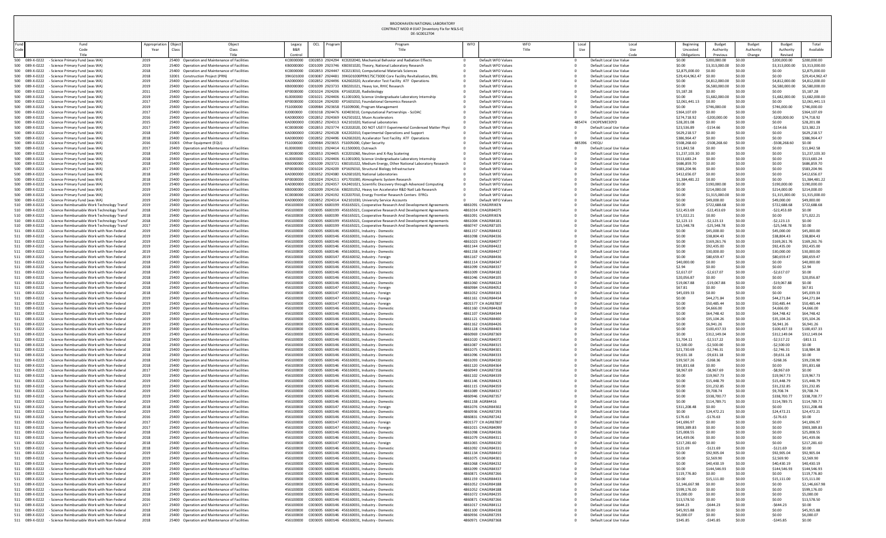BROOKHAVEN NATIONAL LABORATORY
CONTRACT MOD # 0147 [Inventory Fix for NSLS-II]
DE-SC0012704

| Fund Code | Fund Title | Appropriation Year | Object Class | Object Class Title | Legacy B&R Control | OCL | Program | Program Title | WFO | WFO Title | Local Use | Local Use Code | Beginning Uncosted Obligations | Budget Authority Previous | Budget Authority Change | Budget Authority Revised | Total Available |
|---|---|---|---|---|---|---|---|---|---|---|---|---|---|---|---|---|---|
| 500 | 089-X-0222 - Science Primary Fund (was WA) | 2019 | 25400 | Operation and Maintenance of Facilities | KC0000000 | C002853 | 2924294 | KC0202040, Mechanical Behavior and Radiation Effects | 0 | Default WFO Values | 0 | Default Local Use Value | $0.00 | $200,000.00 | $0.00 | $200,000.00 | $200,000.00 |
| 500 | 089-X-0222 - Science Primary Fund (was WA) | 2019 | 25400 | Operation and Maintenance of Facilities | KB0000000 | C001009 | 2923746 | KB0301020, Theory, National Laboratory Research | 0 | Default WFO Values | 0 | Default Local Use Value | $0.00 | $3,313,000.00 | $0.00 | $3,313,000.00 | $3,313,000.00 |
| 500 | 089-X-0222 - Science Primary Fund (was WA) | 2018 | 25400 | Operation and Maintenance of Facilities | KC0000000 | C002853 | 2924447 | KC0213010, Computational Materials Sciences | 0 | Default WFO Values | 0 | Default Local Use Value | $2,875,000.00 | $0.00 | $0.00 | $0.00 | $2,875,000.00 |
| 500 | 089-X-0222 - Science Primary Fund (was WA) | 2018 | 32001 | Construction Project (PRN) | 39KG01000 | C003087 | 2924481 | 39KG01000PRN17SC73000 Core Facility Revitalization, BNL | 0 | Default WFO Values | 0 | Default Local Use Value | $29,414,962.47 | $0.00 | $0.00 | $0.00 | $29,414,962.47 |
| 500 | 089-X-0222 - Science Primary Fund (was WA) | 2019 | 25400 | Operation and Maintenance of Facilities | KA0000000 | C002852 | 2924496 | KA2602020, Accelerator Test Facility ATF Operations | 0 | Default WFO Values | 0 | Default Local Use Value | $0.00 | $4,812,000.00 | $0.00 | $4,812,000.00 | $4,812,000.00 |
| 500 | 089-X-0222 - Science Primary Fund (was WA) | 2019 | 25400 | Operation and Maintenance of Facilities | KB0000000 | C001009 | 2923733 | KB0201021, Heavy Ion, RHIC Research | 0 | Default WFO Values | 0 | Default Local Use Value | $0.00 | $6,580,000.00 | $0.00 | $6,580,000.00 | $6,580,000.00 |
| 500 | 089-X-0222 - Science Primary Fund (was WA) | 2011 | 25400 | Operation and Maintenance of Facilities | KP0000000 | C001024 | 2924206 | KP1602020, Radiobiology | 0 | Default WFO Values | 0 | Default Local Use Value | $5,187.28 | $0.00 | $0.00 | $0.00 | $5,187.28 |
| 500 | 089-X-0222 - Science Primary Fund (was WA) | 2019 | 25400 | Operation and Maintenance of Facilities | KL0000000 | C001021 | 2924406 | KL1001000, Science Undergraduate Laboratory Internship | 0 | Default WFO Values | 0 | Default Local Use Value | $0.00 | $1,682,000.00 | $0.00 | $1,682,000.00 | $1,682,000.00 |
| 500 | 089-X-0222 - Science Primary Fund (was WA) | 2017 | 25400 | Operation and Maintenance of Facilities | KP0000000 | C001024 | 2924200 | KP1601010, Foundational Genomics Research | 0 | Default WFO Values | 0 | Default Local Use Value | $2,061,441.13 | $0.00 | $0.00 | $0.00 | $2,061,441.13 |
| 500 | 089-X-0222 - Science Primary Fund (was WA) | 2019 | 25400 | Operation and Maintenance of Facilities | FS1000000 | C000984 | 2923658 | FS1009000, Program Management | 0 | Default WFO Values | 0 | Default Local Use Value | $0.00 | $746,000.00 | $0.00 | $746,000.00 | $746,000.00 |
| 500 | 089-X-0222 - Science Primary Fund (was WA) | 2017 | 25400 | Operation and Maintenance of Facilities | KJ0000000 | C001018 | 2924476 | KJ0403010, Computational Partnerships - SciDAC | 0 | Default WFO Values | 0 | Default Local Use Value | $364,107.69 | $0.00 | $0.00 | $0.00 | $364,107.69 |
| 500 | 089-X-0222 - Science Primary Fund (was WA) | 2016 | 25400 | Operation and Maintenance of Facilities | KA0000000 | C002852 | 2924369 | KA2501022, Muon Accelerators | 0 | Default WFO Values | 0 | Default Local Use Value | $274,718.92 | -$200,000.00 | $0.00 | -$200,000.00 | $74,718.92 |
| 500 | 089-X-0222 - Science Primary Fund (was WA) | 2015 | 25400 | Operation and Maintenance of Facilities | KA0000000 | C002852 | 2924313 | KA2101020, National Laboratories | 0 | Default WFO Values | 485474 | CHOPEMIE30YD | $28,201.08 | $0.00 | $0.00 | $0.00 | $28,201.08 |
| 500 | 089-X-0222 - Science Primary Fund (was WA) | 2017 | 25400 | Operation and Maintenance of Facilities | KC0000000 | C002853 | 2923774 | KC0202020, DO NOT USE!!! Experimental Condensed Matter Physi | 0 | Default WFO Values | 0 | Default Local Use Value | $23,536.89 | -$154.66 | $0.00 | -$154.66 | $23,382.23 |
| 500 | 089-X-0222 - Science Primary Fund (was WA) | 2018 | 25400 | Operation and Maintenance of Facilities | KA0000000 | C002852 | 2924328 | KA2202010, Experimental Operations and Support | 0 | Default WFO Values | 0 | Default Local Use Value | $629,218.57 | $0.00 | $0.00 | $0.00 | $629,218.57 |
| 500 | 089-X-0222 - Science Primary Fund (was WA) | 2018 | 25400 | Operation and Maintenance of Facilities | KA0000000 | C002852 | 2924496 | KA2602020, Accelerator Test Facility ATF Operations | 0 | Default WFO Values | 0 | Default Local Use Value | $386,964.47 | $0.00 | $0.00 | $0.00 | $386,964.47 |
| 500 | 089-X-0222 - Science Primary Fund (was WA) | 2016 | 31003 | Other Equipment (EQU) | FS1000000 | C000984 | 2923655 | FS1005000, Cyber Security | 0 | Default WFO Values | 485396 | CHEQU | $508,268.60 | -$508,268.60 | $0.00 | -$508,268.60 | $0.00 |
| 500 | 089-X-0222 - Science Primary Fund (was WA) | 2017 | 25400 | Operation and Maintenance of Facilities | KL0000000 | C001021 | 2924414 | KL1500000, Outreach | 0 | Default WFO Values | 0 | Default Local Use Value | $11,842.58 | $0.00 | $0.00 | $0.00 | $11,842.58 |
| 500 | 089-X-0222 - Science Primary Fund (was WA) | 2018 | 25400 | Operation and Maintenance of Facilities | KC0000000 | C002853 | 2924405 | KC0201060, Neutron and X-Ray Scatering | 0 | Default WFO Values | 0 | Default Local Use Value | $1,237,103.30 | $0.00 | $0.00 | $0.00 | $1,237,103.30 |
| 500 | 089-X-0222 - Science Primary Fund (was WA) | 2018 | 25400 | Operation and Maintenance of Facilities | KL0000000 | C001021 | 2924406 | KL1001000, Science Undergraduate Laboratory Internship | 0 | Default WFO Values | 0 | Default Local Use Value | $513,683.24 | $0.00 | $0.00 | $0.00 | $513,683.24 |
| 500 | 089-X-0222 - Science Primary Fund (was WA) | 2018 | 25400 | Operation and Maintenance of Facilities | KB0000000 | C001009 | 2923721 | KB0101022, Medium Energy, Other National Laboratory Research | 0 | Default WFO Values | 0 | Default Local Use Value | $686,859.70 | $0.00 | $0.00 | $0.00 | $686,859.70 |
| 500 | 089-X-0222 - Science Primary Fund (was WA) | 2017 | 25400 | Operation and Maintenance of Facilities | KP0000000 | C001024 | 2924209 | KP1605010, Structural Biology Infrastructure | 0 | Default WFO Values | 0 | Default Local Use Value | $583,204.96 | $0.00 | $0.00 | $0.00 | $583,204.96 |
| 500 | 089-X-0222 - Science Primary Fund (was WA) | 2018 | 25400 | Operation and Maintenance of Facilities | KA0000000 | C002852 | 2924380 | KA2601020, National Laboratories | 0 | Default WFO Values | 0 | Default Local Use Value | $412,656.07 | $0.00 | $0.00 | $0.00 | $412,656.07 |
| 500 | 089-X-0222 - Science Primary Fund (was WA) | 2018 | 25400 | Operation and Maintenance of Facilities | KP0000000 | C001024 | 2924211 | KP1701000, Atmospheric System Research | 0 | Default WFO Values | 0 | Default Local Use Value | $1,384,481.22 | $0.00 | $0.00 | $0.00 | $1,384,481.22 |
| 500 | 089-X-0222 - Science Primary Fund (was WA) | 2019 | 25400 | Operation and Maintenance of Facilities | KA0000000 | C002852 | 2924357 | KA2401021, Scientific Discovery through Advanced Computing | 0 | Default WFO Values | 0 | Default Local Use Value | $0.00 | $190,000.00 | $0.00 | $190,000.00 | $190,000.00 |
| 500 | 089-X-0222 - Science Primary Fund (was WA) | 2019 | 25400 | Operation and Maintenance of Facilities | KB0000000 | C001009 | 2924156 | KB0201052, Heavy Ion Accelerator R&D Natl Lab Research | 0 | Default WFO Values | 0 | Default Local Use Value | $0.00 | $214,000.00 | $0.00 | $214,000.00 | $214,000.00 |
| 500 | 089-X-0222 - Science Primary Fund (was WA) | 2019 | 25400 | Operation and Maintenance of Facilities | KC0000000 | C002853 | 2924192 | KC0207010, Energy Frontier Research Centers EFRCs | 0 | Default WFO Values | 0 | Default Local Use Value | $0.00 | $1,315,000.00 | $0.00 | $1,315,000.00 | $1,315,000.00 |
| 500 | 089-X-0222 - Science Primary Fund (was WA) | 2019 | 25400 | Operation and Maintenance of Facilities | KA0000000 | C002852 | 2924514 | KA2101030, University Service Accounts | 0 | Default WFO Values | 0 | Default Local Use Value | $0.00 | $49,000.00 | $0.00 | $49,000.00 | $49,000.00 |
| 510 | 089-X-0222 - Science Reimbursable Work Technology Transf | 2019 | 25400 | Operation and Maintenance of Facilities | 456100000 | C003005 | 6600199 | 456165021, Cooperative Research And Development Agreements | 4861091 | CHAGRRIKEN | 0 | Default Local Use Value | $0.00 | $722,688.68 | $0.00 | $722,688.68 | $722,688.68 |
| 510 | 089-X-0222 - Science Reimbursable Work Technology Transf | 2018 | 25400 | Operation and Maintenance of Facilities | 456100000 | C003005 | 6600199 | 456165021, Cooperative Research And Development Agreements | 4861014 | CHAGR84075 | 0 | Default Local Use Value | $22,453.69 | -$22,453.69 | $0.00 | -$22,453.69 | $0.00 |
| 510 | 089-X-0222 - Science Reimbursable Work Technology Transf | 2018 | 25400 | Operation and Maintenance of Facilities | 456100000 | C003005 | 6600199 | 456165021, Cooperative Research And Development Agreements | 4861091 | CHAGRRIKEN | 0 | Default Local Use Value | $71,022.21 | $0.00 | $0.00 | $0.00 | $71,022.21 |
| 510 | 089-X-0222 - Science Reimbursable Work Technology Transf | 2018 | 25400 | Operation and Maintenance of Facilities | 456100000 | C003005 | 6600199 | 456165021, Cooperative Research And Development Agreements | 4861004 | CHAGR84181 | 0 | Default Local Use Value | $2,123.13 | -$2,123.13 | $0.00 | -$2,123.13 | $0.00 |
| 510 | 089-X-0222 - Science Reimbursable Work Technology Transf | 2017 | 25400 | Operation and Maintenance of Facilities | 456100000 | C003005 | 6600199 | 456165021, Cooperative Research And Development Agreements | 4860747 | CHAGR87105 | 0 | Default Local Use Value | $25,548.78 | -$25,548.78 | $0.00 | -$25,548.78 | $0.00 |
| 511 | 089-X-0222 - Science Reimbursable Work with Non-Federal | 2019 | 25400 | Operation and Maintenance of Facilities | 456100000 | C003005 | 6600146 | 456160031, Industry - Domestic | 4861157 | CHAGR84432 | 0 | Default Local Use Value | $0.00 | $45,000.00 | $0.00 | $45,000.00 | $45,000.00 |
| 511 | 089-X-0222 - Science Reimbursable Work with Non-Federal | 2019 | 25400 | Operation and Maintenance of Facilities | 456100000 | C003005 | 6600146 | 456160031, Industry - Domestic | 4861098 | CHAGR84336 | 0 | Default Local Use Value | $0.00 | $38,804.43 | $0.00 | $38,804.43 | $38,804.43 |
| 511 | 089-X-0222 - Science Reimbursable Work with Non-Federal | 2019 | 25400 | Operation and Maintenance of Facilities | 456100000 | C003005 | 6600146 | 456160031, Industry - Domestic | 4861023 | CHAGR84077 | 0 | Default Local Use Value | $0.00 | $169,261.76 | $0.00 | $169,261.76 | $169,261.76 |
| 511 | 089-X-0222 - Science Reimbursable Work with Non-Federal | 2019 | 25400 | Operation and Maintenance of Facilities | 456100000 | C003005 | 6600146 | 456160031, Industry - Domestic | 4861144 | CHAGR84422 | 0 | Default Local Use Value | $0.00 | $92,435.00 | $0.00 | $92,435.00 | $92,435.00 |
| 511 | 089-X-0222 - Science Reimbursable Work with Non-Federal | 2019 | 25400 | Operation and Maintenance of Facilities | 456100000 | C003005 | 6600146 | 456160031, Industry - Domestic | 4861158 | CHAGR84427 | 0 | Default Local Use Value | $0.00 | $30,000.00 | $0.00 | $30,000.00 | $30,000.00 |
| 511 | 089-X-0222 - Science Reimbursable Work with Non-Federal | 2019 | 25400 | Operation and Maintenance of Facilities | 456100000 | C003005 | 6600147 | 456160032, Industry - Foreign | 4861167 | CHAGR84436 | 0 | Default Local Use Value | $0.00 | $80,659.47 | $0.00 | $80,659.47 | $80,659.47 |
| 511 | 089-X-0222 - Science Reimbursable Work with Non-Federal | 2018 | 25400 | Operation and Maintenance of Facilities | 456100000 | C003005 | 6600146 | 456160031, Industry - Domestic | 4861114 | CHAGR84347 | 0 | Default Local Use Value | $40,000.00 | $0.00 | $0.00 | $0.00 | $40,000.00 |
| 511 | 089-X-0222 - Science Reimbursable Work with Non-Federal | 2018 | 25400 | Operation and Maintenance of Facilities | 456100000 | C003005 | 6600146 | 456160031, Industry - Domestic | 4861099 | CHAGR84337 | 0 | Default Local Use Value | $2.94 | $0.00 | $0.00 | $0.00 | $2.94 |
| 511 | 089-X-0222 - Science Reimbursable Work with Non-Federal | 2018 | 25400 | Operation and Maintenance of Facilities | 456100000 | C003005 | 6600146 | 456160031, Industry - Domestic | 4861009 | CHAGR84182 | 0 | Default Local Use Value | $2,617.07 | -$2,617.07 | $0.00 | -$2,617.07 | $0.00 |
| 511 | 089-X-0222 - Science Reimbursable Work with Non-Federal | 2018 | 25400 | Operation and Maintenance of Facilities | 456100000 | C003005 | 6600146 | 456160031, Industry - Domestic | 4861046 | CHAGR84105 | 0 | Default Local Use Value | $20,056.87 | $0.00 | $0.00 | $0.00 | $20,056.87 |
| 511 | 089-X-0222 - Science Reimbursable Work with Non-Federal | 2018 | 25400 | Operation and Maintenance of Facilities | 456100000 | C003005 | 6600146 | 456160031, Industry - Domestic | 4861060 | CHAGR84224 | 0 | Default Local Use Value | $19,067.88 | -$19,067.88 | $0.00 | -$19,067.88 | $0.00 |
| 511 | 089-X-0222 - Science Reimbursable Work with Non-Federal | 2018 | 25400 | Operation and Maintenance of Facilities | 456100000 | C003005 | 6600147 | 456160032, Industry - Foreign | 4860984 | CHAGR84052 | 0 | Default Local Use Value | $67.81 | $0.00 | $0.00 | $0.00 | $67.81 |
| 511 | 089-X-0222 - Science Reimbursable Work with Non-Federal | 2018 | 25400 | Operation and Maintenance of Facilities | 456100000 | C003005 | 6600147 | 456160032, Industry - Foreign | 4861032 | CHAGR84163 | 0 | Default Local Use Value | $45,039.33 | $0.00 | $0.00 | $0.00 | $45,039.33 |
| 511 | 089-X-0222 - Science Reimbursable Work with Non-Federal | 2019 | 25400 | Operation and Maintenance of Facilities | 456100000 | C003005 | 6600147 | 456160032, Industry - Foreign | 4861161 | CHAGR84434 | 0 | Default Local Use Value | $0.00 | $44,271.84 | $0.00 | $44,271.84 | $44,271.84 |
| 511 | 089-X-0222 - Science Reimbursable Work with Non-Federal | 2019 | 25400 | Operation and Maintenance of Facilities | 456100000 | C003005 | 6600147 | 456160032, Industry - Foreign | 4801577 | CH AGR87807 | 0 | Default Local Use Value | $0.00 | $50,485.44 | $0.00 | $50,485.44 | $50,485.44 |
| 511 | 089-X-0222 - Science Reimbursable Work with Non-Federal | 2019 | 25400 | Operation and Maintenance of Facilities | 456100000 | C003005 | 6600146 | 456160031, Industry - Domestic | 4861160 | CHAGR84428 | 0 | Default Local Use Value | $0.00 | $4,666.00 | $0.00 | $4,666.00 | $4,666.00 |
| 511 | 089-X-0222 - Science Reimbursable Work with Non-Federal | 2019 | 25400 | Operation and Maintenance of Facilities | 456100000 | C003005 | 6600146 | 456160031, Industry - Domestic | 4861107 | CHAGR84344 | 0 | Default Local Use Value | $0.00 | $64,748.42 | $0.00 | $64,748.42 | $64,748.42 |
| 511 | 089-X-0222 - Science Reimbursable Work with Non-Federal | 2019 | 25400 | Operation and Maintenance of Facilities | 456100000 | C003005 | 6600146 | 456160031, Industry - Domestic | 4861121 | CHAGR84400 | 0 | Default Local Use Value | $0.00 | $35,104.26 | $0.00 | $35,104.26 | $35,104.26 |
| 511 | 089-X-0222 - Science Reimbursable Work with Non-Federal | 2019 | 25400 | Operation and Maintenance of Facilities | 456100000 | C003005 | 6600146 | 456160031, Industry - Domestic | 4861162 | CHAGR84426 | 0 | Default Local Use Value | $0.00 | $6,941.26 | $0.00 | $6,941.26 | $6,941.26 |
| 511 | 089-X-0222 - Science Reimbursable Work with Non-Federal | 2019 | 25400 | Operation and Maintenance of Facilities | 456100000 | C003005 | 6600146 | 456160031, Industry - Domestic | 4861128 | CHAGR84403 | 0 | Default Local Use Value | $0.00 | $100,437.33 | $0.00 | $100,437.33 | $100,437.33 |
| 511 | 089-X-0222 - Science Reimbursable Work with Non-Federal | 2019 | 25400 | Operation and Maintenance of Facilities | 456100000 | C003005 | 6600146 | 456160031, Industry - Domestic | 4860969 | CHAGR87369 | 0 | Default Local Use Value | $0.00 | $312,149.04 | $0.00 | $312,149.04 | $312,149.04 |
| 511 | 089-X-0222 - Science Reimbursable Work with Non-Federal | 2018 | 25400 | Operation and Maintenance of Facilities | 456100000 | C003005 | 6600146 | 456160031, Industry - Domestic | 4861020 | CHAGR84072 | 0 | Default Local Use Value | $1,704.11 | -$2,517.22 | $0.00 | -$2,517.22 | -$813.11 |
| 511 | 089-X-0222 - Science Reimbursable Work with Non-Federal | 2018 | 25400 | Operation and Maintenance of Facilities | 456100000 | C003005 | 6600146 | 456160031, Industry - Domestic | 4861087 | CHAGR84315 | 0 | Default Local Use Value | $2,500.00 | -$2,500.00 | $0.00 | -$2,500.00 | $0.00 |
| 511 | 089-X-0222 - Science Reimbursable Work with Non-Federal | 2018 | 25400 | Operation and Maintenance of Facilities | 456100000 | C003005 | 6600146 | 456160031, Industry - Domestic | 4861075 | CHAGR84301 | 0 | Default Local Use Value | $21,730.69 | -$2,746.31 | $0.00 | -$2,746.31 | $18,984.38 |
| 511 | 089-X-0222 - Science Reimbursable Work with Non-Federal | 2018 | 25400 | Operation and Maintenance of Facilities | 456100000 | C003005 | 6600146 | 456160031, Industry - Domestic | 4861096 | CHAGR84333 | 0 | Default Local Use Value | $9,631.18 | -$9,631.18 | $0.00 | -$9,631.18 | $0.00 |
| 511 | 089-X-0222 - Science Reimbursable Work with Non-Federal | 2018 | 25400 | Operation and Maintenance of Facilities | 456100000 | C003005 | 6600146 | 456160031, Industry - Domestic | 4861093 | CHAGR84330 | 0 | Default Local Use Value | $39,507.26 | -$268.36 | $0.00 | -$268.36 | $39,238.90 |
| 511 | 089-X-0222 - Science Reimbursable Work with Non-Federal | 2018 | 25400 | Operation and Maintenance of Facilities | 456100000 | C003005 | 6600146 | 456160031, Industry - Domestic | 4861120 | CHAGR84364 | 0 | Default Local Use Value | $91,831.68 | $0.00 | $0.00 | $0.00 | $91,831.68 |
| 511 | 089-X-0222 - Science Reimbursable Work with Non-Federal | 2017 | 25400 | Operation and Maintenance of Facilities | 456100000 | C003005 | 6600146 | 456160031, Industry - Domestic | 4860949 | CHAGR87358 | 0 | Default Local Use Value | $8,967.69 | -$8,967.69 | $0.00 | -$8,967.69 | $0.00 |
| 511 | 089-X-0222 - Science Reimbursable Work with Non-Federal | 2019 | 25400 | Operation and Maintenance of Facilities | 456100000 | C003005 | 6600146 | 456160031, Industry - Domestic | 4861102 | CHAGR84339 | 0 | Default Local Use Value | $0.00 | $19,967.73 | $0.00 | $19,967.73 | $19,967.73 |
| 511 | 089-X-0222 - Science Reimbursable Work with Non-Federal | 2019 | 25400 | Operation and Maintenance of Facilities | 456100000 | C003005 | 6600146 | 456160031, Industry - Domestic | 4861146 | CHAGR84423 | 0 | Default Local Use Value | $0.00 | $15,448.79 | $0.00 | $15,448.79 | $15,448.79 |
| 511 | 089-X-0222 - Science Reimbursable Work with Non-Federal | 2019 | 25400 | Operation and Maintenance of Facilities | 456100000 | C003005 | 6600146 | 456160031, Industry - Domestic | 4861115 | CHAGR84359 | 0 | Default Local Use Value | $0.00 | $31,232.85 | $0.00 | $31,232.85 | $31,232.85 |
| 511 | 089-X-0222 - Science Reimbursable Work with Non-Federal | 2019 | 25400 | Operation and Maintenance of Facilities | 456100000 | C003005 | 6600146 | 456160031, Industry - Domestic | 4861089 | CHAGR84317 | 0 | Default Local Use Value | $0.00 | $9,708.74 | $0.00 | $9,708.74 | $9,708.74 |
| 511 | 089-X-0222 - Science Reimbursable Work with Non-Federal | 2019 | 25400 | Operation and Maintenance of Facilities | 456100000 | C003005 | 6600146 | 456160031, Industry - Domestic | 4860946 | CHAGR87357 | 0 | Default Local Use Value | $0.00 | $338,700.77 | $0.00 | $338,700.77 | $338,700.77 |
| 511 | 089-X-0222 - Science Reimbursable Work with Non-Federal | 2019 | 25400 | Operation and Maintenance of Facilities | 456100000 | C003005 | 6600146 | 456160031, Industry - Domestic | 4861138 | AGR84416 | 0 | Default Local Use Value | $0.00 | $114,789.71 | $0.00 | $114,789.71 | $114,789.71 |
| 511 | 089-X-0222 - Science Reimbursable Work with Non-Federal | 2018 | 25400 | Operation and Maintenance of Facilities | 456100000 | C003005 | 6600147 | 456160032, Industry - Foreign | 4861076 | CHAGR84302 | 0 | Default Local Use Value | $311,208.48 | $0.00 | $0.00 | $0.00 | $311,208.48 |
| 511 | 089-X-0222 - Science Reimbursable Work with Non-Federal | 2019 | 25400 | Operation and Maintenance of Facilities | 456100000 | C003005 | 6600146 | 456160031, Industry - Domestic | 4860936 | CHAGR87293 | 0 | Default Local Use Value | $0.00 | $24,472.21 | $0.00 | $24,472.21 | $24,472.21 |
| 511 | 089-X-0222 - Science Reimbursable Work with Non-Federal | 2016 | 25400 | Operation and Maintenance of Facilities | 456100000 | C003005 | 6600146 | 456160031, Industry - Domestic | 4860831 | CHAGR87242 | 0 | Default Local Use Value | $176.63 | -$176.63 | $0.00 | -$176.63 | $0.00 |
| 511 | 089-X-0222 - Science Reimbursable Work with Non-Federal | 2017 | 25400 | Operation and Maintenance of Facilities | 456100000 | C003005 | 6600147 | 456160032, Industry - Foreign | 4801577 | CH AGR87807 | 0 | Default Local Use Value | $41,696.97 | $0.00 | $0.00 | $0.00 | $41,696.97 |
| 511 | 089-X-0222 - Science Reimbursable Work with Non-Federal | 2017 | 25400 | Operation and Maintenance of Facilities | 456100000 | C003005 | 6600147 | 456160032, Industry - Foreign | 4861015 | CHAGR84099 | 0 | Default Local Use Value | $903,389.83 | $0.00 | $0.00 | $0.00 | $903,389.83 |
| 511 | 089-X-0222 - Science Reimbursable Work with Non-Federal | 2018 | 25400 | Operation and Maintenance of Facilities | 456100000 | C003005 | 6600146 | 456160031, Industry - Domestic | 4861098 | CHAGR84336 | 0 | Default Local Use Value | $25,008.55 | $0.00 | $0.00 | $0.00 | $25,008.55 |
| 511 | 089-X-0222 - Science Reimbursable Work with Non-Federal | 2018 | 25400 | Operation and Maintenance of Facilities | 456100000 | C003005 | 6600146 | 456160031, Industry - Domestic | 4861079 | CHAGR84311 | 0 | Default Local Use Value | $41,439.06 | $0.00 | $0.00 | $0.00 | $41,439.06 |
| 511 | 089-X-0222 - Science Reimbursable Work with Non-Federal | 2018 | 25400 | Operation and Maintenance of Facilities | 456100000 | C003005 | 6600147 | 456160032, Industry - Foreign | 4861065 | CHAGR84230 | 0 | Default Local Use Value | $217,281.60 | $0.00 | $0.00 | $0.00 | $217,281.60 |
| 511 | 089-X-0222 - Science Reimbursable Work with Non-Federal | 2018 | 25400 | Operation and Maintenance of Facilities | 456100000 | C003005 | 6600146 | 456160031, Industry - Domestic | 4861092 | CHAGR84331 | 0 | Default Local Use Value | $121.69 | -$121.69 | $0.00 | -$121.69 | $0.00 |
| 511 | 089-X-0222 - Science Reimbursable Work with Non-Federal | 2019 | 25400 | Operation and Maintenance of Facilities | 456100000 | C003005 | 6600146 | 456160031, Industry - Domestic | 4861134 | CHAGR84410 | 0 | Default Local Use Value | $0.00 | $92,905.04 | $0.00 | $92,905.04 | $92,905.04 |
| 511 | 089-X-0222 - Science Reimbursable Work with Non-Federal | 2019 | 25400 | Operation and Maintenance of Facilities | 456100000 | C003005 | 6600146 | 456160031, Industry - Domestic | 4861075 | CHAGR84301 | 0 | Default Local Use Value | $0.00 | $2,569.90 | $0.00 | $2,569.90 | $2,569.90 |
| 511 | 089-X-0222 - Science Reimbursable Work with Non-Federal | 2019 | 25400 | Operation and Maintenance of Facilities | 456100000 | C003005 | 6600146 | 456160031, Industry - Domestic | 4861068 | CHAGR84232 | 0 | Default Local Use Value | $0.00 | $40,430.19 | $0.00 | $40,430.19 | $40,430.19 |
| 511 | 089-X-0222 - Science Reimbursable Work with Non-Federal | 2019 | 25400 | Operation and Maintenance of Facilities | 456100000 | C003005 | 6600146 | 456160031, Industry - Domestic | 4861099 | CHAGR84337 | 0 | Default Local Use Value | $0.00 | $144,546.93 | $0.00 | $144,546.93 | $144,546.93 |
| 511 | 089-X-0222 - Science Reimbursable Work with Non-Federal | 2014 | 25400 | Operation and Maintenance of Facilities | 456100000 | C003005 | 6600146 | 456160031, Industry - Domestic | 4860871 | CHAGR87266 | 0 | Default Local Use Value | $119,776.80 | $0.00 | $0.00 | $0.00 | $119,776.80 |
| 511 | 089-X-0222 - Science Reimbursable Work with Non-Federal | 2019 | 25400 | Operation and Maintenance of Facilities | 456100000 | C003005 | 6600146 | 456160031, Industry - Domestic | 4861159 | CHAGR84433 | 0 | Default Local Use Value | $0.00 | $15,111.00 | $0.00 | $15,111.00 | $15,111.00 |
| 511 | 089-X-0222 - Science Reimbursable Work with Non-Federal | 2017 | 25400 | Operation and Maintenance of Facilities | 456100000 | C003005 | 6600146 | 456160031, Industry - Domestic | 4861052 | CHAGR84188 | 0 | Default Local Use Value | $2,146,667.98 | $0.00 | $0.00 | $0.00 | $2,146,667.98 |
| 511 | 089-X-0222 - Science Reimbursable Work with Non-Federal | 2018 | 25400 | Operation and Maintenance of Facilities | 456100000 | C003005 | 6600146 | 456160031, Industry - Domestic | 4861052 | CHAGR84188 | 0 | Default Local Use Value | $599,176.00 | $0.00 | $0.00 | $0.00 | $599,176.00 |
| 511 | 089-X-0222 - Science Reimbursable Work with Non-Federal | 2018 | 25400 | Operation and Maintenance of Facilities | 456100000 | C003005 | 6600146 | 456160031, Industry - Domestic | 4861072 | CHAGR84235 | 0 | Default Local Use Value | $5,000.00 | $0.00 | $0.00 | $0.00 | $5,000.00 |
| 511 | 089-X-0222 - Science Reimbursable Work with Non-Federal | 2016 | 25400 | Operation and Maintenance of Facilities | 456100000 | C003005 | 6600146 | 456160031, Industry - Domestic | 4860871 | CHAGR87266 | 0 | Default Local Use Value | $13,578.50 | $0.00 | $0.00 | $0.00 | $13,578.50 |
| 511 | 089-X-0222 - Science Reimbursable Work with Non-Federal | 2017 | 25400 | Operation and Maintenance of Facilities | 456100000 | C003005 | 6600146 | 456160031, Industry - Domestic | 4861017 | CHAGR84112 | 0 | Default Local Use Value | $644.23 | -$644.23 | $0.00 | -$644.23 | $0.00 |
| 511 | 089-X-0222 - Science Reimbursable Work with Non-Federal | 2018 | 25400 | Operation and Maintenance of Facilities | 456100000 | C003005 | 6600146 | 456160031, Industry - Domestic | 4861100 | CHAGR84338 | 0 | Default Local Use Value | $45,915.88 | $0.00 | $0.00 | $0.00 | $45,915.88 |
| 511 | 089-X-0222 - Science Reimbursable Work with Non-Federal | 2018 | 25400 | Operation and Maintenance of Facilities | 456100000 | C003005 | 6600146 | 456160031, Industry - Domestic | 4860936 | CHAGR87293 | 0 | Default Local Use Value | $6,000.07 | $0.00 | $0.00 | $0.00 | $6,000.07 |
| 511 | 089-X-0222 - Science Reimbursable Work with Non-Federal | 2018 | 25400 | Operation and Maintenance of Facilities | 456100000 | C003005 | 6600146 | 456160031, Industry - Domestic | 4860971 | CHAGR87368 | 0 | Default Local Use Value | $345.85 | -$345.85 | $0.00 | -$345.85 | $0.00 |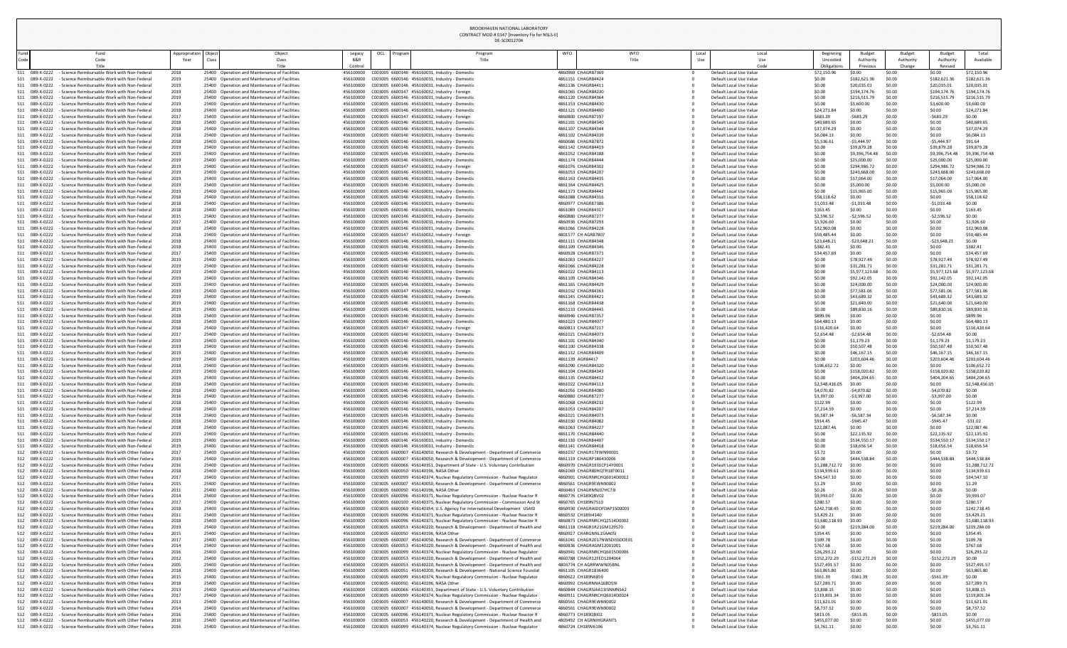BROOKHAVEN NATIONAL LABORATORY
CONTRACT MOD # 0147 [Inventory Fix for NSLS-II]
DE-SC0012704

| Fund Code | Fund Title | Appropriation Year | Object Class | Object Class Title | Legacy B&R Control | OCL | Program | Program Title | WFO | WFO Title | Local Use | Local Use Code | Beginning Uncosted Obligations | Budget Authority Previous | Budget Authority Change | Budget Authority Revised | Total Available |
|---|---|---|---|---|---|---|---|---|---|---|---|---|---|---|---|---|---|
| 511 | 089-X-0222 - Science Reimbursable Work with Non-Federal | 2018 | 25400 | Operation and Maintenance of Facilities | 456100000 | C003005 | 6600146 | 456160031, Industry - Domestic | 4860969 | CHAGR87369 | 0 | Default Local Use Value | $72,150.96 | $0.00 | $0.00 | $0.00 | $72,150.96 |
| 511 | 089-X-0222 - Science Reimbursable Work with Non-Federal | 2019 | 25400 | Operation and Maintenance of Facilities | 456100000 | C003005 | 6600146 | 456160031, Industry - Domestic | 4861151 | CHAGR84424 | 0 | Default Local Use Value | $0.00 | $182,621.36 | $0.00 | $182,621.36 | $182,621.36 |
| 511 | 089-X-0222 - Science Reimbursable Work with Non-Federal | 2019 | 25400 | Operation and Maintenance of Facilities | 456100000 | C003005 | 6600146 | 456160031, Industry - Domestic | 4861136 | CHAGR84411 | 0 | Default Local Use Value | $0.00 | $20,035.01 | $0.00 | $20,035.01 | $20,035.01 |
| 511 | 089-X-0222 - Science Reimbursable Work with Non-Federal | 2019 | 25400 | Operation and Maintenance of Facilities | 456100000 | C003005 | 6600147 | 456160032, Industry - Foreign | 4861065 | CHAGR84230 | 0 | Default Local Use Value | $0.00 | $194,174.76 | $0.00 | $194,174.76 | $194,174.76 |
| 511 | 089-X-0222 - Science Reimbursable Work with Non-Federal | 2019 | 25400 | Operation and Maintenance of Facilities | 456100000 | C003005 | 6600146 | 456160031, Industry - Domestic | 4861120 | CHAGR84364 | 0 | Default Local Use Value | $0.00 | $216,515.79 | $0.00 | $216,515.79 | $216,515.79 |
| 511 | 089-X-0222 - Science Reimbursable Work with Non-Federal | 2019 | 25400 | Operation and Maintenance of Facilities | 456100000 | C003005 | 6600146 | 456160031, Industry - Domestic | 4861153 | CHAGR84430 | 0 | Default Local Use Value | $0.00 | $3,600.00 | $0.00 | $3,600.00 | $3,600.00 |
| 511 | 089-X-0222 - Science Reimbursable Work with Non-Federal | 2018 | 25400 | Operation and Maintenance of Facilities | 456100000 | C003005 | 6600146 | 456160031, Industry - Domestic | 4861121 | CHAGR84400 | 0 | Default Local Use Value | $24,271.84 | $0.00 | $0.00 | $0.00 | $24,271.84 |
| 511 | 089-X-0222 - Science Reimbursable Work with Non-Federal | 2017 | 25400 | Operation and Maintenance of Facilities | 456100000 | C003005 | 6600147 | 456160032, Industry - Foreign | 4860800 | CHAGR87197 | 0 | Default Local Use Value | $683.29 | -$683.29 | $0.00 | -$683.29 | $0.00 |
| 511 | 089-X-0222 - Science Reimbursable Work with Non-Federal | 2018 | 25400 | Operation and Maintenance of Facilities | 456100000 | C003005 | 6600146 | 456160031, Industry - Domestic | 4861101 | CHAGR84340 | 0 | Default Local Use Value | $40,689.65 | $0.00 | $0.00 | $0.00 | $40,689.65 |
| 511 | 089-X-0222 - Science Reimbursable Work with Non-Federal | 2018 | 25400 | Operation and Maintenance of Facilities | 456100000 | C003005 | 6600146 | 456160031, Industry - Domestic | 4861107 | CHAGR84344 | 0 | Default Local Use Value | $37,074.29 | $0.00 | $0.00 | $0.00 | $37,074.29 |
| 511 | 089-X-0222 - Science Reimbursable Work with Non-Federal | 2018 | 25400 | Operation and Maintenance of Facilities | 456100000 | C003005 | 6600146 | 456160031, Industry - Domestic | 4861102 | CHAGR84339 | 0 | Default Local Use Value | $6,084.13 | $0.00 | $0.00 | $0.00 | $6,084.13 |
| 511 | 089-X-0222 - Science Reimbursable Work with Non-Federal | 2018 | 25400 | Operation and Maintenance of Facilities | 456100000 | C003005 | 6600146 | 456160031, Industry - Domestic | 4860686 | CHAGR87872 | 0 | Default Local Use Value | $5,536.61 | -$5,444.97 | $0.00 | -$5,444.97 | $91.64 |
| 511 | 089-X-0222 - Science Reimbursable Work with Non-Federal | 2019 | 25400 | Operation and Maintenance of Facilities | 456100000 | C003005 | 6600146 | 456160031, Industry - Domestic | 4861142 | CHAGR84419 | 0 | Default Local Use Value | $0.00 | $39,879.28 | $0.00 | $39,879.28 | $39,879.28 |
| 511 | 089-X-0222 - Science Reimbursable Work with Non-Federal | 2019 | 25400 | Operation and Maintenance of Facilities | 456100000 | C003005 | 6600146 | 456160031, Industry - Domestic | 4861052 | CHAGR84188 | 0 | Default Local Use Value | $0.00 | $9,396,754.48 | $0.00 | $9,396,754.48 | $9,396,754.48 |
| 511 | 089-X-0222 - Science Reimbursable Work with Non-Federal | 2019 | 25400 | Operation and Maintenance of Facilities | 456100000 | C003005 | 6600146 | 456160031, Industry - Domestic | 4861174 | CHAGR84444 | 0 | Default Local Use Value | $0.00 | $25,000.00 | $0.00 | $25,000.00 | $25,000.00 |
| 511 | 089-X-0222 - Science Reimbursable Work with Non-Federal | 2019 | 25400 | Operation and Maintenance of Facilities | 456100000 | C003005 | 6600147 | 456160032, Industry - Foreign | 4861076 | CHAGR84302 | 0 | Default Local Use Value | $0.00 | $294,986.72 | $0.00 | $294,986.72 | $294,986.72 |
| 511 | 089-X-0222 - Science Reimbursable Work with Non-Federal | 2019 | 25400 | Operation and Maintenance of Facilities | 456100000 | C003005 | 6600146 | 456160031, Industry - Domestic | 4861053 | CHAGR84207 | 0 | Default Local Use Value | $0.00 | $243,668.00 | $0.00 | $243,668.00 | $243,668.00 |
| 511 | 089-X-0222 - Science Reimbursable Work with Non-Federal | 2019 | 25400 | Operation and Maintenance of Facilities | 456100000 | C003005 | 6600146 | 456160031, Industry - Domestic | 4861163 | CHAGR84435 | 0 | Default Local Use Value | $0.00 | $17,064.00 | $0.00 | $17,064.00 | $17,064.00 |
| 511 | 089-X-0222 - Science Reimbursable Work with Non-Federal | 2019 | 25400 | Operation and Maintenance of Facilities | 456100000 | C003005 | 6600146 | 456160031, Industry - Domestic | 4861164 | CHAGR84425 | 0 | Default Local Use Value | $0.00 | $5,000.00 | $0.00 | $5,000.00 | $5,000.00 |
| 511 | 089-X-0222 - Science Reimbursable Work with Non-Federal | 2019 | 25400 | Operation and Maintenance of Facilities | 456100000 | C003005 | 6600146 | 456160031, Industry - Domestic | 4861173 | CHAGR84442 | 0 | Default Local Use Value | $0.00 | $15,965.00 | $0.00 | $15,965.00 | $15,965.00 |
| 511 | 089-X-0222 - Science Reimbursable Work with Non-Federal | 2018 | 25400 | Operation and Maintenance of Facilities | 456100000 | C003005 | 6600146 | 456160031, Industry - Domestic | 4861088 | CHAGR84316 | 0 | Default Local Use Value | $58,118.62 | $0.00 | $0.00 | $0.00 | $58,118.62 |
| 511 | 089-X-0222 - Science Reimbursable Work with Non-Federal | 2018 | 25400 | Operation and Maintenance of Facilities | 456100000 | C003005 | 6600146 | 456160031, Industry - Domestic | 4860977 | CHAGR87386 | 0 | Default Local Use Value | $1,033.48 | -$1,033.48 | $0.00 | -$1,033.48 | $0.00 |
| 511 | 089-X-0222 - Science Reimbursable Work with Non-Federal | 2018 | 25400 | Operation and Maintenance of Facilities | 456100000 | C003005 | 6600146 | 456160031, Industry - Domestic | 4861089 | CHAGR84317 | 0 | Default Local Use Value | $163.45 | $0.00 | $0.00 | $0.00 | $163.45 |
| 511 | 089-X-0222 - Science Reimbursable Work with Non-Federal | 2015 | 25400 | Operation and Maintenance of Facilities | 456100000 | C003005 | 6600146 | 456160031, Industry - Domestic | 4860880 | CHAGR87277 | 0 | Default Local Use Value | $2,596.52 | -$2,596.52 | $0.00 | -$2,596.52 | $0.00 |
| 511 | 089-X-0222 - Science Reimbursable Work with Non-Federal | 2017 | 25400 | Operation and Maintenance of Facilities | 456100000 | C003005 | 6600146 | 456160031, Industry - Domestic | 4860936 | CHAGR87293 | 0 | Default Local Use Value | $1,926.60 | $0.00 | $0.00 | $0.00 | $1,926.60 |
| 511 | 089-X-0222 - Science Reimbursable Work with Non-Federal | 2018 | 25400 | Operation and Maintenance of Facilities | 456100000 | C003005 | 6600146 | 456160031, Industry - Domestic | 4861066 | CHAGR84228 | 0 | Default Local Use Value | $32,960.08 | $0.00 | $0.00 | $0.00 | $32,960.08 |
| 511 | 089-X-0222 - Science Reimbursable Work with Non-Federal | 2018 | 25400 | Operation and Maintenance of Facilities | 456100000 | C003005 | 6600147 | 456160032, Industry - Foreign | 4801577 | CH AGR87807 | 0 | Default Local Use Value | $50,485.44 | $0.00 | $0.00 | $0.00 | $50,485.44 |
| 511 | 089-X-0222 - Science Reimbursable Work with Non-Federal | 2018 | 25400 | Operation and Maintenance of Facilities | 456100000 | C003005 | 6600146 | 456160031, Industry - Domestic | 4861111 | CHAGR84348 | 0 | Default Local Use Value | $23,648.21 | -$23,648.21 | $0.00 | -$23,648.21 | $0.00 |
| 511 | 089-X-0222 - Science Reimbursable Work with Non-Federal | 2018 | 25400 | Operation and Maintenance of Facilities | 456100000 | C003005 | 6600146 | 456160031, Industry - Domestic | 4861109 | CHAGR84346 | 0 | Default Local Use Value | $382.41 | $0.00 | $0.00 | $0.00 | $382.41 |
| 511 | 089-X-0222 - Science Reimbursable Work with Non-Federal | 2017 | 25400 | Operation and Maintenance of Facilities | 456100000 | C003005 | 6600146 | 456160031, Industry - Domestic | 4860928 | CHAGR87371 | 0 | Default Local Use Value | $34,457.69 | $0.00 | $0.00 | $0.00 | $34,457.69 |
| 511 | 089-X-0222 - Science Reimbursable Work with Non-Federal | 2019 | 25400 | Operation and Maintenance of Facilities | 456100000 | C003005 | 6600146 | 456160031, Industry - Domestic | 4861063 | CHAGR84227 | 0 | Default Local Use Value | $0.00 | $78,927.49 | $0.00 | $78,927.49 | $78,927.49 |
| 511 | 089-X-0222 - Science Reimbursable Work with Non-Federal | 2019 | 25400 | Operation and Maintenance of Facilities | 456100000 | C003005 | 6600146 | 456160031, Industry - Domestic | 4861066 | CHAGR84228 | 0 | Default Local Use Value | $0.00 | $31,281.71 | $0.00 | $31,281.71 | $31,281.71 |
| 511 | 089-X-0222 - Science Reimbursable Work with Non-Federal | 2019 | 25400 | Operation and Maintenance of Facilities | 456100000 | C003005 | 6600146 | 456160031, Industry - Domestic | 4861022 | CHAGR84113 | 0 | Default Local Use Value | $0.00 | $5,977,123.68 | $0.00 | $5,977,123.68 | $5,977,123.68 |
| 511 | 089-X-0222 - Science Reimbursable Work with Non-Federal | 2019 | 25400 | Operation and Maintenance of Facilities | 456100000 | C003005 | 6600146 | 456160031, Industry - Domestic | 4861109 | CHAGR84346 | 0 | Default Local Use Value | $0.00 | $92,142.05 | $0.00 | $92,142.05 | $92,142.05 |
| 511 | 089-X-0222 - Science Reimbursable Work with Non-Federal | 2019 | 25400 | Operation and Maintenance of Facilities | 456100000 | C003005 | 6600146 | 456160031, Industry - Domestic | 4861165 | CHAGR84429 | 0 | Default Local Use Value | $0.00 | $24,000.00 | $0.00 | $24,000.00 | $24,000.00 |
| 511 | 089-X-0222 - Science Reimbursable Work with Non-Federal | 2019 | 25400 | Operation and Maintenance of Facilities | 456100000 | C003005 | 6600147 | 456160032, Industry - Foreign | 4861032 | CHAGR84163 | 0 | Default Local Use Value | $0.00 | $77,581.06 | $0.00 | $77,581.06 | $77,581.06 |
| 511 | 089-X-0222 - Science Reimbursable Work with Non-Federal | 2019 | 25400 | Operation and Maintenance of Facilities | 456100000 | C003005 | 6600146 | 456160031, Industry - Domestic | 4861145 | CHAGR84421 | 0 | Default Local Use Value | $0.00 | $43,689.32 | $0.00 | $43,689.32 | $43,689.32 |
| 511 | 089-X-0222 - Science Reimbursable Work with Non-Federal | 2019 | 25400 | Operation and Maintenance of Facilities | 456100000 | C003005 | 6600146 | 456160031, Industry - Domestic | 4861168 | CHAGR84438 | 0 | Default Local Use Value | $0.00 | $21,640.00 | $0.00 | $21,640.00 | $21,640.00 |
| 511 | 089-X-0222 - Science Reimbursable Work with Non-Federal | 2019 | 25400 | Operation and Maintenance of Facilities | 456100000 | C003005 | 6600146 | 456160031, Industry - Domestic | 4861133 | CHAGR84445 | 0 | Default Local Use Value | $0.00 | $89,830.16 | $0.00 | $89,830.16 | $89,830.16 |
| 511 | 089-X-0222 - Science Reimbursable Work with Non-Federal | 2018 | 25400 | Operation and Maintenance of Facilities | 456100000 | C003005 | 6600146 | 456160031, Industry - Domestic | 4860946 | CHAGR87357 | 0 | Default Local Use Value | $899.96 | $0.00 | $0.00 | $0.00 | $899.96 |
| 511 | 089-X-0222 - Science Reimbursable Work with Non-Federal | 2018 | 25400 | Operation and Maintenance of Facilities | 456100000 | C003005 | 6600146 | 456160031, Industry - Domestic | 4861023 | CHAGR84077 | 0 | Default Local Use Value | $64,480.13 | $0.00 | $0.00 | $0.00 | $64,480.13 |
| 511 | 089-X-0222 - Science Reimbursable Work with Non-Federal | 2018 | 25400 | Operation and Maintenance of Facilities | 456100000 | C003005 | 6600147 | 456160032, Industry - Foreign | 4860813 | CHAGR87217 | 0 | Default Local Use Value | $116,420.64 | $0.00 | $0.00 | $0.00 | $116,420.64 |
| 511 | 089-X-0222 - Science Reimbursable Work with Non-Federal | 2017 | 25400 | Operation and Maintenance of Facilities | 456100000 | C003005 | 6600146 | 456160031, Industry - Domestic | 4861021 | CHAGR84073 | 0 | Default Local Use Value | $2,654.48 | -$2,654.48 | $0.00 | -$2,654.48 | $0.00 |
| 511 | 089-X-0222 - Science Reimbursable Work with Non-Federal | 2019 | 25400 | Operation and Maintenance of Facilities | 456100000 | C003005 | 6600146 | 456160031, Industry - Domestic | 4861101 | CHAGR84340 | 0 | Default Local Use Value | $0.00 | $1,179.23 | $0.00 | $1,179.23 | $1,179.23 |
| 511 | 089-X-0222 - Science Reimbursable Work with Non-Federal | 2019 | 25400 | Operation and Maintenance of Facilities | 456100000 | C003005 | 6600146 | 456160031, Industry - Domestic | 4861100 | CHAGR84338 | 0 | Default Local Use Value | $0.00 | $50,507.48 | $0.00 | $50,507.48 | $50,507.48 |
| 511 | 089-X-0222 - Science Reimbursable Work with Non-Federal | 2019 | 25400 | Operation and Maintenance of Facilities | 456100000 | C003005 | 6600146 | 456160031, Industry - Domestic | 4861132 | CHAGR84409 | 0 | Default Local Use Value | $0.00 | $46,167.15 | $0.00 | $46,167.15 | $46,167.15 |
| 511 | 089-X-0222 - Science Reimbursable Work with Non-Federal | 2019 | 25400 | Operation and Maintenance of Facilities | 456100000 | C003005 | 6600146 | 456160031, Industry - Domestic | 4861139 | AGR84417 | 0 | Default Local Use Value | $0.00 | $203,604.46 | $0.00 | $203,604.46 | $203,604.46 |
| 511 | 089-X-0222 - Science Reimbursable Work with Non-Federal | 2018 | 25400 | Operation and Maintenance of Facilities | 456100000 | C003005 | 6600146 | 456160031, Industry - Domestic | 4861090 | CHAGR84320 | 0 | Default Local Use Value | $106,652.72 | $0.00 | $0.00 | $0.00 | $106,652.72 |
| 511 | 089-X-0222 - Science Reimbursable Work with Non-Federal | 2019 | 25400 | Operation and Maintenance of Facilities | 456100000 | C003005 | 6600146 | 456160031, Industry - Domestic | 4861104 | CHAGR84343 | 0 | Default Local Use Value | $0.00 | $158,020.82 | $0.00 | $158,020.82 | $158,020.82 |
| 511 | 089-X-0222 - Science Reimbursable Work with Non-Federal | 2019 | 25400 | Operation and Maintenance of Facilities | 456100000 | C003005 | 6600146 | 456160031, Industry - Domestic | 4861135 | CHAGR84412 | 0 | Default Local Use Value | $0.00 | $404,204.65 | $0.00 | $404,204.65 | $404,204.65 |
| 511 | 089-X-0222 - Science Reimbursable Work with Non-Federal | 2018 | 25400 | Operation and Maintenance of Facilities | 456100000 | C003005 | 6600146 | 456160031, Industry - Domestic | 4861022 | CHAGR84113 | 0 | Default Local Use Value | $2,548,416.05 | $0.00 | $0.00 | $0.00 | $2,548,416.05 |
| 511 | 089-X-0222 - Science Reimbursable Work with Non-Federal | 2018 | 25400 | Operation and Maintenance of Facilities | 456100000 | C003005 | 6600146 | 456160031, Industry - Domestic | 4861056 | CHAGR84080 | 0 | Default Local Use Value | $4,070.82 | -$4,070.82 | $0.00 | -$4,070.82 | $0.00 |
| 511 | 089-X-0222 - Science Reimbursable Work with Non-Federal | 2016 | 25400 | Operation and Maintenance of Facilities | 456100000 | C003005 | 6600146 | 456160031, Industry - Domestic | 4860880 | CHAGR87277 | 0 | Default Local Use Value | $3,397.00 | -$3,397.00 | $0.00 | -$3,397.00 | $0.00 |
| 511 | 089-X-0222 - Science Reimbursable Work with Non-Federal | 2018 | 25400 | Operation and Maintenance of Facilities | 456100000 | C003005 | 6600146 | 456160031, Industry - Domestic | 4861068 | CHAGR84232 | 0 | Default Local Use Value | $122.99 | $0.00 | $0.00 | $0.00 | $122.99 |
| 511 | 089-X-0222 - Science Reimbursable Work with Non-Federal | 2018 | 25400 | Operation and Maintenance of Facilities | 456100000 | C003005 | 6600146 | 456160031, Industry - Domestic | 4861053 | CHAGR84207 | 0 | Default Local Use Value | $7,214.59 | $0.00 | $0.00 | $0.00 | $7,214.59 |
| 511 | 089-X-0222 - Science Reimbursable Work with Non-Federal | 2018 | 25400 | Operation and Maintenance of Facilities | 456100000 | C003005 | 6600146 | 456160031, Industry - Domestic | 4861021 | CHAGR84073 | 0 | Default Local Use Value | $6,587.34 | -$6,587.34 | $0.00 | -$6,587.34 | $0.00 |
| 511 | 089-X-0222 - Science Reimbursable Work with Non-Federal | 2018 | 25400 | Operation and Maintenance of Facilities | 456100000 | C003005 | 6600146 | 456160031, Industry - Domestic | 4861030 | CHAGR84082 | 0 | Default Local Use Value | $914.45 | -$945.47 | $0.00 | -$945.47 | -$31.02 |
| 511 | 089-X-0222 - Science Reimbursable Work with Non-Federal | 2018 | 25400 | Operation and Maintenance of Facilities | 456100000 | C003005 | 6600146 | 456160031, Industry - Domestic | 4861063 | CHAGR84227 | 0 | Default Local Use Value | $22,087.46 | $0.00 | $0.00 | $0.00 | $22,087.46 |
| 511 | 089-X-0222 - Science Reimbursable Work with Non-Federal | 2019 | 25400 | Operation and Maintenance of Facilities | 456100000 | C003005 | 6600146 | 456160031, Industry - Domestic | 4861170 | CHAGR84440 | 0 | Default Local Use Value | $0.00 | $22,135.92 | $0.00 | $22,135.92 | $22,135.92 |
| 511 | 089-X-0222 - Science Reimbursable Work with Non-Federal | 2019 | 25400 | Operation and Maintenance of Facilities | 456100000 | C003005 | 6600146 | 456160031, Industry - Domestic | 4861130 | CHAGR84407 | 0 | Default Local Use Value | $0.00 | $534,550.17 | $0.00 | $534,550.17 | $534,550.17 |
| 511 | 089-X-0222 - Science Reimbursable Work with Non-Federal | 2019 | 25400 | Operation and Maintenance of Facilities | 456100000 | C003005 | 6600146 | 456160031, Industry - Domestic | 4861141 | CHAGR84418 | 0 | Default Local Use Value | $0.00 | $18,656.54 | $0.00 | $18,656.54 | $18,656.54 |
| 512 | 089-X-0222 - Science Reimbursable Work with Other Federa | 2017 | 25400 | Operation and Maintenance of Facilities | 456100000 | C003005 | 6600007 | 456140050, Research & Development - Department of Commerce | 4861037 | CHAGR17EWN90001 | 0 | Default Local Use Value | $3.72 | $0.00 | $0.00 | $0.00 | $3.72 |
| 512 | 089-X-0222 - Science Reimbursable Work with Other Federa | 2019 | 25400 | Operation and Maintenance of Facilities | 456100000 | C003005 | 6600007 | 456140050, Research & Development - Department of Commerce | 4861119 | CHAGR18640006 | 0 | Default Local Use Value | $0.00 | $444,538.84 | $0.00 | $444,538.84 | $444,538.84 |
| 512 | 089-X-0222 - Science Reimbursable Work with Other Federa | 2016 | 25400 | Operation and Maintenance of Facilities | 456100000 | C003005 | 6600066 | 456140351, Department of State - U.S. Voluntary Contribution | 4860970 | CHAGR1931CP14Y0001 | 0 | Default Local Use Value | $1,288,712.72 | $0.00 | $0.00 | $0.00 | $1,288,712.72 |
| 512 | 089-X-0222 - Science Reimbursable Work with Other Federa | 2018 | 25400 | Operation and Maintenance of Facilities | 456100000 | C003005 | 6600050 | 456140196, NASA Other | 4861069 | CHAGR80HQTR18T0011 | 0 | Default Local Use Value | $134,939.61 | $0.00 | $0.00 | $0.00 | $134,939.61 |
| 512 | 089-X-0222 - Science Reimbursable Work with Other Federa | 2017 | 25400 | Operation and Maintenance of Facilities | 456100000 | C003005 | 6600099 | 456140374, Nuclear Regulatory Commission - Nuclear Regulator | 4860901 | CHAGRNRCHQ60140D0012 | 0 | Default Local Use Value | $34,547.10 | $0.00 | $0.00 | $0.00 | $34,547.10 |
| 512 | 089-X-0222 - Science Reimbursable Work with Other Federa | 2015 | 25400 | Operation and Maintenance of Facilities | 456100000 | C003005 | 6600007 | 456140050, Research & Development - Department of Commerce | 4860561 | CHAGR9EWN90002 | 0 | Default Local Use Value | $1.29 | $0.00 | $0.00 | $0.00 | $1.29 |
| 512 | 089-X-0222 - Science Reimbursable Work with Other Federa | 2011 | 25400 | Operation and Maintenance of Facilities | 456100000 | C003005 | 6600050 | 456140196, NASA Other | 4860463 | CHAGRNNJ07HC73I | 0 | Default Local Use Value | $0.26 | -$0.26 | $0.00 | -$0.26 | $0.00 |
| 512 | 089-X-0222 - Science Reimbursable Work with Other Federa | 2014 | 25400 | Operation and Maintenance of Facilities | 456100000 | C003005 | 6600096 | 456140371, Nuclear Regulatory Commission - Nuclear Reactor R | 4860776 | CH189Q8V02 | 0 | Default Local Use Value | $9,993.07 | $0.00 | $0.00 | $0.00 | $9,993.07 |
| 512 | 089-X-0222 - Science Reimbursable Work with Other Federa | 2017 | 25400 | Operation and Maintenance of Facilities | 456100000 | C003005 | 6600100 | 456140375, Nuclear Regulatory Commission - Commission And St | 4860765 | CH189N7510 | 0 | Default Local Use Value | $280.57 | $0.00 | $0.00 | $0.00 | $280.57 |
| 512 | 089-X-0222 - Science Reimbursable Work with Other Federa | 2018 | 25400 | Operation and Maintenance of Facilities | 456100000 | C003005 | 6600069 | 456140354, U.S. Agency For International Development USAID | 4860930 | CHAGRAIDOFDAP1500003 | 0 | Default Local Use Value | $242,718.45 | $0.00 | $0.00 | $0.00 | $242,718.45 |
| 512 | 089-X-0222 - Science Reimbursable Work with Other Federa | 2011 | 25400 | Operation and Maintenance of Facilities | 456100000 | C003005 | 6600096 | 456140371, Nuclear Regulatory Commission - Nuclear Reactor R | 4860532 | CH189J4140 | 0 | Default Local Use Value | $3,429.21 | $0.00 | $0.00 | $0.00 | $3,429.21 |
| 512 | 089-X-0222 - Science Reimbursable Work with Other Federa | 2018 | 25400 | Operation and Maintenance of Facilities | 456100000 | C003005 | 6600096 | 456140371, Nuclear Regulatory Commission - Nuclear Reactor R | 4860873 | CHAGRNRCHQ2514D0002 | 0 | Default Local Use Value | $1,680,118.93 | $0.00 | $0.00 | $0.00 | $1,680,118.93 |
| 512 | 089-X-0222 - Science Reimbursable Work with Other Federa | 2019 | 25400 | Operation and Maintenance of Facilities | 456100000 | C003005 | 6600053 | 456140220, Research & Development - Department of Health and | 4861118 | CHAGR1R21GM129570 | 0 | Default Local Use Value | $0.00 | $219,284.00 | $0.00 | $219,284.00 | $219,284.00 |
| 512 | 089-X-0222 - Science Reimbursable Work with Other Federa | 2015 | 25400 | Operation and Maintenance of Facilities | 456100000 | C003005 | 6600050 | 456140196, NASA Other | 4860927 | CHARGNNL15AA05I | 0 | Default Local Use Value | $354.45 | $0.00 | $0.00 | $0.00 | $354.45 |
| 512 | 089-X-0222 - Science Reimbursable Work with Other Federa | 2017 | 25400 | Operation and Maintenance of Facilities | 456100000 | C003005 | 6600007 | 456140050, Research & Development - Department of Commerce | 4861041 | CHAGR2017NWSDISSDOE01 | 0 | Default Local Use Value | $109.78 | $0.00 | $0.00 | $0.00 | $109.78 |
| 512 | 089-X-0222 - Science Reimbursable Work with Other Federa | 2014 | 25400 | Operation and Maintenance of Facilities | 456100000 | C003005 | 6600053 | 456140220, Research & Development - Department of Health and | 4860836 | CHAGRAGM12001001 | 0 | Default Local Use Value | $767.68 | $0.00 | $0.00 | $0.00 | $767.68 |
| 512 | 089-X-0222 - Science Reimbursable Work with Other Federa | 2016 | 25400 | Operation and Maintenance of Facilities | 456100000 | C003005 | 6600099 | 456140374, Nuclear Regulatory Commission - Nuclear Regulator | 4860941 | CHAGRNRCHQ60150D006 | 0 | Default Local Use Value | $26,293.22 | $0.00 | $0.00 | $0.00 | $26,293.22 |
| 512 | 089-X-0222 - Science Reimbursable Work with Other Federa | 2012 | 25400 | Operation and Maintenance of Facilities | 456100000 | C003005 | 6600053 | 456140220, Research & Development - Department of Health and | 4860788 | CHAGR12FED1204064 | 0 | Default Local Use Value | $152,272.29 | -$152,272.29 | $0.00 | -$152,272.29 | $0.00 |
| 512 | 089-X-0222 - Science Reimbursable Work with Other Federa | 2005 | 25400 | Operation and Maintenance of Facilities | 456100000 | C003005 | 6600053 | 456140220, Research & Development - Department of Health and | 4803774 | CH AGRRWWN05BNL | 0 | Default Local Use Value | $527,491.57 | $0.00 | $0.00 | $0.00 | $527,491.57 |
| 512 | 089-X-0222 - Science Reimbursable Work with Other Federa | 2018 | 25400 | Operation and Maintenance of Facilities | 456100000 | C003005 | 6600051 | 456140200, Research & Development - National Science Foundat | 4861105 | CHAGR1836400 | 0 | Default Local Use Value | $63,865.80 | $0.00 | $0.00 | $0.00 | $63,865.80 |
| 512 | 089-X-0222 - Science Reimbursable Work with Other Federa | 2015 | 25400 | Operation and Maintenance of Facilities | 456100000 | C003005 | 6600099 | 456140374, Nuclear Regulatory Commission - Nuclear Regulator | 4860622 | CH189N6859 | 0 | Default Local Use Value | $561.39 | -$561.39 | $0.00 | -$561.39 | $0.00 |
| 512 | 089-X-0222 - Science Reimbursable Work with Other Federa | 2018 | 25400 | Operation and Maintenance of Facilities | 456100000 | C003005 | 6600050 | 456140196, NASA Other | 4860992 | CHAGRNNA16BD59I | 0 | Default Local Use Value | $27,289.71 | $0.00 | $0.00 | $0.00 | $27,289.71 |
| 512 | 089-X-0222 - Science Reimbursable Work with Other Federa | 2013 | 25400 | Operation and Maintenance of Facilities | 456100000 | C003005 | 6600066 | 456140351, Department of State - U.S. Voluntary Contribution | 4860844 | CHAGRSIAA13ISNMNSA2 | 0 | Default Local Use Value | $3,808.15 | $0.00 | $0.00 | $0.00 | $3,808.15 |
| 512 | 089-X-0222 - Science Reimbursable Work with Other Federa | 2017 | 25400 | Operation and Maintenance of Facilities | 456100000 | C003005 | 6600099 | 456140374, Nuclear Regulatory Commission - Nuclear Regulator | 4860911 | CHAGRNRCHQ60140D024 | 0 | Default Local Use Value | $119,801.34 | $0.00 | $0.00 | $0.00 | $119,801.34 |
| 512 | 089-X-0222 - Science Reimbursable Work with Other Federa | 2013 | 25400 | Operation and Maintenance of Facilities | 456100000 | C003005 | 6600007 | 456140050, Research & Development - Department of Commerce | 4860561 | CHAGR9EWN90002 | 0 | Default Local Use Value | $11,621.01 | $0.00 | $0.00 | $0.00 | $11,621.01 |
| 512 | 089-X-0222 - Science Reimbursable Work with Other Federa | 2014 | 25400 | Operation and Maintenance of Facilities | 456100000 | C003005 | 6600007 | 456140050, Research & Development - Department of Commerce | 4860561 | CHAGR9EWN90002 | 0 | Default Local Use Value | $8,737.52 | $0.00 | $0.00 | $0.00 | $8,737.52 |
| 512 | 089-X-0222 - Science Reimbursable Work with Other Federa | 2016 | 25400 | Operation and Maintenance of Facilities | 456100000 | C003005 | 6600096 | 456140371, Nuclear Regulatory Commission - Nuclear Reactor R | 4860773 | CH189Q8I02 | 0 | Default Local Use Value | $813.05 | -$813.05 | $0.00 | -$813.05 | $0.00 |
| 512 | 089-X-0222 - Science Reimbursable Work with Other Federa | 2016 | 25400 | Operation and Maintenance of Facilities | 456100000 | C003005 | 6600053 | 456140220, Research & Development - Department of Health and | 4809492 | CH AGRNIHGRANTS | 0 | Default Local Use Value | $455,077.00 | $0.00 | $0.00 | $0.00 | $455,077.00 |
| 512 | 089-X-0222 - Science Reimbursable Work with Other Federa | 2016 | 25400 | Operation and Maintenance of Facilities | 456100000 | C003005 | 6600099 | 456140374, Nuclear Regulatory Commission - Nuclear Regulator | 4860724 | CH189V6196 | 0 | Default Local Use Value | $3,761.11 | $0.00 | $0.00 | $0.00 | $3,761.11 |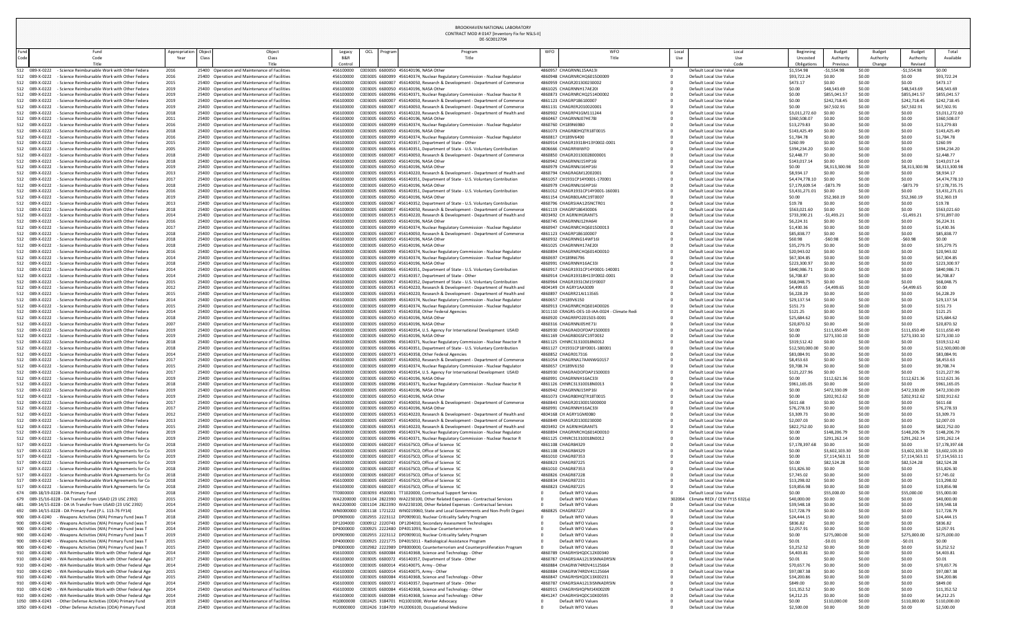BROOKHAVEN NATIONAL LABORATORY
CONTRACT MOD # 0147 [Inventory Fix for NSLS-II]
DE-SC0012704

| Fund Code | Fund Code Title | Appropriation Year | Object Class | Object Class Title | Legacy B&R Control | OCL | Program | Program Title | WFO | WFO Title | Local Use | Local Use Code | Beginning Uncosted Obligations | Budget Authority Previous | Budget Authority Change | Budget Authority Revised | Total Available |
|---|---|---|---|---|---|---|---|---|---|---|---|---|---|---|---|---|---|
| 512 | 089-X-0222 - Science Reimbursable Work with Other Federa | 2016 | 25400 | Operation and Maintenance of Facilities | 456100000 | C003005 | 6600050 | 456140196, NASA Other | 4860957 | CHAGRNNL15AA13I | 0 | Default Local Use Value | $1,554.98 | -$1,554.98 | $0.00 | -$1,554.98 | $0.00 |
| 512 | 089-X-0222 - Science Reimbursable Work with Other Federa | 2016 | 25400 | Operation and Maintenance of Facilities | 456100000 | C003005 | 6600099 | 456140374, Nuclear Regulatory Commission - Nuclear Regulator | 4860948 | CHAGRNRCHQ6015D0009 | 0 | Default Local Use Value | $93,722.24 | $0.00 | $0.00 | $0.00 | $93,722.24 |
| 512 | 089-X-0222 - Science Reimbursable Work with Other Federa | 2015 | 25400 | Operation and Maintenance of Facilities | 456100000 | C003005 | 6600007 | 456140050, Research & Development - Department of Commerce | 4860959 | CHAGR2013O0230002 | 0 | Default Local Use Value | $473.17 | $0.00 | $0.00 | $0.00 | $473.17 |
| 512 | 089-X-0222 - Science Reimbursable Work with Other Federa | 2019 | 25400 | Operation and Maintenance of Facilities | 456100000 | C003005 | 6600050 | 456140196, NASA Other | 4861025 | CHAGRNNH17AE20I | 0 | Default Local Use Value | $0.00 | $48,543.69 | $0.00 | $48,543.69 | $48,543.69 |
| 512 | 089-X-0222 - Science Reimbursable Work with Other Federa | 2019 | 25400 | Operation and Maintenance of Facilities | 456100000 | C003005 | 6600096 | 456140371, Nuclear Regulatory Commission - Nuclear Reactor R | 4860873 | CHAGRNRC2514D0002 | 0 | Default Local Use Value | $0.00 | $855,041.57 | $0.00 | $855,041.57 | $855,041.57 |
| 512 | 089-X-0222 - Science Reimbursable Work with Other Federa | 2019 | 25400 | Operation and Maintenance of Facilities | 456100000 | C003005 | 6600007 | 456140050, Research & Development - Department of Commerce | 4861123 | CHAGRP186100007 | 0 | Default Local Use Value | $0.00 | $242,718.45 | $0.00 | $242,718.45 | $242,718.45 |
| 512 | 089-X-0222 - Science Reimbursable Work with Other Federa | 2019 | 25400 | Operation and Maintenance of Facilities | 456100000 | C003005 | 6600007 | 456140050, Research & Development - Department of Commerce | 4861131 | CHAGRER2010020001 | 0 | Default Local Use Value | $0.00 | $67,502.91 | $0.00 | $67,502.91 | $67,502.91 |
| 512 | 089-X-0222 - Science Reimbursable Work with Other Federa | 2018 | 25400 | Operation and Maintenance of Facilities | 456100000 | C003005 | 6600053 | 456140220, Research & Development - Department of Health and | 4860902 | CHAGRP41GM111244 | 0 | Default Local Use Value | $3,011,272.60 | $0.00 | $0.00 | $0.00 | $3,011,272.60 |
| 512 | 089-X-0222 - Science Reimbursable Work with Other Federa | 2011 | 25400 | Operation and Maintenance of Facilities | 456100000 | C003005 | 6600050 | 456140196, NASA Other | 4860467 | CHAGRNNJ07HE78I | 0 | Default Local Use Value | $360,508.07 | $0.00 | $0.00 | $0.00 | $360,508.07 |
| 512 | 089-X-0222 - Science Reimbursable Work with Other Federa | 2016 | 25400 | Operation and Maintenance of Facilities | 456100000 | C003005 | 6600099 | 456140374, Nuclear Regulatory Commission - Nuclear Regulator | 4860760 | CH189N6980 | 0 | Default Local Use Value | $13,279.83 | $0.00 | $0.00 | $0.00 | $13,279.83 |
| 512 | 089-X-0222 - Science Reimbursable Work with Other Federa | 2018 | 25400 | Operation and Maintenance of Facilities | 456100000 | C003005 | 6600050 | 456140196, NASA Other | 4861073 | CHAGR80HQTR18T0015 | 0 | Default Local Use Value | $143,425.49 | $0.00 | $0.00 | $0.00 | $143,425.49 |
| 512 | 089-X-0222 - Science Reimbursable Work with Other Federa | 2016 | 25400 | Operation and Maintenance of Facilities | 456100000 | C003005 | 6600099 | 456140374, Nuclear Regulatory Commission - Nuclear Regulator | 4860817 | CH189V6400 | 0 | Default Local Use Value | $1,784.78 | $0.00 | $0.00 | $0.00 | $1,784.78 |
| 512 | 089-X-0222 - Science Reimbursable Work with Other Federa | 2015 | 25400 | Operation and Maintenance of Facilities | 456100000 | C003005 | 6600072 | 456140357, Department of State - Other | 4860914 | CHAGR1931BH13Y0002-0001 | 0 | Default Local Use Value | $260.99 | $0.00 | $0.00 | $0.00 | $260.99 |
| 512 | 089-X-0222 - Science Reimbursable Work with Other Federa | 2005 | 25400 | Operation and Maintenance of Facilities | 456100000 | C003005 | 6600066 | 456140351, Department of State - U.S. Voluntary Contribution | 4806666 | CHAGRRWWFO | 0 | Default Local Use Value | $394,234.20 | $0.00 | $0.00 | $0.00 | $394,234.20 |
| 512 | 089-X-0222 - Science Reimbursable Work with Other Federa | 2018 | 25400 | Operation and Maintenance of Facilities | 456100000 | C003005 | 6600007 | 456140050, Research & Development - Department of Commerce | 4860850 | CHAGR20130028000001 | 0 | Default Local Use Value | $2,448.77 | $0.00 | $0.00 | $0.00 | $2,448.77 |
| 512 | 089-X-0222 - Science Reimbursable Work with Other Federa | 2018 | 25400 | Operation and Maintenance of Facilities | 456100000 | C003005 | 6600050 | 456140196, NASA Other | 4860942 | CHAGRNN15HP16I | 0 | Default Local Use Value | $143,017.14 | $0.00 | $0.00 | $0.00 | $143,017.14 |
| 512 | 089-X-0222 - Science Reimbursable Work with Other Federa | 2019 | 25400 | Operation and Maintenance of Facilities | 456100000 | C003005 | 6600050 | 456140196, NASA Other | 4860979 | CHAGRNN16HP16I | 0 | Default Local Use Value | $0.00 | $8,313,300.98 | $0.00 | $8,313,300.98 | $8,313,300.98 |
| 512 | 089-X-0222 - Science Reimbursable Work with Other Federa | 2013 | 25400 | Operation and Maintenance of Facilities | 456100000 | C003005 | 6600053 | 456140220, Research & Development - Department of Health and | 4860794 | CHAGRAGM12002001 | 0 | Default Local Use Value | $8,934.17 | $0.00 | $0.00 | $0.00 | $8,934.17 |
| 512 | 089-X-0222 - Science Reimbursable Work with Other Federa | 2017 | 25400 | Operation and Maintenance of Facilities | 456100000 | C003005 | 6600066 | 456140351, Department of State - U.S. Voluntary Contribution | 4861057 | CH1931CP14Y0001-170001 | 0 | Default Local Use Value | $4,474,778.10 | $0.00 | $0.00 | $0.00 | $4,474,778.10 |
| 512 | 089-X-0222 - Science Reimbursable Work with Other Federa | 2018 | 25400 | Operation and Maintenance of Facilities | 456100000 | C003005 | 6600050 | 456140196, NASA Other | 4860979 | CHAGRNN16HP16I | 0 | Default Local Use Value | $7,179,609.54 | -$873.79 | $0.00 | -$873.79 | $7,178,735.75 |
| 512 | 089-X-0222 - Science Reimbursable Work with Other Federa | 2016 | 25400 | Operation and Maintenance of Facilities | 456100000 | C003005 | 6600066 | 456140351, Department of State - U.S. Voluntary Contribution | 4861012 | CHAGR1931CP14Y0001-160001 | 0 | Default Local Use Value | $3,431,271.01 | $0.00 | $0.00 | $0.00 | $3,431,271.01 |
| 512 | 089-X-0222 - Science Reimbursable Work with Other Federa | 2019 | 25400 | Operation and Maintenance of Facilities | 456100000 | C003005 | 6600050 | 456140196, NASA Other | 4861154 | CHAGR80LARC19T0007 | 0 | Default Local Use Value | $0.00 | $52,360.19 | $0.00 | $52,360.19 | $52,360.19 |
| 512 | 089-X-0222 - Science Reimbursable Work with Other Federa | 2013 | 25400 | Operation and Maintenance of Facilities | 456100000 | C003005 | 6600067 | 456140352, Department of State - U.S. Voluntary Contribution | 4860796 | CHAGRSIAA12SNCTR01 | 0 | Default Local Use Value | $19.78 | $0.00 | $0.00 | $0.00 | $19.78 |
| 512 | 089-X-0222 - Science Reimbursable Work with Other Federa | 2018 | 25400 | Operation and Maintenance of Facilities | 456100000 | C003005 | 6600007 | 456140050, Research & Development - Department of Commerce | 4861119 | CHAGRP186430006 | 0 | Default Local Use Value | $563,021.60 | $0.00 | $0.00 | $0.00 | $563,021.60 |
| 512 | 089-X-0222 - Science Reimbursable Work with Other Federa | 2014 | 25400 | Operation and Maintenance of Facilities | 456100000 | C003005 | 6600053 | 456140220, Research & Development - Department of Health and | 4803492 | CH AGRNIHGRANTS | 0 | Default Local Use Value | $733,390.21 | -$1,493.21 | $0.00 | -$1,493.21 | $731,897.00 |
| 512 | 089-X-0222 - Science Reimbursable Work with Other Federa | 2016 | 25400 | Operation and Maintenance of Facilities | 456100000 | C003005 | 6600050 | 456140196, NASA Other | 4860745 | CHAGRNNJ12HA64I | 0 | Default Local Use Value | $6,224.31 | $0.00 | $0.00 | $0.00 | $6,224.31 |
| 512 | 089-X-0222 - Science Reimbursable Work with Other Federa | 2017 | 25400 | Operation and Maintenance of Facilities | 456100000 | C003005 | 6600099 | 456140374, Nuclear Regulatory Commission - Nuclear Regulator | 4860947 | CHAGRNRCHQ6015D0013 | 0 | Default Local Use Value | $1,430.36 | $0.00 | $0.00 | $0.00 | $1,430.36 |
| 512 | 089-X-0222 - Science Reimbursable Work with Other Federa | 2018 | 25400 | Operation and Maintenance of Facilities | 456100000 | C003005 | 6600007 | 456140050, Research & Development - Department of Commerce | 4861123 | CHAGRP186100007 | 0 | Default Local Use Value | $85,838.77 | $0.00 | $0.00 | $0.00 | $85,838.77 |
| 512 | 089-X-0222 - Science Reimbursable Work with Other Federa | 2018 | 25400 | Operation and Maintenance of Facilities | 456100000 | C003005 | 6600050 | 456140196, NASA Other | 4860932 | CHAGRNNG14WF16I | 0 | Default Local Use Value | $60.98 | -$60.98 | $0.00 | -$60.98 | $0.00 |
| 512 | 089-X-0222 - Science Reimbursable Work with Other Federa | 2018 | 25400 | Operation and Maintenance of Facilities | 456100000 | C003005 | 6600050 | 456140196, NASA Other | 4861025 | CHAGRNNH17AE20I | 0 | Default Local Use Value | $35,279.75 | $0.00 | $0.00 | $0.00 | $35,279.75 |
| 512 | 089-X-0222 - Science Reimbursable Work with Other Federa | 2016 | 25400 | Operation and Maintenance of Facilities | 456100000 | C003005 | 6600099 | 456140374, Nuclear Regulatory Commission - Nuclear Regulator | 4860894 | CHAGRNRCHQ6014D0010 | 0 | Default Local Use Value | $20,943.02 | $0.00 | $0.00 | $0.00 | $20,943.02 |
| 512 | 089-X-0222 - Science Reimbursable Work with Other Federa | 2014 | 25400 | Operation and Maintenance of Facilities | 456100000 | C003005 | 6600099 | 456140374, Nuclear Regulatory Commission - Nuclear Regulator | 4860697 | CH189N6796 | 0 | Default Local Use Value | $67,304.85 | $0.00 | $0.00 | $0.00 | $67,304.85 |
| 512 | 089-X-0222 - Science Reimbursable Work with Other Federa | 2018 | 25400 | Operation and Maintenance of Facilities | 456100000 | C003005 | 6600050 | 456140196, NASA Other | 4860991 | CHAGRNNH16AC33I | 0 | Default Local Use Value | $223,300.97 | $0.00 | $0.00 | $0.00 | $223,300.97 |
| 512 | 089-X-0222 - Science Reimbursable Work with Other Federa | 2014 | 25400 | Operation and Maintenance of Facilities | 456100000 | C003005 | 6600066 | 456140351, Department of State - U.S. Voluntary Contribution | 4860917 | CHAGR1931CP14Y0001-140001 | 0 | Default Local Use Value | $840,986.71 | $0.00 | $0.00 | $0.00 | $840,986.71 |
| 512 | 089-X-0222 - Science Reimbursable Work with Other Federa | 2014 | 25400 | Operation and Maintenance of Facilities | 456100000 | C003005 | 6600072 | 456140357, Department of State - Other | 4860914 | CHAGR1931BH13Y0002-0001 | 0 | Default Local Use Value | $6,708.87 | $0.00 | $0.00 | $0.00 | $6,708.87 |
| 512 | 089-X-0222 - Science Reimbursable Work with Other Federa | 2015 | 25400 | Operation and Maintenance of Facilities | 456100000 | C003005 | 6600067 | 456140352, Department of State - U.S. Voluntary Contribution | 4860964 | CHAGR1931CM15Y0007 | 0 | Default Local Use Value | $68,048.75 | $0.00 | $0.00 | $0.00 | $68,048.75 |
| 512 | 089-X-0222 - Science Reimbursable Work with Other Federa | 2012 | 25400 | Operation and Maintenance of Facilities | 456100000 | C003005 | 6600053 | 456140220, Research & Development - Department of Health and | 4804149 | CH AGRY1AA3009 | 0 | Default Local Use Value | $4,499.65 | -$4,499.65 | $0.00 | -$4,499.65 | $0.00 |
| 512 | 089-X-0222 - Science Reimbursable Work with Other Federa | 2015 | 25400 | Operation and Maintenance of Facilities | 456100000 | C003005 | 6600053 | 456140220, Research & Development - Department of Health and | 4860897 | CHAGRR21AI113565 | 0 | Default Local Use Value | $6,228.29 | $0.00 | $0.00 | $0.00 | $6,228.29 |
| 512 | 089-X-0222 - Science Reimbursable Work with Other Federa | 2014 | 25400 | Operation and Maintenance of Facilities | 456100000 | C003005 | 6600099 | 456140374, Nuclear Regulatory Commission - Nuclear Regulator | 4860657 | CH189V6150 | 0 | Default Local Use Value | $29,137.54 | $0.00 | $0.00 | $0.00 | $29,137.54 |
| 512 | 089-X-0222 - Science Reimbursable Work with Other Federa | 2015 | 25400 | Operation and Maintenance of Facilities | 456100000 | C003005 | 6600099 | 456140374, Nuclear Regulatory Commission - Nuclear Regulator | 4860913 | CHAGRNRCHQ6014D0026 | 0 | Default Local Use Value | $151.73 | $0.00 | $0.00 | $0.00 | $151.73 |
| 512 | 089-X-0222 - Science Reimbursable Work with Other Federa | 2014 | 25400 | Operation and Maintenance of Facilities | 456100000 | C003005 | 6600073 | 456140358, Other Federal Agencies | 3011110 | CRAGRS-OES-10-IAA-0024 - Climate Redi | 0 | Default Local Use Value | $121.25 | $0.00 | $0.00 | $0.00 | $121.25 |
| 512 | 089-X-0222 - Science Reimbursable Work with Other Federa | 2018 | 25400 | Operation and Maintenance of Facilities | 456100000 | C003005 | 6600050 | 456140196, NASA Other | 4860920 | CHAGRRP0201503-0001 | 0 | Default Local Use Value | $25,684.62 | $0.00 | $0.00 | $0.00 | $25,684.62 |
| 512 | 089-X-0222 - Science Reimbursable Work with Other Federa | 2007 | 25400 | Operation and Maintenance of Facilities | 456100000 | C003005 | 6600050 | 456140196, NASA Other | 4860316 | CHAGRNNJ05HE71I | 0 | Default Local Use Value | $20,870.32 | $0.00 | $0.00 | $0.00 | $20,870.32 |
| 512 | 089-X-0222 - Science Reimbursable Work with Other Federa | 2019 | 25400 | Operation and Maintenance of Facilities | 456100000 | C003005 | 6600069 | 456140354, U.S. Agency For International Development USAID | 4860930 | CHAGRAIDOFDAP1500003 | 0 | Default Local Use Value | $0.00 | $111,650.49 | $0.00 | $111,650.49 | $111,650.49 |
| 512 | 089-X-0222 - Science Reimbursable Work with Other Federa | 2019 | 25400 | Operation and Maintenance of Facilities | 456100000 | C003005 | 6600050 | 456140196, NASA Other | 4861169 | CHAGR80GSFC19T0032 | 0 | Default Local Use Value | $0.00 | $273,330.10 | $0.00 | $273,330.10 | $273,330.10 |
| 512 | 089-X-0222 - Science Reimbursable Work with Other Federa | 2018 | 25400 | Operation and Maintenance of Facilities | 456100000 | C003005 | 6600096 | 456140371, Nuclear Regulatory Commission - Nuclear Reactor R | 4861125 | CHNRC31310018N0012 | 0 | Default Local Use Value | $319,512.42 | $0.00 | $0.00 | $0.00 | $319,512.42 |
| 512 | 089-X-0222 - Science Reimbursable Work with Other Federa | 2018 | 25400 | Operation and Maintenance of Facilities | 456100000 | C003005 | 6600066 | 456140351, Department of State - U.S. Voluntary Contribution | 4861127 | CH1931CP18Y0001-180001 | 0 | Default Local Use Value | $12,500,000.00 | $0.00 | $0.00 | $0.00 | $12,500,000.00 |
| 512 | 089-X-0222 - Science Reimbursable Work with Other Federa | 2014 | 25400 | Operation and Maintenance of Facilities | 456100000 | C003005 | 6600073 | 456140358, Other Federal Agencies | 4860852 | CHAGR0177316 | 0 | Default Local Use Value | $83,084.91 | $0.00 | $0.00 | $0.00 | $83,084.91 |
| 512 | 089-X-0222 - Science Reimbursable Work with Other Federa | 2017 | 25400 | Operation and Maintenance of Facilities | 456100000 | C003005 | 6600007 | 456140050, Research & Development - Department of Commerce | 4861054 | CHAGRNA17AANWG0157 | 0 | Default Local Use Value | $8,453.63 | $0.00 | $0.00 | $0.00 | $8,453.63 |
| 512 | 089-X-0222 - Science Reimbursable Work with Other Federa | 2015 | 25400 | Operation and Maintenance of Facilities | 456100000 | C003005 | 6600099 | 456140374, Nuclear Regulatory Commission - Nuclear Regulator | 4860657 | CH189V6150 | 0 | Default Local Use Value | $9,708.74 | $0.00 | $0.00 | $0.00 | $9,708.74 |
| 512 | 089-X-0222 - Science Reimbursable Work with Other Federa | 2017 | 25400 | Operation and Maintenance of Facilities | 456100000 | C003005 | 6600069 | 456140354, U.S. Agency For International Development USAID | 4860930 | CHAGRAIDOFDAP1500003 | 0 | Default Local Use Value | $121,227.96 | $0.00 | $0.00 | $0.00 | $121,227.96 |
| 512 | 089-X-0222 - Science Reimbursable Work with Other Federa | 2019 | 25400 | Operation and Maintenance of Facilities | 456100000 | C003005 | 6600050 | 456140196, NASA Other | 4860991 | CHAGRNNH16AC33I | 0 | Default Local Use Value | $0.00 | $112,621.36 | $0.00 | $112,621.36 | $112,621.36 |
| 512 | 089-X-0222 - Science Reimbursable Work with Other Federa | 2018 | 25400 | Operation and Maintenance of Facilities | 456100000 | C003005 | 6600096 | 456140371, Nuclear Regulatory Commission - Nuclear Reactor R | 4861126 | CHNRC31310018N0013 | 0 | Default Local Use Value | $961,165.05 | $0.00 | $0.00 | $0.00 | $961,165.05 |
| 512 | 089-X-0222 - Science Reimbursable Work with Other Federa | 2019 | 25400 | Operation and Maintenance of Facilities | 456100000 | C003005 | 6600050 | 456140196, NASA Other | 4860942 | CHAGRNN15HP16I | 0 | Default Local Use Value | $0.00 | $472,330.09 | $0.00 | $472,330.09 | $472,330.09 |
| 512 | 089-X-0222 - Science Reimbursable Work with Other Federa | 2019 | 25400 | Operation and Maintenance of Facilities | 456100000 | C003005 | 6600050 | 456140196, NASA Other | 4861073 | CHAGR80HQTR18T0015 | 0 | Default Local Use Value | $0.00 | $202,912.62 | $0.00 | $202,912.62 | $202,912.62 |
| 512 | 089-X-0222 - Science Reimbursable Work with Other Federa | 2017 | 25400 | Operation and Maintenance of Facilities | 456100000 | C003005 | 6600007 | 456140050, Research & Development - Department of Commerce | 4860843 | CHAGR2013O015000000 | 0 | Default Local Use Value | $611.68 | $0.00 | $0.00 | $0.00 | $611.68 |
| 512 | 089-X-0222 - Science Reimbursable Work with Other Federa | 2017 | 25400 | Operation and Maintenance of Facilities | 456100000 | C003005 | 6600050 | 456140196, NASA Other | 4860991 | CHAGRNNH16AC33I | 0 | Default Local Use Value | $76,278.33 | $0.00 | $0.00 | $0.00 | $76,278.33 |
| 512 | 089-X-0222 - Science Reimbursable Work with Other Federa | 2012 | 25400 | Operation and Maintenance of Facilities | 456100000 | C003005 | 6600053 | 456140220, Research & Development - Department of Health and | 4804168 | CH AGRY1GM0080 | 0 | Default Local Use Value | $3,309.73 | $0.00 | $0.00 | $0.00 | $3,309.73 |
| 512 | 089-X-0222 - Science Reimbursable Work with Other Federa | 2013 | 25400 | Operation and Maintenance of Facilities | 456100000 | C003005 | 6600007 | 456140050, Research & Development - Department of Commerce | 4860849 | CHAGR201300230000 | 0 | Default Local Use Value | $2,007.03 | $0.00 | $0.00 | $0.00 | $2,007.03 |
| 512 | 089-X-0222 - Science Reimbursable Work with Other Federa | 2015 | 25400 | Operation and Maintenance of Facilities | 456100000 | C003005 | 6600053 | 456140220, Research & Development - Department of Health and | 4803492 | CH AGRNIHGRANTS | 0 | Default Local Use Value | $822,752.00 | $0.00 | $0.00 | $0.00 | $822,752.00 |
| 512 | 089-X-0222 - Science Reimbursable Work with Other Federa | 2019 | 25400 | Operation and Maintenance of Facilities | 456100000 | C003005 | 6600099 | 456140374, Nuclear Regulatory Commission - Nuclear Regulator | 4860894 | CHAGRNRCHQ6014D0010 | 0 | Default Local Use Value | $0.00 | $148,206.79 | $0.00 | $148,206.79 | $148,206.79 |
| 512 | 089-X-0222 - Science Reimbursable Work with Other Federa | 2019 | 25400 | Operation and Maintenance of Facilities | 456100000 | C003005 | 6600096 | 456140371, Nuclear Regulatory Commission - Nuclear Reactor R | 4861125 | CHNRC31310018N0012 | 0 | Default Local Use Value | $0.00 | $291,262.14 | $0.00 | $291,262.14 | $291,262.14 |
| 517 | 089-X-0222 - Science Reimbursable Work Agreements for Co | 2018 | 25400 | Operation and Maintenance of Facilities | 456100000 | C003005 | 6600207 | 456167SC0, Office of Science SC | 4861108 | CHAGR84329 | 0 | Default Local Use Value | $7,178,397.68 | $0.00 | $0.00 | $0.00 | $7,178,397.68 |
| 517 | 089-X-0222 - Science Reimbursable Work Agreements for Co | 2019 | 25400 | Operation and Maintenance of Facilities | 456100000 | C003005 | 6600207 | 456167SC0, Office of Science SC | 4861108 | CHAGR84329 | 0 | Default Local Use Value | $0.00 | $3,602,103.30 | $0.00 | $3,602,103.30 | $3,602,103.30 |
| 517 | 089-X-0222 - Science Reimbursable Work Agreements for Co | 2019 | 25400 | Operation and Maintenance of Facilities | 456100000 | C003005 | 6600207 | 456167SC0, Office of Science SC | 4861010 | CHAGR87353 | 0 | Default Local Use Value | $0.00 | $7,114,563.11 | $0.00 | $7,114,563.11 | $7,114,563.11 |
| 517 | 089-X-0222 - Science Reimbursable Work Agreements for Co | 2019 | 25400 | Operation and Maintenance of Facilities | 456100000 | C003005 | 6600207 | 456167SC0, Office of Science SC | 4860823 | CHAGR87225 | 0 | Default Local Use Value | $0.00 | $82,524.28 | $0.00 | $82,524.28 | $82,524.28 |
| 517 | 089-X-0222 - Science Reimbursable Work Agreements for Co | 2018 | 25400 | Operation and Maintenance of Facilities | 456100000 | C003005 | 6600207 | 456167SC0, Office of Science SC | 4861010 | CHAGR87353 | 0 | Default Local Use Value | $51,826.30 | $0.00 | $0.00 | $0.00 | $51,826.30 |
| 517 | 089-X-0222 - Science Reimbursable Work Agreements for Co | 2018 | 25400 | Operation and Maintenance of Facilities | 456100000 | C003005 | 6600207 | 456167SC0, Office of Science SC | 4860826 | CHAGR87228 | 0 | Default Local Use Value | $7,745.02 | $0.00 | $0.00 | $0.00 | $7,745.02 |
| 517 | 089-X-0222 - Science Reimbursable Work Agreements for Co | 2018 | 25400 | Operation and Maintenance of Facilities | 456100000 | C003005 | 6600207 | 456167SC0, Office of Science SC | 4860834 | CHAGR87231 | 0 | Default Local Use Value | $13,298.02 | $0.00 | $0.00 | $0.00 | $13,298.02 |
| 517 | 089-X-0222 - Science Reimbursable Work Agreements for Co | 2018 | 25400 | Operation and Maintenance of Facilities | 456100000 | C003005 | 6600207 | 456167SC0, Office of Science SC | 4860823 | CHAGR87225 | 0 | Default Local Use Value | $19,856.98 | $0.00 | $0.00 | $0.00 | $19,856.98 |
| 674 | 089-18/19-0228 - DA Primary Fund | 2018 | 25400 | Operation and Maintenance of Facilities | TT0000000 | C003093 | 4500001 | TT1020000, Contractual Support Services | 0 | Default WFO Values | 0 | Default Local Use Value | $0.00 | $55,000.00 | $0.00 | $55,000.00 | $55,000.00 |
| 679 | 089-15/16-0228 - DA Transfer from USAID (23 USC 2392) | 2015 | 25400 | Operation and Maintenance of Facilities | WA2200000 | C001104 | 2822390 | WA2230100, Other Related Expenses - Contractual Services | 0 | Default WFO Values | 302064 | Climate REDI / CEM FY15 632(a) | $40,000.00 | $0.00 | $0.00 | $0.00 | $40,000.00 |
| 681 | 089-14/15-0228 - DA IA Transfer from USAID (23 USC 2392) | 2014 | 25400 | Operation and Maintenance of Facilities | WA2200000 | C001104 | 2822390 | WA2230100, Other Related Expenses - Contractual Services | 0 | Default WFO Values | 0 | Default Local Use Value | $39,548.18 | $0.00 | $0.00 | $0.00 | $39,548.18 |
| 692 | 089-14/15-0228 - DA Primary Fund (P.L. 113-76 FY14) | 2014 | 25400 | Operation and Maintenance of Facilities | WN0000000 | C001118 | 1721222 | WN0219060, State and Local Governments and Non-Profit Organi | 4860825 | CHAGR87227 | 0 | Default Local Use Value | $17,728.79 | $0.00 | $0.00 | $0.00 | $17,728.79 |
| 900 | 089-X-0240 - Weapons Activities (WA) Primary Fund (was T | 2018 | 25400 | Operation and Maintenance of Facilities | DP0909000 | C002955 | 2223112 | DP0909010, Nuclear Criticality Safety Program | 0 | Default WFO Values | 0 | Default Local Use Value | $24,444.15 | $0.00 | $0.00 | $0.00 | $24,444.15 |
| 900 | 089-X-0240 - Weapons Activities (WA) Primary Fund (was T | 2014 | 25400 | Operation and Maintenance of Facilities | DP1204000 | C000912 | 2220743 | DP1204010, Secondary Assessment Technologies | 0 | Default WFO Values | 0 | Default Local Use Value | $836.82 | $0.00 | $0.00 | $0.00 | $836.82 |
| 900 | 089-X-0240 - Weapons Activities (WA) Primary Fund (was T | 2014 | 25400 | Operation and Maintenance of Facilities | DP4000000 | C000925 | 2222480 | DP4011093, Nuclear Counterterrorism | 0 | Default WFO Values | 0 | Default Local Use Value | $2,057.91 | $0.00 | $0.00 | $0.00 | $2,057.91 |
| 900 | 089-X-0240 - Weapons Activities (WA) Primary Fund (was T | 2019 | 25400 | Operation and Maintenance of Facilities | DP0909000 | C002955 | 2223112 | DP0909010, Nuclear Criticality Safety Program | 0 | Default WFO Values | 0 | Default Local Use Value | $0.00 | $275,000.00 | $0.00 | $275,000.00 | $275,000.00 |
| 900 | 089-X-0240 - Weapons Activities (WA) Primary Fund (was T | 2015 | 25400 | Operation and Maintenance of Facilities | DP4000000 | C000925 | 2221775 | DP4015011 - Radiological Assistance Program | 0 | Default WFO Values | 0 | Default Local Use Value | $0.01 | -$0.01 | $0.00 | -$0.01 | $0.00 |
| 900 | 089-X-0240 - Weapons Activities (WA) Primary Fund (was T | 2015 | 25400 | Operation and Maintenance of Facilities | DP8000000 | C002982 | 2222989 | DP8000000, Counterterrorism and Counterproliferation Program | 0 | Default WFO Values | 0 | Default Local Use Value | $3,252.52 | $0.00 | $0.00 | $0.00 | $3,252.52 |
| 910 | 089-X-0240 - WA Reimbursable Work with Other Federal Age | 2014 | 25400 | Operation and Maintenance of Facilities | 456100000 | C003005 | 6600084 | 456140368, Science and Technology - Other | 4860789 | CHAGRHSHQDC12X00340 | 0 | Default Local Use Value | $4,403.81 | $0.00 | $0.00 | $0.00 | $4,403.81 |
| 910 | 089-X-0240 - WA Reimbursable Work with Other Federal Age | 2017 | 25400 | Operation and Maintenance of Facilities | 456100000 | C003005 | 6600072 | 456140357, Department of State - Other | 4860787 | CHAGRSIAA1213ISNNADRSIN | 0 | Default Local Use Value | $0.01 | $0.00 | $0.00 | $0.00 | $0.01 |
| 910 | 089-X-0240 - WA Reimbursable Work with Other Federal Age | 2014 | 25400 | Operation and Maintenance of Facilities | 456100000 | C003005 | 6600014 | 456140075, Army - Other | 4860884 | CHAGRW74RDV41125664 | 0 | Default Local Use Value | $70,657.76 | $0.00 | $0.00 | $0.00 | $70,657.76 |
| 910 | 089-X-0240 - WA Reimbursable Work with Other Federal Age | 2015 | 25400 | Operation and Maintenance of Facilities | 456100000 | C003005 | 6600014 | 456140075, Army - Other | 4860884 | CHAGRW74RDV41125664 | 0 | Default Local Use Value | $97,087.38 | $0.00 | $0.00 | $0.00 | $97,087.38 |
| 910 | 089-X-0240 - WA Reimbursable Work with Other Federal Age | 2015 | 25400 | Operation and Maintenance of Facilities | 456100000 | C003005 | 6600084 | 456140368, Science and Technology - Other | 4860847 | CHAGRHSHQDC13X00231 | 0 | Default Local Use Value | $34,200.86 | $0.00 | $0.00 | $0.00 | $34,200.86 |
| 910 | 089-X-0240 - WA Reimbursable Work with Other Federal Age | 2014 | 25400 | Operation and Maintenance of Facilities | 456100000 | C003005 | 6600072 | 456140357, Department of State - Other | 4860787 | CHAGRSIAA1213ISNNADRSIN | 0 | Default Local Use Value | $849.00 | $0.00 | $0.00 | $0.00 | $849.00 |
| 910 | 089-X-0240 - WA Reimbursable Work with Other Federal Age | 2014 | 25400 | Operation and Maintenance of Facilities | 456100000 | C003005 | 6600084 | 456140368, Science and Technology - Other | 4860915 | CHAGRHSHQPM14X00209 | 0 | Default Local Use Value | $11,352.52 | $0.00 | $0.00 | $0.00 | $11,352.52 |
| 910 | 089-X-0240 - WA Reimbursable Work with Other Federal Age | 2014 | 25400 | Operation and Maintenance of Facilities | 456100000 | C003005 | 6600084 | 456140368, Science and Technology - Other | 4841247 | CHAGRHSHQDC10X00595 | 0 | Default Local Use Value | $4,212.25 | $0.00 | $0.00 | $0.00 | $4,212.25 |
| 1050 | 089-X-0243 - Other Defense Activities (ODA) Primary Fund | 2019 | 25400 | Operation and Maintenance of Facilities | HQ0000000 | C002425 | 3184701 | HQ1001000, Worker Advocacy | 0 | Default WFO Values | 0 | Default Local Use Value | $0.00 | $110,000.00 | $0.00 | $110,000.00 | $110,000.00 |
| 1050 | 089-X-0243 - Other Defense Activities (ODA) Primary Fund | 2018 | 25400 | Operation and Maintenance of Facilities | HU0000000 | C002426 | 3184709 | HU2006100, Occupational Medicine | 0 | Default WFO Values | 0 | Default Local Use Value | $2,500.00 | $0.00 | $0.00 | $0.00 | $2,500.00 |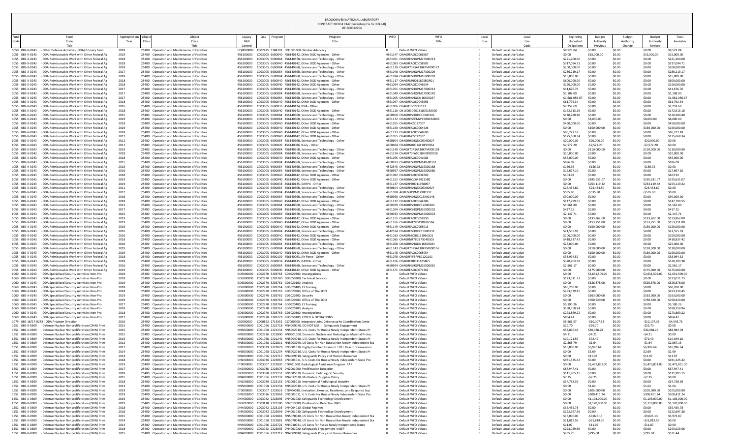BROOKHAVEN NATIONAL LABORATORY
CONTRACT MOD # 0147 [Inventory Fix for NSLS-II]
DE-SC0012704

| Fund Code | Fund Title | Appropriation Year | Object Class | Object Class Title | Legacy B&R Control | OCL | Program | Program Title | WFO | WFO Title | Local Use | Local Use Code | Beginning Uncosted Obligations | Budget Authority Previous | Budget Authority Change | Budget Authority Revised | Total Available |
|---|---|---|---|---|---|---|---|---|---|---|---|---|---|---|---|---|---|
| 1050 | 089-X-0243 - Other Defense Activities (ODA) Primary Fund | 2018 | 25400 | Operation and Maintenance of Facilities | HQ0000000 | C002425 | 3184701 | HQ1001000, Worker Advocacy | 0 | Default WFO Values | 0 | Default Local Use Value | $9,523.04 | $0.00 | $0.00 | $0.00 | $9,523.04 |
| 1055 | 089-X-0243 - ODA Reimbursable Work with Other Federal Ag | 2019 | 25400 | Operation and Maintenance of Facilities | 456100000 | C003005 | 6600040 | 456140142, Other DOD Agencies - Other | 4861147 | CHAGREAOC0066567 | 0 | Default Local Use Value | $0.00 | $15,000.00 | $0.00 | $15,000.00 | $15,000.00 |
| 1055 | 089-X-0243 - ODA Reimbursable Work with Other Federal Ag | 2018 | 25400 | Operation and Maintenance of Facilities | 456100000 | C003005 | 6600084 | 456140368, Science and Technology - Other | 4861051 | CHAGRHSHQPM17X00213 | 0 | Default Local Use Value | $221,200.00 | $0.00 | $0.00 | $0.00 | $221,200.00 |
| 1055 | 089-X-0243 - ODA Reimbursable Work with Other Federal Ag | 2018 | 25400 | Operation and Maintenance of Facilities | 456100000 | C003005 | 6600040 | 456140142, Other DOD Agencies - Other | 4861083 | CHAGREAOC0038905 | 0 | Default Local Use Value | $317,094.71 | $0.00 | $0.00 | $0.00 | $317,094.71 |
| 1055 | 089-X-0243 - ODA Reimbursable Work with Other Federal Ag | 2018 | 25400 | Operation and Maintenance of Facilities | 456100000 | C003005 | 6600084 | 456140368, Science and Technology - Other | 4861129 | CHAGR70RSAT18KPM000172 | 0 | Default Local Use Value | $200,000.00 | $0.00 | $0.00 | $0.00 | $200,000.00 |
| 1055 | 089-X-0243 - ODA Reimbursable Work with Other Federal Ag | 2017 | 25400 | Operation and Maintenance of Facilities | 456100000 | C003005 | 6600084 | 456140368, Science and Technology - Other | 4861048 | CHAGRHSHQPM17X00229 | 0 | Default Local Use Value | $286,219.17 | $0.00 | $0.00 | $0.00 | $286,219.17 |
| 1055 | 089-X-0243 - ODA Reimbursable Work with Other Federal Ag | 2018 | 25400 | Operation and Maintenance of Facilities | 456100000 | C003005 | 6600084 | 456140368, Science and Technology - Other | 4861024 | CHAGRHSHQPM16X00202 | 0 | Default Local Use Value | $15,000.00 | $0.00 | $0.00 | $0.00 | $15,000.00 |
| 1055 | 089-X-0243 - ODA Reimbursable Work with Other Federal Ag | 2018 | 25400 | Operation and Maintenance of Facilities | 456100000 | C003005 | 6600040 | 456140142, Other DOD Agencies - Other | 4861117 | CHAGRNR0011805BGR01 | 0 | Default Local Use Value | $600,000.00 | $0.00 | $0.00 | $0.00 | $600,000.00 |
| 1055 | 089-X-0243 - ODA Reimbursable Work with Other Federal Ag | 2018 | 25400 | Operation and Maintenance of Facilities | 456100000 | C003005 | 6600040 | 456140142, Other DOD Agencies - Other | 4861094 | CHAGREAOC0046634 | 0 | Default Local Use Value | $150,000.00 | $0.00 | $0.00 | $0.00 | $150,000.00 |
| 1055 | 089-X-0243 - ODA Reimbursable Work with Other Federal Ag | 2017 | 25400 | Operation and Maintenance of Facilities | 456100000 | C003005 | 6600084 | 456140368, Science and Technology - Other | 4861051 | CHAGRHSHQPM17X00213 | 0 | Default Local Use Value | $41,676.76 | $0.00 | $0.00 | $0.00 | $41,676.76 |
| 1055 | 089-X-0243 - ODA Reimbursable Work with Other Federal Ag | 2017 | 25400 | Operation and Maintenance of Facilities | 456100000 | C003005 | 6600084 | 456140368, Science and Technology - Other | 4861049 | CHAGRHSHQPM17X00142 | 0 | Default Local Use Value | $1,108.00 | $0.00 | $0.00 | $0.00 | $1,108.00 |
| 1055 | 089-X-0243 - ODA Reimbursable Work with Other Federal Ag | 2017 | 25400 | Operation and Maintenance of Facilities | 456100000 | C003005 | 6600084 | 456140368, Science and Technology - Other | 4861005 | CHAGRHSHQDN16X00027 | 0 | Default Local Use Value | $1,681,056.67 | $0.00 | $0.00 | $0.00 | $1,681,056.67 |
| 1055 | 089-X-0243 - ODA Reimbursable Work with Other Federal Ag | 2018 | 25400 | Operation and Maintenance of Facilities | 456100000 | C003005 | 6600040 | 456140142, Other DOD Agencies - Other | 4861097 | CHAGREAOC0043663 | 0 | Default Local Use Value | $61,792.34 | $0.00 | $0.00 | $0.00 | $61,792.34 |
| 1055 | 089-X-0243 - ODA Reimbursable Work with Other Federal Ag | 2016 | 25400 | Operation and Maintenance of Facilities | 456100000 | C003005 | 6600033 | 456140124, DNA - Other | 4861006 | CHAGR1002721193 | 0 | Default Local Use Value | $2,259.69 | $0.00 | $0.00 | $0.00 | $2,259.69 |
| 1055 | 089-X-0243 - ODA Reimbursable Work with Other Federal Ag | 2018 | 25400 | Operation and Maintenance of Facilities | 456100000 | C003005 | 6600040 | 456140142, Other DOD Agencies - Other | 4861110 | CH16003D20181805150005 | 0 | Default Local Use Value | $172,913.16 | $0.00 | $0.00 | $0.00 | $172,913.16 |
| 1055 | 089-X-0243 - ODA Reimbursable Work with Other Federal Ag | 2015 | 25400 | Operation and Maintenance of Facilities | 456100000 | C003005 | 6600084 | 456140368, Science and Technology - Other | 4860960 | CHAGRHSHQDC15X00146 | 0 | Default Local Use Value | $120,280.40 | $0.00 | $0.00 | $0.00 | $120,280.40 |
| 1055 | 089-X-0243 - ODA Reimbursable Work with Other Federal Ag | 2019 | 25400 | Operation and Maintenance of Facilities | 456100000 | C003005 | 6600084 | 456140368, Science and Technology - Other | 4861172 | CHAGRHSFEMW19IRWA0004 | 0 | Default Local Use Value | $0.00 | $8,000.00 | $0.00 | $8,000.00 | $8,000.00 |
| 1055 | 089-X-0243 - ODA Reimbursable Work with Other Federal Ag | 2018 | 25400 | Operation and Maintenance of Facilities | 456100000 | C003005 | 6600040 | 456140142, Other DOD Agencies - Other | 4861055 | CHAGRNCSC17007 | 0 | Default Local Use Value | $450,000.00 | $0.00 | $0.00 | $0.00 | $450,000.00 |
| 1055 | 089-X-0243 - ODA Reimbursable Work with Other Federal Ag | 2019 | 25400 | Operation and Maintenance of Facilities | 456100000 | C003005 | 6600040 | 456140142, Other DOD Agencies - Other | 4861150 | CHAGREAOC0064426 | 0 | Default Local Use Value | $0.00 | $150,000.00 | $0.00 | $150,000.00 | $150,000.00 |
| 1055 | 089-X-0243 - ODA Reimbursable Work with Other Federal Ag | 2018 | 25400 | Operation and Maintenance of Facilities | 456100000 | C003005 | 6600040 | 456140142, Other DOD Agencies - Other | 4861113 | CHAGREAOC0048606 | 0 | Default Local Use Value | $96,227.18 | $0.00 | $0.00 | $0.00 | $96,227.18 |
| 1055 | 089-X-0243 - ODA Reimbursable Work with Other Federal Ag | 2017 | 25400 | Operation and Maintenance of Facilities | 456100000 | C003005 | 6600040 | 456140142, Other DOD Agencies - Other | 4861055 | CHAGRNCSC17007 | 0 | Default Local Use Value | $175,668.34 | $0.00 | $0.00 | $0.00 | $175,668.34 |
| 1055 | 089-X-0243 - ODA Reimbursable Work with Other Federal Ag | 2012 | 25400 | Operation and Maintenance of Facilities | 456100000 | C003005 | 6600084 | 456140368, Science and Technology - Other | 4860604 | CHAGRHSHQDC09X00627 | 0 | Default Local Use Value | $20,000.00 | -$20,000.00 | $0.00 | -$20,000.00 | $0.00 |
| 1055 | 089-X-0243 - ODA Reimbursable Work with Other Federal Ag | 2011 | 25400 | Operation and Maintenance of Facilities | 456100000 | C003005 | 6600020 | 456140086, Navy - Other | 4860694 | CHAGRN0001411IP20054 | 0 | Default Local Use Value | $2,572.20 | -$2,572.20 | $0.00 | -$2,572.20 | $0.00 |
| 1055 | 089-X-0243 - ODA Reimbursable Work with Other Federal Ag | 2019 | 25400 | Operation and Maintenance of Facilities | 456100000 | C003005 | 6600084 | 456140368, Science and Technology - Other | 4861140 | CHAGR70RSAT18KPM000198 | 0 | Default Local Use Value | $0.00 | $110,000.00 | $0.00 | $110,000.00 | $110,000.00 |
| 1055 | 089-X-0243 - ODA Reimbursable Work with Other Federal Ag | 2018 | 25400 | Operation and Maintenance of Facilities | 456100000 | C003005 | 6600084 | 456140368, Science and Technology - Other | 4861124 | CHAGR70FA5018K0000018 | 0 | Default Local Use Value | $20,000.00 | $0.00 | $0.00 | $0.00 | $20,000.00 |
| 1055 | 089-X-0243 - ODA Reimbursable Work with Other Federal Ag | 2018 | 25400 | Operation and Maintenance of Facilities | 456100000 | C003005 | 6600040 | 456140142, Other DOD Agencies - Other | 4861095 | CHAGREAOC0041083 | 0 | Default Local Use Value | $55,000.00 | $0.00 | $0.00 | $0.00 | $55,000.00 |
| 1055 | 089-X-0243 - ODA Reimbursable Work with Other Federal Ag | 2015 | 25400 | Operation and Maintenance of Facilities | 456100000 | C003005 | 6600084 | 456140368, Science and Technology - Other | 4860923 | CHARGHSHQPM14X-00162 | 0 | Default Local Use Value | $696.09 | $0.00 | $0.00 | $0.00 | $696.09 |
| 1055 | 089-X-0243 - ODA Reimbursable Work with Other Federal Ag | 2015 | 25400 | Operation and Maintenance of Facilities | 456100000 | C003005 | 6600084 | 456140368, Science and Technology - Other | 4842545 | CHAGRHSHQPM15X00168 | 0 | Default Local Use Value | $156.92 | -$156.92 | $0.00 | -$156.92 | $0.00 |
| 1055 | 089-X-0243 - ODA Reimbursable Work with Other Federal Ag | 2016 | 25400 | Operation and Maintenance of Facilities | 456100000 | C003005 | 6600084 | 456140368, Science and Technology - Other | 4860997 | CHAGRHSHQPM16X00080 | 0 | Default Local Use Value | $17,697.10 | $0.00 | $0.00 | $0.00 | $17,697.10 |
| 1055 | 089-X-0243 - ODA Reimbursable Work with Other Federal Ag | 2018 | 25400 | Operation and Maintenance of Facilities | 456100000 | C003005 | 6600040 | 456140142, Other DOD Agencies - Other | 4861082 | CHAGREAOC0038769 | 0 | Default Local Use Value | $403.92 | $0.00 | $0.00 | $0.00 | $403.92 |
| 1055 | 089-X-0243 - ODA Reimbursable Work with Other Federal Ag | 2019 | 25400 | Operation and Maintenance of Facilities | 456100000 | C003005 | 6600040 | 456140142, Other DOD Agencies - Other | 4861152 | CHAGRHQ0642921580 | 0 | Default Local Use Value | $0.00 | $195,631.07 | $0.00 | $195,631.07 | $195,631.07 |
| 1055 | 089-X-0243 - ODA Reimbursable Work with Other Federal Ag | 2019 | 25400 | Operation and Maintenance of Facilities | 456100000 | C003005 | 6600038 | 456140135, DARPA - Other | 4861137 | CHAGRHR0011938097 | 0 | Default Local Use Value | $0.00 | $253,119.42 | $0.00 | $253,119.42 | $253,119.42 |
| 1055 | 089-X-0243 - ODA Reimbursable Work with Other Federal Ag | 2011 | 25400 | Operation and Maintenance of Facilities | 456100000 | C003005 | 6600084 | 456140368, Science and Technology - Other | 4860604 | CHAGRHSHQDC09X00627 | 0 | Default Local Use Value | $25,454.80 | -$25,454.80 | $0.00 | -$25,454.80 | $0.00 |
| 1055 | 089-X-0243 - ODA Reimbursable Work with Other Federal Ag | 2017 | 25400 | Operation and Maintenance of Facilities | 456100000 | C003005 | 6600084 | 456140368, Science and Technology - Other | 4861038 | AGRHSHQPM17X00137 | 0 | Default Local Use Value | $535.90 | -$535.90 | $0.00 | -$535.90 | $0.00 |
| 1055 | 089-X-0243 - ODA Reimbursable Work with Other Federal Ag | 2016 | 25400 | Operation and Maintenance of Facilities | 456100000 | C003005 | 6600084 | 456140368, Science and Technology - Other | 4860960 | CHAGRHSHQDC15X00146 | 0 | Default Local Use Value | $90,000.00 | $0.00 | $0.00 | $0.00 | $90,000.00 |
| 1055 | 089-X-0243 - ODA Reimbursable Work with Other Federal Ag | 2018 | 25400 | Operation and Maintenance of Facilities | 456100000 | C003005 | 6600040 | 456140142, Other DOD Agencies - Other | 4861112 | CHAGREAOC0044286 | 0 | Default Local Use Value | $147,799.55 | $0.00 | $0.00 | $0.00 | $147,799.55 |
| 1055 | 089-X-0243 - ODA Reimbursable Work with Other Federal Ag | 2012 | 25400 | Operation and Maintenance of Facilities | 456100000 | C003005 | 6600084 | 456140368, Science and Technology - Other | 4860789 | CHAGRHSHQDC12X00340 | 0 | Default Local Use Value | $1,561.80 | $0.00 | $0.00 | $0.00 | $1,561.80 |
| 1055 | 089-X-0243 - ODA Reimbursable Work with Other Federal Ag | 2017 | 25400 | Operation and Maintenance of Facilities | 456100000 | C003005 | 6600084 | 456140368, Science and Technology - Other | 4861024 | CHAGRHSHQPM16X00202 | 0 | Default Local Use Value | $437.15 | $0.00 | $0.00 | $0.00 | $437.15 |
| 1055 | 089-X-0243 - ODA Reimbursable Work with Other Federal Ag | 2015 | 25400 | Operation and Maintenance of Facilities | 456100000 | C003005 | 6600084 | 456140368, Science and Technology - Other | 4860933 | CHAGRHSHQPM15X00025 | 0 | Default Local Use Value | $2,147.71 | $0.00 | $0.00 | $0.00 | $2,147.71 |
| 1055 | 089-X-0243 - ODA Reimbursable Work with Other Federal Ag | 2019 | 25400 | Operation and Maintenance of Facilities | 456100000 | C003005 | 6600040 | 456140142, Other DOD Agencies - Other | 4861155 | CHAGREAOC0059950 | 0 | Default Local Use Value | $0.00 | $133,862.00 | $0.00 | $133,862.00 | $133,862.00 |
| 1055 | 089-X-0243 - ODA Reimbursable Work with Other Federal Ag | 2019 | 25400 | Operation and Maintenance of Facilities | 456100000 | C003005 | 6600040 | 456140142, Other DOD Agencies - Other | 4861166 | CHAGRNR78G19028GS34 | 0 | Default Local Use Value | $0.00 | $153,751.00 | $0.00 | $153,751.00 | $153,751.00 |
| 1055 | 089-X-0243 - ODA Reimbursable Work with Other Federal Ag | 2019 | 25400 | Operation and Maintenance of Facilities | 456100000 | C003005 | 6600040 | 456140142, Other DOD Agencies - Other | 4861149 | CHAGREAOC0065013 | 0 | Default Local Use Value | $0.00 | $150,000.00 | $0.00 | $150,000.00 | $150,000.00 |
| 1055 | 089-X-0243 - ODA Reimbursable Work with Other Federal Ag | 2016 | 25400 | Operation and Maintenance of Facilities | 456100000 | C003005 | 6600084 | 456140368, Science and Technology - Other | 4842534 | CHAGRHSHQDC15X00132 | 0 | Default Local Use Value | $21,555.93 | $0.00 | $0.00 | $0.00 | $21,555.93 |
| 1055 | 089-X-0243 - ODA Reimbursable Work with Other Federal Ag | 2016 | 25400 | Operation and Maintenance of Facilities | 456100000 | C003005 | 6600040 | 456140142, Other DOD Agencies - Other | 4861013 | CHAGRNID8G16196GS21 | 0 | Default Local Use Value | $100,000.00 | $0.00 | $0.00 | $0.00 | $100,000.00 |
| 1055 | 089-X-0243 - ODA Reimbursable Work with Other Federal Ag | 2018 | 25400 | Operation and Maintenance of Facilities | 456100000 | C003005 | 6600040 | 456140142, Other DOD Agencies - Other | 4861085 | CHAGRNR78G17304GS03 | 0 | Default Local Use Value | $418,837.42 | $0.00 | $0.00 | $0.00 | $418,837.42 |
| 1055 | 089-X-0243 - ODA Reimbursable Work with Other Federal Ag | 2016 | 25400 | Operation and Maintenance of Facilities | 456100000 | C003005 | 6600084 | 456140368, Science and Technology - Other | 4861008 | CHAGRHSHQDN16X00024 | 0 | Default Local Use Value | $25,000.00 | $0.00 | $0.00 | $0.00 | $25,000.00 |
| 1055 | 089-X-0243 - ODA Reimbursable Work with Other Federal Ag | 2019 | 25400 | Operation and Maintenance of Facilities | 456100000 | C003005 | 6600084 | 456140368, Science and Technology - Other | 4861143 | CHAGR70RSAT18KPM000156 | 0 | Default Local Use Value | $0.00 | $110,000.00 | $0.00 | $110,000.00 | $110,000.00 |
| 1055 | 089-X-0243 - ODA Reimbursable Work with Other Federal Ag | 2019 | 25400 | Operation and Maintenance of Facilities | 456100000 | C003005 | 6600040 | 456140142, Other DOD Agencies - Other | 4861148 | CHAGREAOC0065054 | 0 | Default Local Use Value | $0.00 | $150,000.00 | $0.00 | $150,000.00 | $150,000.00 |
| 1055 | 089-X-0243 - ODA Reimbursable Work with Other Federal Ag | 2018 | 25400 | Operation and Maintenance of Facilities | 456100000 | C003005 | 6600109 | 456140063, Air Force - Other | 4861078 | CHAGRF4FBFP8012G101 | 0 | Default Local Use Value | $38,994.52 | $0.00 | $0.00 | $0.00 | $38,994.52 |
| 1055 | 089-X-0243 - ODA Reimbursable Work with Other Federal Ag | 2018 | 25400 | Operation and Maintenance of Facilities | 456100000 | C003005 | 6600038 | 456140135, DARPA - Other | 4861106 | CHAGRHR0011835865 | 0 | Default Local Use Value | $320,703.38 | $0.00 | $0.00 | $0.00 | $320,703.38 |
| 1055 | 089-X-0243 - ODA Reimbursable Work with Other Federal Ag | 2016 | 25400 | Operation and Maintenance of Facilities | 456100000 | C003005 | 6600084 | 456140368, Science and Technology - Other | 4860994 | CHAGRHSHQPM16X00081 | 0 | Default Local Use Value | $2,561.17 | $0.00 | $0.00 | $0.00 | $2,561.17 |
| 1055 | 089-X-0243 - ODA Reimbursable Work with Other Federal Ag | 2019 | 25400 | Operation and Maintenance of Facilities | 456100000 | C003005 | 6600040 | 456140142, Other DOD Agencies - Other | 4861171 | CHAGREAOC0071362 | 0 | Default Local Use Value | $0.00 | $175,000.00 | $0.00 | $175,000.00 | $175,000.00 |
| 1060 | 089-X-0243 - ODA Specialized Security Activities Non-Pro | 2019 | 25400 | Operation and Maintenance of Facilities | GD6000000 | C002970 | 3203763 | GD6020300, Investigations | 0 | Default WFO Values | 0 | Default Local Use Value | $0.00 | $2,631,509.00 | $0.00 | $2,631,509.00 | $2,631,509.00 |
| 1060 | 089-X-0243 - ODA Specialized Security Activities Non-Pro | 2018 | 25400 | Operation and Maintenance of Facilities | GD6000000 | C002970 | 3203780 | GD6050200, Technical Services | 0 | Default WFO Values | 0 | Default Local Use Value | $123,011.73 | $0.00 | $0.00 | $0.00 | $123,011.73 |
| 1060 | 089-X-0243 - ODA Specialized Security Activities Non-Pro | 2019 | 25400 | Operation and Maintenance of Facilities | GD6000000 | C002970 | 3203761 | GD6020100, Analysis | 0 | Default WFO Values | 0 | Default Local Use Value | $0.00 | $526,878.00 | $0.00 | $526,878.00 | $526,878.00 |
| 1060 | 089-X-0243 - ODA Specialized Security Activities Non-Pro | 2018 | 25400 | Operation and Maintenance of Facilities | GD6000000 | C002970 | 3203764 | GD6020400, CI Training | 0 | Default WFO Values | 0 | Default Local Use Value | $60,260.00 | $0.00 | $0.00 | $0.00 | $60,260.00 |
| 1060 | 089-X-0243 - ODA Specialized Security Activities Non-Pro | 2018 | 25400 | Operation and Maintenance of Facilities | GD6000000 | C002970 | 3203769 | GD6020900, Office of The SCIO | 0 | Default WFO Values | 0 | Default Local Use Value | $293,339.45 | $0.00 | $0.00 | $0.00 | $293,339.45 |
| 1060 | 089-X-0243 - ODA Specialized Security Activities Non-Pro | 2019 | 25400 | Operation and Maintenance of Facilities | GD6000000 | C002970 | 3203762 | GD6020200, Security | 0 | Default WFO Values | 0 | Default Local Use Value | $0.00 | $163,000.00 | $0.00 | $163,000.00 | $163,000.00 |
| 1060 | 089-X-0243 - ODA Specialized Security Activities Non-Pro | 2019 | 25400 | Operation and Maintenance of Facilities | GD6000000 | C002970 | 3203769 | GD6020900, Office of The SCIO | 0 | Default WFO Values | 0 | Default Local Use Value | $0.00 | $760,920.00 | $0.00 | $760,920.00 | $760,920.00 |
| 1060 | 089-X-0243 - ODA Specialized Security Activities Non-Pro | 2017 | 25400 | Operation and Maintenance of Facilities | GD6000000 | C002970 | 3203764 | GD6020400, CI Training | 0 | Default WFO Values | 0 | Default Local Use Value | $5,100.26 | $0.00 | $0.00 | $0.00 | $5,100.26 |
| 1060 | 089-X-0243 - ODA Specialized Security Activities Non-Pro | 2018 | 25400 | Operation and Maintenance of Facilities | GD6000000 | C002970 | 3203761 | GD6020100, Analysis | 0 | Default WFO Values | 0 | Default Local Use Value | $188,358.94 | $0.00 | $0.00 | $0.00 | $188,358.94 |
| 1060 | 089-X-0243 - ODA Specialized Security Activities Non-Pro | 2018 | 25400 | Operation and Maintenance of Facilities | GD6000000 | C002970 | 3203763 | GD6020300, Investigations | 0 | Default WFO Values | 0 | Default Local Use Value | $273,869.22 | $0.00 | $0.00 | $0.00 | $273,869.22 |
| 1060 | 089-X-0243 - ODA Specialized Security Activities Non-Pro | 2017 | 25400 | Operation and Maintenance of Facilities | GD6000000 | C002970 | 3203779 | GD6050100, CYBER & OPERATIONS | 0 | Default WFO Values | 0 | Default Local Use Value | $864.41 | $0.00 | $0.00 | $0.00 | $864.41 |
| 1079 | 089-16/17-0243 - ODA Program Direction | 2016 | 25400 | Operation and Maintenance of Facilities | CS0000000 | C000892 | 1713352 | CS7000000, Integrated Joint Cybersecurity Coordination Cente | 0 | Default WFO Values | 0 | Default Local Use Value | $5,561.57 | -$10,107.33 | $0.00 | -$10,107.33 | -$4,545.76 |
| 1551 | 089-X-0309 - Defense Nuclear Nonproliferation (DNN) Prim | 2015 | 25400 | Operation and Maintenance of Facilities | NN4000000 | C001056 | 2222718 | NN4009020, DO NOT USE!!! Safeguards Engagement | 0 | Default WFO Values | 0 | Default Local Use Value | $29.70 | -$29.70 | $0.00 | -$29.70 | $0.00 |
| 1551 | 089-X-0309 - Defense Nuclear Nonproliferation (DNN) Prim | 2015 | 25400 | Operation and Maintenance of Facilities | NN5000000 | C001058 | 2221234 | NN5002010, U.S. Costs for Russia Newly Independent States Pr | 0 | Default WFO Values | 0 | Default Local Use Value | $58,896.49 | $30,088.29 | $0.00 | $30,088.29 | $88,984.78 |
| 1551 | 089-X-0309 - Defense Nuclear Nonproliferation (DNN) Prim | 2015 | 25400 | Operation and Maintenance of Facilities | NN9300000 | C002936 | 2222890 | NN9301000, Domestic Nuclear and Radiological Material Protec | 0 | Default WFO Values | 0 | Default Local Use Value | $4.21 | -$4.21 | $0.00 | -$4.21 | $0.00 |
| 1551 | 089-X-0309 - Defense Nuclear Nonproliferation (DNN) Prim | 2015 | 25400 | Operation and Maintenance of Facilities | NN5000000 | C001058 | 2221240 | NN5004010, U.S. Costs for Russia Newly Independent States Pr | 0 | Default WFO Values | 0 | Default Local Use Value | $10,121.59 | -$72.49 | $0.00 | -$72.49 | $10,049.10 |
| 1551 | 089-X-0309 - Defense Nuclear Nonproliferation (DNN) Prim | 2013 | 25400 | Operation and Maintenance of Facilities | NN5000000 | C001058 | 2222811 | NN5003040, US Costs for Non Russia Non-Newly Independent Sta | 0 | Default WFO Values | 0 | Default Local Use Value | $2,868.79 | -$1.64 | $0.00 | -$1.64 | $2,867.15 |
| 1551 | 089-X-0309 - Defense Nuclear Nonproliferation (DNN) Prim | 2017 | 25400 | Operation and Maintenance of Facilities | DN3001000 | C003039 | 2223079 | DN3001010, Highly Enriched Uranium HEU Reactor Conversion | 0 | Default WFO Values | 0 | Default Local Use Value | $10,000.00 | $6,996.64 | $0.00 | $6,996.64 | $16,996.64 |
| 1551 | 089-X-0309 - Defense Nuclear Nonproliferation (DNN) Prim | 2015 | 25400 | Operation and Maintenance of Facilities | NN5000000 | C001058 | 2221234 | NN5002010, U.S. Costs for Russia Newly Independent States Pr | 0 | Default WFO Values | 0 | Default Local Use Value | $0.00 | $2.69 | $0.00 | $2.69 | $2.69 |
| 1551 | 089-X-0309 - Defense Nuclear Nonproliferation (DNN) Prim | 2014 | 25400 | Operation and Maintenance of Facilities | NN4000000 | C001056 | 2222717 | NN4009010, Safeguards Policy and Human Resources | 0 | Default WFO Values | 0 | Default Local Use Value | $0.00 | $11.07 | $0.00 | $11.07 | $11.07 |
| 1551 | 089-X-0309 - Defense Nuclear Nonproliferation (DNN) Prim | 2018 | 25400 | Operation and Maintenance of Facilities | DN1003000 | C003036 | 2223063 | DN1003011, U.S. Costs for Russia Newly Independent State Pro | 0 | Default WFO Values | 0 | Default Local Use Value | $931,325.42 | $0.00 | $0.00 | $0.00 | $931,325.42 |
| 1551 | 089-X-0309 - Defense Nuclear Nonproliferation (DNN) Prim | 2019 | 25400 | Operation and Maintenance of Facilities | CT0000000 | C003007 | 2223020 | CT8401000, Radiological Assistance Program RAP | 0 | Default WFO Values | 0 | Default Local Use Value | $0.00 | $2,473,851.00 | $0.00 | $2,473,851.00 | $2,473,851.00 |
| 1551 | 089-X-0309 - Defense Nuclear Nonproliferation (DNN) Prim | 2017 | 25400 | Operation and Maintenance of Facilities | DN2000000 | C003038 | 2223076 | DN2001000, Proliferation Detection | 0 | Default WFO Values | 0 | Default Local Use Value | $67,947.41 | $0.00 | $0.00 | $0.00 | $67,947.41 |
| 1551 | 089-X-0309 - Defense Nuclear Nonproliferation (DNN) Prim | 2018 | 25400 | Operation and Maintenance of Facilities | DN1005000 | C003088 | 2223152 | DN1005010, Domestic Radiological Security | 0 | Default WFO Values | 0 | Default Local Use Value | $111,905.15 | $0.00 | $0.00 | $0.00 | $111,905.15 |
| 1551 | 089-X-0309 - Defense Nuclear Nonproliferation (DNN) Prim | 2015 | 25400 | Operation and Maintenance of Facilities | NN4000000 | C001056 | 2222732 | NN4012030, Multilateral Supplier Policy | 0 | Default WFO Values | 0 | Default Local Use Value | $7.25 | -$7.25 | $0.00 | -$7.25 | $0.00 |
| 1551 | 089-X-0309 - Defense Nuclear Nonproliferation (DNN) Prim | 2018 | 25400 | Operation and Maintenance of Facilities | DN1006000 | C003089 | 2223153 | DN1006010, International Radiological Security | 0 | Default WFO Values | 0 | Default Local Use Value | $34,738.39 | $0.00 | $0.00 | $0.00 | $34,738.39 |
| 1551 | 089-X-0309 - Defense Nuclear Nonproliferation (DNN) Prim | 2013 | 25400 | Operation and Maintenance of Facilities | NN5000000 | C001058 | 2221234 | NN5002010, U.S. Costs for Russia Newly Independent States Pr | 0 | Default WFO Values | 0 | Default Local Use Value | $0.00 | $1.64 | $0.00 | $1.64 | $1.64 |
| 1551 | 089-X-0309 - Defense Nuclear Nonproliferation (DNN) Prim | 2019 | 25400 | Operation and Maintenance of Facilities | CT0000000 | C003007 | 2223023 | CT8404010, Evaluation, Exercise, Readiness, and Response Sup | 0 | Default WFO Values | 0 | Default Local Use Value | $0.00 | $105,000.00 | $0.00 | $105,000.00 | $105,000.00 |
| 1551 | 089-X-0309 - Defense Nuclear Nonproliferation (DNN) Prim | 2019 | 25400 | Operation and Maintenance of Facilities | DN1003000 | C003036 | 2223063 | DN1003011, U.S. Costs for Russia Newly Independent State Pro | 0 | Default WFO Values | 0 | Default Local Use Value | $0.00 | $300,411.24 | $0.00 | $300,411.24 | $300,411.24 |
| 1551 | 089-X-0309 - Defense Nuclear Nonproliferation (DNN) Prim | 2019 | 25400 | Operation and Maintenance of Facilities | DN4000000 | C003042 | 2223096 | DN4001030, Safeguards Technology Development | 0 | Default WFO Values | 0 | Default Local Use Value | $0.00 | $1,103,000.00 | $0.00 | $1,103,000.00 | $1,103,000.00 |
| 1551 | 089-X-0309 - Defense Nuclear Nonproliferation (DNN) Prim | 2019 | 25400 | Operation and Maintenance of Facilities | DN2010000 | C003118 | 2223180 | DN2010000, Proliferation Detection R&D | 0 | Default WFO Values | 0 | Default Local Use Value | $0.00 | $1,120,000.00 | $0.00 | $1,120,000.00 | $1,120,000.00 |
| 1551 | 089-X-0309 - Defense Nuclear Nonproliferation (DNN) Prim | 2018 | 25400 | Operation and Maintenance of Facilities | DN4000000 | C003042 | 2223103 | DN4004010, Global Regimes | 0 | Default WFO Values | 0 | Default Local Use Value | $35,435.78 | $0.00 | $0.00 | $0.00 | $35,435.78 |
| 1551 | 089-X-0309 - Defense Nuclear Nonproliferation (DNN) Prim | 2018 | 25400 | Operation and Maintenance of Facilities | DN4000000 | C003042 | 2223096 | DN4001030, Safeguards Technology Development | 0 | Default WFO Values | 0 | Default Local Use Value | $222,697.36 | $0.00 | $0.00 | $0.00 | $222,697.36 |
| 1551 | 089-X-0309 - Defense Nuclear Nonproliferation (DNN) Prim | 2015 | 25400 | Operation and Maintenance of Facilities | NN5000000 | C001058 | 2222881 | NN5070040, US Costs for Non Russia Non-Newly Independent Sta | 0 | Default WFO Values | 0 | Default Local Use Value | $15,000.00 | -$9,026.13 | $0.00 | -$9,026.13 | $5,973.87 |
| 1551 | 089-X-0309 - Defense Nuclear Nonproliferation (DNN) Prim | 2014 | 25400 | Operation and Maintenance of Facilities | NN5000000 | C001058 | 2222881 | NN5070040, US Costs for Non Russia Non-Newly Independent Sta | 0 | Default WFO Values | 0 | Default Local Use Value | $21,819.56 | -$21,819.56 | $0.00 | -$21,819.56 | $0.00 |
| 1551 | 089-X-0309 - Defense Nuclear Nonproliferation (DNN) Prim | 2014 | 25400 | Operation and Maintenance of Facilities | NN4000000 | C001056 | 2222722 | NN4010021, US Costs for Russia Newly Independent States | 0 | Default WFO Values | 0 | Default Local Use Value | $11.07 | -$11.07 | $0.00 | -$11.07 | $0.00 |
| 1551 | 089-X-0309 - Defense Nuclear Nonproliferation (DNN) Prim | 2018 | 25400 | Operation and Maintenance of Facilities | DN4000000 | C003042 | 2223095 | DN4001020, Safeguards Engagement INSEP | 0 | Default WFO Values | 0 | Default Local Use Value | $293,029.56 | $0.00 | $0.00 | $0.00 | $293,029.56 |
| 1551 | 089-X-0309 - Defense Nuclear Nonproliferation (DNN) Prim | 2015 | 25400 | Operation and Maintenance of Facilities | NN4000000 | C001056 | 2222717 | NN4009010, Safeguards Policy and Human Resources | 0 | Default WFO Values | 0 | Default Local Use Value | $235.76 | $295.68 | $0.00 | $295.68 | $531.44 |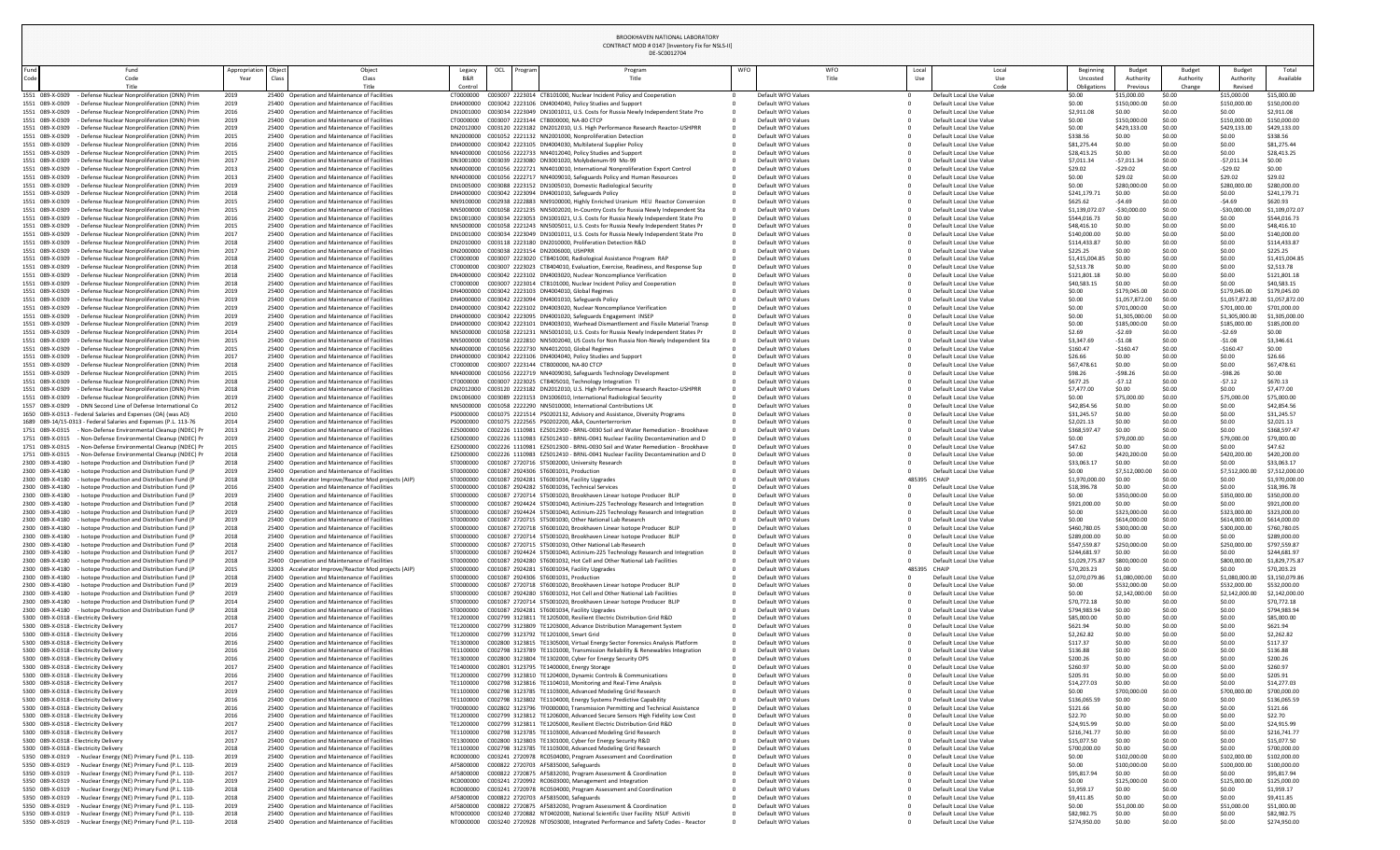# BROOKHAVEN NATIONAL LABORATORY
## CONTRACT MOD # 0147 [Inventory Fix for NSLS-II]
### DE-SC0012704

| Fund Code | Fund Title | Appropriation Year | Object Class | Object Class Title | Legacy B&R Control | OCL | Program | Program Title | WFO | WFO Title | Local Use | Local Use Code | Beginning Uncosted Obligations | Budget Authority Previous | Budget Authority Change | Budget Authority Revised | Total Available |
|---|---|---|---|---|---|---|---|---|---|---|---|---|---|---|---|---|---|
| 1551 | 089-X-0309 - Defense Nuclear Nonproliferation (DNN) Prim | 2019 | 25400 | Operation and Maintenance of Facilities | CT0000000 | C003007 | 2223014 | CT8101000, Nuclear Incident Policy and Cooperation | 0 | Default WFO Values | 0 | Default Local Use Value | $0.00 | $15,000.00 | $0.00 | $15,000.00 | $15,000.00 |
| 1551 | 089-X-0309 - Defense Nuclear Nonproliferation (DNN) Prim | 2019 | 25400 | Operation and Maintenance of Facilities | DN4000000 | C003042 | 2223106 | DN4004040, Policy Studies and Support | 0 | Default WFO Values | 0 | Default Local Use Value | $0.00 | $150,000.00 | $0.00 | $150,000.00 | $150,000.00 |
| 1551 | 089-X-0309 - Defense Nuclear Nonproliferation (DNN) Prim | 2016 | 25400 | Operation and Maintenance of Facilities | DN1001000 | C003034 | 2223049 | DN1001011, U.S. Costs for Russia Newly Independent State Pro | 0 | Default WFO Values | 0 | Default Local Use Value | $2,911.08 | $0.00 | $0.00 | $0.00 | $2,911.08 |
| 1551 | 089-X-0309 - Defense Nuclear Nonproliferation (DNN) Prim | 2019 | 25400 | Operation and Maintenance of Facilities | CT0000000 | C003007 | 2223144 | CT8000000, NA-80 CTCP | 0 | Default WFO Values | 0 | Default Local Use Value | $0.00 | $150,000.00 | $0.00 | $150,000.00 | $150,000.00 |
| 1551 | 089-X-0309 - Defense Nuclear Nonproliferation (DNN) Prim | 2019 | 25400 | Operation and Maintenance of Facilities | DN2012000 | C003120 | 2223182 | DN2012010, U.S. High Performance Research Reactor-USHPRR | 0 | Default WFO Values | 0 | Default Local Use Value | $0.00 | $429,133.00 | $0.00 | $429,133.00 | $429,133.00 |
| 1551 | 089-X-0309 - Defense Nuclear Nonproliferation (DNN) Prim | 2015 | 25400 | Operation and Maintenance of Facilities | NN2000000 | C001052 | 2221132 | NN2001000, Nonproliferation Detection | 0 | Default WFO Values | 0 | Default Local Use Value | $338.56 | $0.00 | $0.00 | $0.00 | $338.56 |
| 1551 | 089-X-0309 - Defense Nuclear Nonproliferation (DNN) Prim | 2016 | 25400 | Operation and Maintenance of Facilities | DN4000000 | C003042 | 2223105 | DN4004030, Multilateral Supplier Policy | 0 | Default WFO Values | 0 | Default Local Use Value | $81,275.44 | $0.00 | $0.00 | $0.00 | $81,275.44 |
| 1551 | 089-X-0309 - Defense Nuclear Nonproliferation (DNN) Prim | 2015 | 25400 | Operation and Maintenance of Facilities | NN4000000 | C001056 | 2222733 | NN4012040, Policy Studies and Support | 0 | Default WFO Values | 0 | Default Local Use Value | $28,413.25 | $0.00 | $0.00 | $0.00 | $28,413.25 |
| 1551 | 089-X-0309 - Defense Nuclear Nonproliferation (DNN) Prim | 2017 | 25400 | Operation and Maintenance of Facilities | DN3001000 | C003039 | 2223080 | DN3001020, Molybdenum-99 Mo-99 | 0 | Default WFO Values | 0 | Default Local Use Value | $7,011.34 | -$7,011.34 | $0.00 | -$7,011.34 | $0.00 |
| 1551 | 089-X-0309 - Defense Nuclear Nonproliferation (DNN) Prim | 2013 | 25400 | Operation and Maintenance of Facilities | NN4000000 | C001056 | 2222721 | NN4010010, International Nonproliferation Export Control | 0 | Default WFO Values | 0 | Default Local Use Value | $29.02 | -$29.02 | $0.00 | -$29.02 | $0.00 |
| 1551 | 089-X-0309 - Defense Nuclear Nonproliferation (DNN) Prim | 2013 | 25400 | Operation and Maintenance of Facilities | NN4000000 | C001056 | 2222717 | NN4009010, Safeguards Policy and Human Resources | 0 | Default WFO Values | 0 | Default Local Use Value | $0.00 | $29.02 | $0.00 | $29.02 | $29.02 |
| 1551 | 089-X-0309 - Defense Nuclear Nonproliferation (DNN) Prim | 2019 | 25400 | Operation and Maintenance of Facilities | DN1005000 | C003088 | 2223152 | DN1005010, Domestic Radiological Security | 0 | Default WFO Values | 0 | Default Local Use Value | $0.00 | $280,000.00 | $0.00 | $280,000.00 | $280,000.00 |
| 1551 | 089-X-0309 - Defense Nuclear Nonproliferation (DNN) Prim | 2018 | 25400 | Operation and Maintenance of Facilities | DN4000000 | C003042 | 2223094 | DN4001010, Safeguards Policy | 0 | Default WFO Values | 0 | Default Local Use Value | $241,179.71 | $0.00 | $0.00 | $0.00 | $241,179.71 |
| 1551 | 089-X-0309 - Defense Nuclear Nonproliferation (DNN) Prim | 2015 | 25400 | Operation and Maintenance of Facilities | NN9100000 | C002938 | 2222883 | NN9100000, Highly Enriched Uranium HEU Reactor Conversion | 0 | Default WFO Values | 0 | Default Local Use Value | $625.62 | -$4.69 | $0.00 | -$4.69 | $620.93 |
| 1551 | 089-X-0309 - Defense Nuclear Nonproliferation (DNN) Prim | 2015 | 25400 | Operation and Maintenance of Facilities | NN5000000 | C001058 | 2221235 | NN5002020, In-Country Costs for Russia Newly Independent Sta | 0 | Default WFO Values | 0 | Default Local Use Value | $1,139,072.07 | -$30,000.00 | $0.00 | -$30,000.00 | $1,109,072.07 |
| 1551 | 089-X-0309 - Defense Nuclear Nonproliferation (DNN) Prim | 2016 | 25400 | Operation and Maintenance of Facilities | DN1001000 | C003034 | 2223051 | DN1001021, U.S. Costs for Russia Newly Independent State Pro | 0 | Default WFO Values | 0 | Default Local Use Value | $544,016.73 | $0.00 | $0.00 | $0.00 | $544,016.73 |
| 1551 | 089-X-0309 - Defense Nuclear Nonproliferation (DNN) Prim | 2015 | 25400 | Operation and Maintenance of Facilities | NN5000000 | C001058 | 2221243 | NN5005011, U.S. Costs for Russia Newly Independent States Pr | 0 | Default WFO Values | 0 | Default Local Use Value | $48,416.10 | $0.00 | $0.00 | $0.00 | $48,416.10 |
| 1551 | 089-X-0309 - Defense Nuclear Nonproliferation (DNN) Prim | 2017 | 25400 | Operation and Maintenance of Facilities | DN1001000 | C003034 | 2223049 | DN1001011, U.S. Costs for Russia Newly Independent State Pro | 0 | Default WFO Values | 0 | Default Local Use Value | $140,000.00 | $0.00 | $0.00 | $0.00 | $140,000.00 |
| 1551 | 089-X-0309 - Defense Nuclear Nonproliferation (DNN) Prim | 2018 | 25400 | Operation and Maintenance of Facilities | DN2010000 | C003118 | 2223180 | DN2010000, Proliferation Detection R&D | 0 | Default WFO Values | 0 | Default Local Use Value | $114,433.87 | $0.00 | $0.00 | $0.00 | $114,433.87 |
| 1551 | 089-X-0309 - Defense Nuclear Nonproliferation (DNN) Prim | 2017 | 25400 | Operation and Maintenance of Facilities | DN2000000 | C003038 | 2223154 | DN2006000, USHPRR | 0 | Default WFO Values | 0 | Default Local Use Value | $225.25 | $0.00 | $0.00 | $0.00 | $225.25 |
| 1551 | 089-X-0309 - Defense Nuclear Nonproliferation (DNN) Prim | 2018 | 25400 | Operation and Maintenance of Facilities | CT0000000 | C003007 | 2223020 | CT8401000, Radiological Assistance Program RAP | 0 | Default WFO Values | 0 | Default Local Use Value | $1,415,004.85 | $0.00 | $0.00 | $0.00 | $1,415,004.85 |
| 1551 | 089-X-0309 - Defense Nuclear Nonproliferation (DNN) Prim | 2018 | 25400 | Operation and Maintenance of Facilities | CT0000000 | C003007 | 2223023 | CT8404010, Evaluation, Exercise, Readiness, and Response Sup | 0 | Default WFO Values | 0 | Default Local Use Value | $2,513.78 | $0.00 | $0.00 | $0.00 | $2,513.78 |
| 1551 | 089-X-0309 - Defense Nuclear Nonproliferation (DNN) Prim | 2018 | 25400 | Operation and Maintenance of Facilities | DN4000000 | C003042 | 2223102 | DN4003020, Nuclear Noncompliance Verification | 0 | Default WFO Values | 0 | Default Local Use Value | $121,801.18 | $0.00 | $0.00 | $0.00 | $121,801.18 |
| 1551 | 089-X-0309 - Defense Nuclear Nonproliferation (DNN) Prim | 2018 | 25400 | Operation and Maintenance of Facilities | CT0000000 | C003007 | 2223014 | CT8101000, Nuclear Incident Policy and Cooperation | 0 | Default WFO Values | 0 | Default Local Use Value | $40,583.15 | $0.00 | $0.00 | $0.00 | $40,583.15 |
| 1551 | 089-X-0309 - Defense Nuclear Nonproliferation (DNN) Prim | 2019 | 25400 | Operation and Maintenance of Facilities | DN4000000 | C003042 | 2223103 | DN4004010, Global Regimes | 0 | Default WFO Values | 0 | Default Local Use Value | $0.00 | $179,045.00 | $0.00 | $179,045.00 | $179,045.00 |
| 1551 | 089-X-0309 - Defense Nuclear Nonproliferation (DNN) Prim | 2019 | 25400 | Operation and Maintenance of Facilities | DN4000000 | C003042 | 2223094 | DN4001010, Safeguards Policy | 0 | Default WFO Values | 0 | Default Local Use Value | $0.00 | $1,057,872.00 | $0.00 | $1,057,872.00 | $1,057,872.00 |
| 1551 | 089-X-0309 - Defense Nuclear Nonproliferation (DNN) Prim | 2019 | 25400 | Operation and Maintenance of Facilities | DN4000000 | C003042 | 2223102 | DN4003020, Nuclear Noncompliance Verification | 0 | Default WFO Values | 0 | Default Local Use Value | $0.00 | $701,000.00 | $0.00 | $701,000.00 | $701,000.00 |
| 1551 | 089-X-0309 - Defense Nuclear Nonproliferation (DNN) Prim | 2019 | 25400 | Operation and Maintenance of Facilities | DN4000000 | C003042 | 2223095 | DN4001020, Safeguards Engagement INSEP | 0 | Default WFO Values | 0 | Default Local Use Value | $0.00 | $1,305,000.00 | $0.00 | $1,305,000.00 | $1,305,000.00 |
| 1551 | 089-X-0309 - Defense Nuclear Nonproliferation (DNN) Prim | 2019 | 25400 | Operation and Maintenance of Facilities | DN4000000 | C003042 | 2223101 | DN4003010, Warhead Dismantlement and Fissile Material Transp | 0 | Default WFO Values | 0 | Default Local Use Value | $0.00 | $185,000.00 | $0.00 | $185,000.00 | $185,000.00 |
| 1551 | 089-X-0309 - Defense Nuclear Nonproliferation (DNN) Prim | 2014 | 25400 | Operation and Maintenance of Facilities | NN5000000 | C001058 | 2221231 | NN5001010, U.S. Costs for Russia Newly Independent States Pr | 0 | Default WFO Values | 0 | Default Local Use Value | $2.69 | -$2.69 | $0.00 | -$2.69 | $0.00 |
| 1551 | 089-X-0309 - Defense Nuclear Nonproliferation (DNN) Prim | 2015 | 25400 | Operation and Maintenance of Facilities | NN5000000 | C001058 | 2222810 | NN5002040, US Costs for Non Russia Non-Newly Independent Sta | 0 | Default WFO Values | 0 | Default Local Use Value | $3,347.69 | -$1.08 | $0.00 | -$1.08 | $3,346.61 |
| 1551 | 089-X-0309 - Defense Nuclear Nonproliferation (DNN) Prim | 2015 | 25400 | Operation and Maintenance of Facilities | NN4000000 | C001056 | 2222730 | NN4012010, Global Regimes | 0 | Default WFO Values | 0 | Default Local Use Value | $160.47 | -$160.47 | $0.00 | -$160.47 | $0.00 |
| 1551 | 089-X-0309 - Defense Nuclear Nonproliferation (DNN) Prim | 2017 | 25400 | Operation and Maintenance of Facilities | DN4000000 | C003042 | 2223106 | DN4004040, Policy Studies and Support | 0 | Default WFO Values | 0 | Default Local Use Value | $26.66 | $0.00 | $0.00 | $0.00 | $26.66 |
| 1551 | 089-X-0309 - Defense Nuclear Nonproliferation (DNN) Prim | 2018 | 25400 | Operation and Maintenance of Facilities | CT0000000 | C003007 | 2223144 | CT8000000, NA-80 CTCP | 0 | Default WFO Values | 0 | Default Local Use Value | $67,478.61 | $0.00 | $0.00 | $0.00 | $67,478.61 |
| 1551 | 089-X-0309 - Defense Nuclear Nonproliferation (DNN) Prim | 2015 | 25400 | Operation and Maintenance of Facilities | NN4000000 | C001056 | 2222719 | NN4009030, Safeguards Technology Development | 0 | Default WFO Values | 0 | Default Local Use Value | $98.26 | -$98.26 | $0.00 | -$98.26 | $0.00 |
| 1551 | 089-X-0309 - Defense Nuclear Nonproliferation (DNN) Prim | 2018 | 25400 | Operation and Maintenance of Facilities | CT0000000 | C003007 | 2223025 | CT8405010, Technology Integration TI | 0 | Default WFO Values | 0 | Default Local Use Value | $677.25 | -$7.12 | $0.00 | -$7.12 | $670.13 |
| 1551 | 089-X-0309 - Defense Nuclear Nonproliferation (DNN) Prim | 2018 | 25400 | Operation and Maintenance of Facilities | DN2012000 | C003120 | 2223182 | DN2012010, U.S. High Performance Research Reactor-USHPRR | 0 | Default WFO Values | 0 | Default Local Use Value | $7,477.00 | $0.00 | $0.00 | $0.00 | $7,477.00 |
| 1551 | 089-X-0309 - Defense Nuclear Nonproliferation (DNN) Prim | 2019 | 25400 | Operation and Maintenance of Facilities | DN1006000 | C003089 | 2223153 | DN1006010, International Radiological Security | 0 | Default WFO Values | 0 | Default Local Use Value | $0.00 | $75,000.00 | $0.00 | $75,000.00 | $75,000.00 |
| 1557 | 089-X-0309 - DNN Second Line of Defense International Co | 2012 | 25400 | Operation and Maintenance of Facilities | NN5000000 | C001058 | 2222290 | NN5010000, International Contributions UK | 0 | Default WFO Values | 0 | Default Local Use Value | $42,854.56 | $0.00 | $0.00 | $0.00 | $42,854.56 |
| 1650 | 089-X-0313 - Federal Salaries and Expenses (OA) (was AD) | 2010 | 25400 | Operation and Maintenance of Facilities | PS0000000 | C001075 | 2221514 | PS0202132, Advisory and Assistance, Diversity Programs | 0 | Default WFO Values | 0 | Default Local Use Value | $31,245.57 | $0.00 | $0.00 | $0.00 | $31,245.57 |
| 1689 | 089-14/15-0313 - Federal Salaries and Expenses (P.L. 113-76 | 2014 | 25400 | Operation and Maintenance of Facilities | PS0000000 | C001075 | 2222565 | PS0202200, A&A, Counterterrorism | 0 | Default WFO Values | 0 | Default Local Use Value | $2,021.13 | $0.00 | $0.00 | $0.00 | $2,021.13 |
| 1751 | 089-X-0315 - Non-Defense Environmental Cleanup (NDEC) Pr | 2013 | 25400 | Operation and Maintenance of Facilities | EZ5000000 | C002226 | 1110981 | EZ5012300 - BRNL-0030 Soil and Water Remediation - Brookhave | 0 | Default WFO Values | 0 | Default Local Use Value | $368,597.47 | $0.00 | $0.00 | $0.00 | $368,597.47 |
| 1751 | 089-X-0315 - Non-Defense Environmental Cleanup (NDEC) Pr | 2019 | 25400 | Operation and Maintenance of Facilities | EZ5000000 | C002226 | 1110983 | EZ5012410 - BRNL-0041 Nuclear Facility Decontamination and D | 0 | Default WFO Values | 0 | Default Local Use Value | $0.00 | $79,000.00 | $0.00 | $79,000.00 | $79,000.00 |
| 1751 | 089-X-0315 - Non-Defense Environmental Cleanup (NDEC) Pr | 2015 | 25400 | Operation and Maintenance of Facilities | EZ5000000 | C002226 | 1110981 | EZ5012300 - BRNL-0030 Soil and Water Remediation - Brookhave | 0 | Default WFO Values | 0 | Default Local Use Value | $47.62 | $0.00 | $0.00 | $0.00 | $47.62 |
| 1751 | 089-X-0315 - Non-Defense Environmental Cleanup (NDEC) Pr | 2018 | 25400 | Operation and Maintenance of Facilities | EZ5000000 | C002226 | 1110983 | EZ5012410 - BRNL-0041 Nuclear Facility Decontamination and D | 0 | Default WFO Values | 0 | Default Local Use Value | $0.00 | $420,200.00 | $0.00 | $420,200.00 | $420,200.00 |
| 2300 | 089-X-4180 - Isotope Production and Distribution Fund (P | 2018 | 25400 | Operation and Maintenance of Facilities | ST0000000 | C001087 | 2720716 | ST5002000, University Research | 0 | Default WFO Values | 0 | Default Local Use Value | $33,063.17 | $0.00 | $0.00 | $0.00 | $33,063.17 |
| 2300 | 089-X-4180 - Isotope Production and Distribution Fund (P | 2019 | 25400 | Operation and Maintenance of Facilities | ST0000000 | C001087 | 2924306 | ST6001031, Production | 0 | Default WFO Values | 0 | Default Local Use Value | $0.00 | $7,512,000.00 | $0.00 | $7,512,000.00 | $7,512,000.00 |
| 2300 | 089-X-4180 - Isotope Production and Distribution Fund (P | 2018 | 32003 | Accelerator Improve/Reactor Mod projects (AIP) | ST0000000 | C001087 | 2924281 | ST6001034, Facility Upgrades | 0 | Default WFO Values | 485395 | CHAIP | $1,970,000.00 | $0.00 | $0.00 | $0.00 | $1,970,000.00 |
| 2300 | 089-X-4180 - Isotope Production and Distribution Fund (P | 2016 | 25400 | Operation and Maintenance of Facilities | ST0000000 | C001087 | 2924282 | ST6001036, Technical Services | 0 | Default WFO Values | 0 | Default Local Use Value | $18,396.78 | $0.00 | $0.00 | $0.00 | $18,396.78 |
| 2300 | 089-X-4180 - Isotope Production and Distribution Fund (P | 2019 | 25400 | Operation and Maintenance of Facilities | ST0000000 | C001087 | 2720714 | ST5001020, Brookhaven Linear Isotope Producer BLIP | 0 | Default WFO Values | 0 | Default Local Use Value | $0.00 | $350,000.00 | $0.00 | $350,000.00 | $350,000.00 |
| 2300 | 089-X-4180 - Isotope Production and Distribution Fund (P | 2018 | 25400 | Operation and Maintenance of Facilities | ST0000000 | C001087 | 2924424 | ST5001040, Actinium-225 Technology Research and Integration | 0 | Default WFO Values | 0 | Default Local Use Value | $921,000.00 | $0.00 | $0.00 | $0.00 | $921,000.00 |
| 2300 | 089-X-4180 - Isotope Production and Distribution Fund (P | 2019 | 25400 | Operation and Maintenance of Facilities | ST0000000 | C001087 | 2924424 | ST5001040, Actinium-225 Technology Research and Integration | 0 | Default WFO Values | 0 | Default Local Use Value | $0.00 | $323,000.00 | $0.00 | $323,000.00 | $323,000.00 |
| 2300 | 089-X-4180 - Isotope Production and Distribution Fund (P | 2019 | 25400 | Operation and Maintenance of Facilities | ST0000000 | C001087 | 2720715 | ST5001030, Other National Lab Research | 0 | Default WFO Values | 0 | Default Local Use Value | $0.00 | $614,000.00 | $0.00 | $614,000.00 | $614,000.00 |
| 2300 | 089-X-4180 - Isotope Production and Distribution Fund (P | 2018 | 25400 | Operation and Maintenance of Facilities | ST0000000 | C001087 | 2720718 | ST6001020, Brookhaven Linear Isotope Producer BLIP | 0 | Default WFO Values | 0 | Default Local Use Value | $460,780.05 | $300,000.00 | $0.00 | $300,000.00 | $760,780.05 |
| 2300 | 089-X-4180 - Isotope Production and Distribution Fund (P | 2018 | 25400 | Operation and Maintenance of Facilities | ST0000000 | C001087 | 2720714 | ST5001020, Brookhaven Linear Isotope Producer BLIP | 0 | Default WFO Values | 0 | Default Local Use Value | $289,000.00 | $0.00 | $0.00 | $0.00 | $289,000.00 |
| 2300 | 089-X-4180 - Isotope Production and Distribution Fund (P | 2018 | 25400 | Operation and Maintenance of Facilities | ST0000000 | C001087 | 2720715 | ST5001030, Other National Lab Research | 0 | Default WFO Values | 0 | Default Local Use Value | $547,559.87 | $250,000.00 | $0.00 | $250,000.00 | $797,559.87 |
| 2300 | 089-X-4180 - Isotope Production and Distribution Fund (P | 2017 | 25400 | Operation and Maintenance of Facilities | ST0000000 | C001087 | 2924424 | ST5001040, Actinium-225 Technology Research and Integration | 0 | Default WFO Values | 0 | Default Local Use Value | $244,681.97 | $0.00 | $0.00 | $0.00 | $244,681.97 |
| 2300 | 089-X-4180 - Isotope Production and Distribution Fund (P | 2018 | 25400 | Operation and Maintenance of Facilities | ST0000000 | C001087 | 2924280 | ST6001032, Hot Cell and Other National Lab Facilities | 0 | Default WFO Values | 0 | Default Local Use Value | $1,029,775.87 | $800,000.00 | $0.00 | $800,000.00 | $1,829,775.87 |
| 2300 | 089-X-4180 - Isotope Production and Distribution Fund (P | 2015 | 32003 | Accelerator Improve/Reactor Mod projects (AIP) | ST0000000 | C001087 | 2924281 | ST6001034, Facility Upgrades | 0 | Default WFO Values | 485395 | CHAIP | $70,203.23 | $0.00 | $0.00 | $0.00 | $70,203.23 |
| 2300 | 089-X-4180 - Isotope Production and Distribution Fund (P | 2018 | 25400 | Operation and Maintenance of Facilities | ST0000000 | C001087 | 2924306 | ST6001031, Production | 0 | Default WFO Values | 0 | Default Local Use Value | $2,070,079.86 | $1,080,000.00 | $0.00 | $1,080,000.00 | $3,150,079.86 |
| 2300 | 089-X-4180 - Isotope Production and Distribution Fund (P | 2019 | 25400 | Operation and Maintenance of Facilities | ST0000000 | C001087 | 2720718 | ST6001020, Brookhaven Linear Isotope Producer BLIP | 0 | Default WFO Values | 0 | Default Local Use Value | $0.00 | $532,000.00 | $0.00 | $532,000.00 | $532,000.00 |
| 2300 | 089-X-4180 - Isotope Production and Distribution Fund (P | 2019 | 25400 | Operation and Maintenance of Facilities | ST0000000 | C001087 | 2924280 | ST6001032, Hot Cell and Other National Lab Facilities | 0 | Default WFO Values | 0 | Default Local Use Value | $0.00 | $2,142,000.00 | $0.00 | $2,142,000.00 | $2,142,000.00 |
| 2300 | 089-X-4180 - Isotope Production and Distribution Fund (P | 2014 | 25400 | Operation and Maintenance of Facilities | ST0000000 | C001087 | 2720714 | ST5001020, Brookhaven Linear Isotope Producer BLIP | 0 | Default WFO Values | 0 | Default Local Use Value | $70,772.18 | $0.00 | $0.00 | $0.00 | $70,772.18 |
| 2300 | 089-X-4180 - Isotope Production and Distribution Fund (P | 2018 | 25400 | Operation and Maintenance of Facilities | ST0000000 | C001087 | 2924281 | ST6001034, Facility Upgrades | 0 | Default WFO Values | 0 | Default Local Use Value | $794,983.94 | $0.00 | $0.00 | $0.00 | $794,983.94 |
| 5300 | 089-X-0318 - Electricity Delivery | 2018 | 25400 | Operation and Maintenance of Facilities | TE1200000 | C002799 | 3123811 | TE1205000, Resilient Electric Distribution Grid R&D | 0 | Default WFO Values | 0 | Default Local Use Value | $85,000.00 | $0.00 | $0.00 | $0.00 | $85,000.00 |
| 5300 | 089-X-0318 - Electricity Delivery | 2017 | 25400 | Operation and Maintenance of Facilities | TE1200000 | C002799 | 3123809 | TE1203000, Advance Distribution Management System | 0 | Default WFO Values | 0 | Default Local Use Value | $621.94 | $0.00 | $0.00 | $0.00 | $621.94 |
| 5300 | 089-X-0318 - Electricity Delivery | 2016 | 25400 | Operation and Maintenance of Facilities | TE1200000 | C002799 | 3123792 | TE1201000, Smart Grid | 0 | Default WFO Values | 0 | Default Local Use Value | $2,262.82 | $0.00 | $0.00 | $0.00 | $2,262.82 |
| 5300 | 089-X-0318 - Electricity Delivery | 2016 | 25400 | Operation and Maintenance of Facilities | TE1300000 | C002800 | 3123815 | TE1305000, Virtual Energy Sector Forensics Analysis Platform | 0 | Default WFO Values | 0 | Default Local Use Value | $117.37 | $0.00 | $0.00 | $0.00 | $117.37 |
| 5300 | 089-X-0318 - Electricity Delivery | 2016 | 25400 | Operation and Maintenance of Facilities | TE1100000 | C002798 | 3123789 | TE1101000, Transmission Reliability & Renewables Integration | 0 | Default WFO Values | 0 | Default Local Use Value | $136.88 | $0.00 | $0.00 | $0.00 | $136.88 |
| 5300 | 089-X-0318 - Electricity Delivery | 2016 | 25400 | Operation and Maintenance of Facilities | TE1300000 | C002800 | 3123804 | TE1302000, Cyber for Energy Security OPS | 0 | Default WFO Values | 0 | Default Local Use Value | $200.26 | $0.00 | $0.00 | $0.00 | $200.26 |
| 5300 | 089-X-0318 - Electricity Delivery | 2017 | 25400 | Operation and Maintenance of Facilities | TE1400000 | C002801 | 3123795 | TE1400000, Energy Storage | 0 | Default WFO Values | 0 | Default Local Use Value | $260.97 | $0.00 | $0.00 | $0.00 | $260.97 |
| 5300 | 089-X-0318 - Electricity Delivery | 2016 | 25400 | Operation and Maintenance of Facilities | TE1200000 | C002799 | 3123810 | TE1204000, Dynamic Controls & Communications | 0 | Default WFO Values | 0 | Default Local Use Value | $205.91 | $0.00 | $0.00 | $0.00 | $205.91 |
| 5300 | 089-X-0318 - Electricity Delivery | 2017 | 25400 | Operation and Maintenance of Facilities | TE1100000 | C002798 | 3123816 | TE1104010, Monitoring and Real-Time Analysis | 0 | Default WFO Values | 0 | Default Local Use Value | $14,277.03 | $0.00 | $0.00 | $0.00 | $14,277.03 |
| 5300 | 089-X-0318 - Electricity Delivery | 2019 | 25400 | Operation and Maintenance of Facilities | TE1100000 | C002798 | 3123785 | TE1103000, Advanced Modeling Grid Research | 0 | Default WFO Values | 0 | Default Local Use Value | $0.00 | $700,000.00 | $0.00 | $700,000.00 | $700,000.00 |
| 5300 | 089-X-0318 - Electricity Delivery | 2016 | 25400 | Operation and Maintenance of Facilities | TE1100000 | C002798 | 3123802 | TE1104000, Energy Systems Predictive Capability | 0 | Default WFO Values | 0 | Default Local Use Value | $136,065.59 | $0.00 | $0.00 | $0.00 | $136,065.59 |
| 5300 | 089-X-0318 - Electricity Delivery | 2016 | 25400 | Operation and Maintenance of Facilities | TF0000000 | C002802 | 3123796 | TF0000000, Transmission Permitting and Technical Assistance | 0 | Default WFO Values | 0 | Default Local Use Value | $121.66 | $0.00 | $0.00 | $0.00 | $121.66 |
| 5300 | 089-X-0318 - Electricity Delivery | 2016 | 25400 | Operation and Maintenance of Facilities | TE1200000 | C002799 | 3123812 | TE1206000, Advanced Secure Sensors High Fidelity Low Cost | 0 | Default WFO Values | 0 | Default Local Use Value | $22.70 | $0.00 | $0.00 | $0.00 | $22.70 |
| 5300 | 089-X-0318 - Electricity Delivery | 2017 | 25400 | Operation and Maintenance of Facilities | TE1200000 | C002799 | 3123811 | TE1205000, Resilient Electric Distribution Grid R&D | 0 | Default WFO Values | 0 | Default Local Use Value | $24,915.99 | $0.00 | $0.00 | $0.00 | $24,915.99 |
| 5300 | 089-X-0318 - Electricity Delivery | 2018 | 25400 | Operation and Maintenance of Facilities | TE1100000 | C002798 | 3123785 | TE1103000, Advanced Modeling Grid Research | 0 | Default WFO Values | 0 | Default Local Use Value | $216,741.77 | $0.00 | $0.00 | $0.00 | $216,741.77 |
| 5300 | 089-X-0318 - Electricity Delivery | 2017 | 25400 | Operation and Maintenance of Facilities | TE1300000 | C002800 | 3123803 | TE1301000, Cyber for Energy Security R&D | 0 | Default WFO Values | 0 | Default Local Use Value | $15,077.50 | $0.00 | $0.00 | $0.00 | $15,077.50 |
| 5300 | 089-X-0318 - Electricity Delivery | 2018 | 25400 | Operation and Maintenance of Facilities | TE1100000 | C002798 | 3123785 | TE1103000, Advanced Modeling Grid Research | 0 | Default WFO Values | 0 | Default Local Use Value | $700,000.00 | $0.00 | $0.00 | $0.00 | $700,000.00 |
| 5350 | 089-X-0319 - Nuclear Energy (NE) Primary Fund (P.L. 110- | 2019 | 25400 | Operation and Maintenance of Facilities | RC0000000 | C003241 | 2720978 | RC0504000, Program Assessment and Coordination | 0 | Default WFO Values | 0 | Default Local Use Value | $0.00 | $102,000.00 | $0.00 | $102,000.00 | $102,000.00 |
| 5350 | 089-X-0319 - Nuclear Energy (NE) Primary Fund (P.L. 110- | 2019 | 25400 | Operation and Maintenance of Facilities | AF5800000 | C000822 | 2720703 | AF5835000, Safeguards | 0 | Default WFO Values | 0 | Default Local Use Value | $0.00 | $100,000.00 | $0.00 | $100,000.00 | $100,000.00 |
| 5350 | 089-X-0319 - Nuclear Energy (NE) Primary Fund (P.L. 110- | 2017 | 25400 | Operation and Maintenance of Facilities | AF5800000 | C000822 | 2720875 | AF5832030, Program Assessment & Coordination | 0 | Default WFO Values | 0 | Default Local Use Value | $95,817.94 | $0.00 | $0.00 | $0.00 | $95,817.94 |
| 5350 | 089-X-0319 - Nuclear Energy (NE) Primary Fund (P.L. 110- | 2019 | 25400 | Operation and Maintenance of Facilities | RC0000000 | C003241 | 2720992 | RC0603000, Management and Integration | 0 | Default WFO Values | 0 | Default Local Use Value | $0.00 | $125,000.00 | $0.00 | $125,000.00 | $125,000.00 |
| 5350 | 089-X-0319 - Nuclear Energy (NE) Primary Fund (P.L. 110- | 2018 | 25400 | Operation and Maintenance of Facilities | RC0000000 | C003241 | 2720978 | RC0504000, Program Assessment and Coordination | 0 | Default WFO Values | 0 | Default Local Use Value | $1,959.17 | $0.00 | $0.00 | $0.00 | $1,959.17 |
| 5350 | 089-X-0319 - Nuclear Energy (NE) Primary Fund (P.L. 110- | 2018 | 25400 | Operation and Maintenance of Facilities | AF5800000 | C000822 | 2720703 | AF5835000, Safeguards | 0 | Default WFO Values | 0 | Default Local Use Value | $9,411.85 | $0.00 | $0.00 | $0.00 | $9,411.85 |
| 5350 | 089-X-0319 - Nuclear Energy (NE) Primary Fund (P.L. 110- | 2019 | 25400 | Operation and Maintenance of Facilities | AF5800000 | C000822 | 2720875 | AF5832030, Program Assessment & Coordination | 0 | Default WFO Values | 0 | Default Local Use Value | $0.00 | $51,000.00 | $0.00 | $51,000.00 | $51,000.00 |
| 5350 | 089-X-0319 - Nuclear Energy (NE) Primary Fund (P.L. 110- | 2018 | 25400 | Operation and Maintenance of Facilities | NT0000000 | C003240 | 2720882 | NT0402000, National Scientific User Facility NSUF Activiti | 0 | Default WFO Values | 0 | Default Local Use Value | $82,982.75 | $0.00 | $0.00 | $0.00 | $82,982.75 |
| 5350 | 089-X-0319 - Nuclear Energy (NE) Primary Fund (P.L. 110- | 2018 | 25400 | Operation and Maintenance of Facilities | NT0000000 | C003240 | 2720928 | NT0503000, Integrated Performance and Safety Codes - Reactor | 0 | Default WFO Values | 0 | Default Local Use Value | $274,950.00 | $0.00 | $0.00 | $0.00 | $274,950.00 |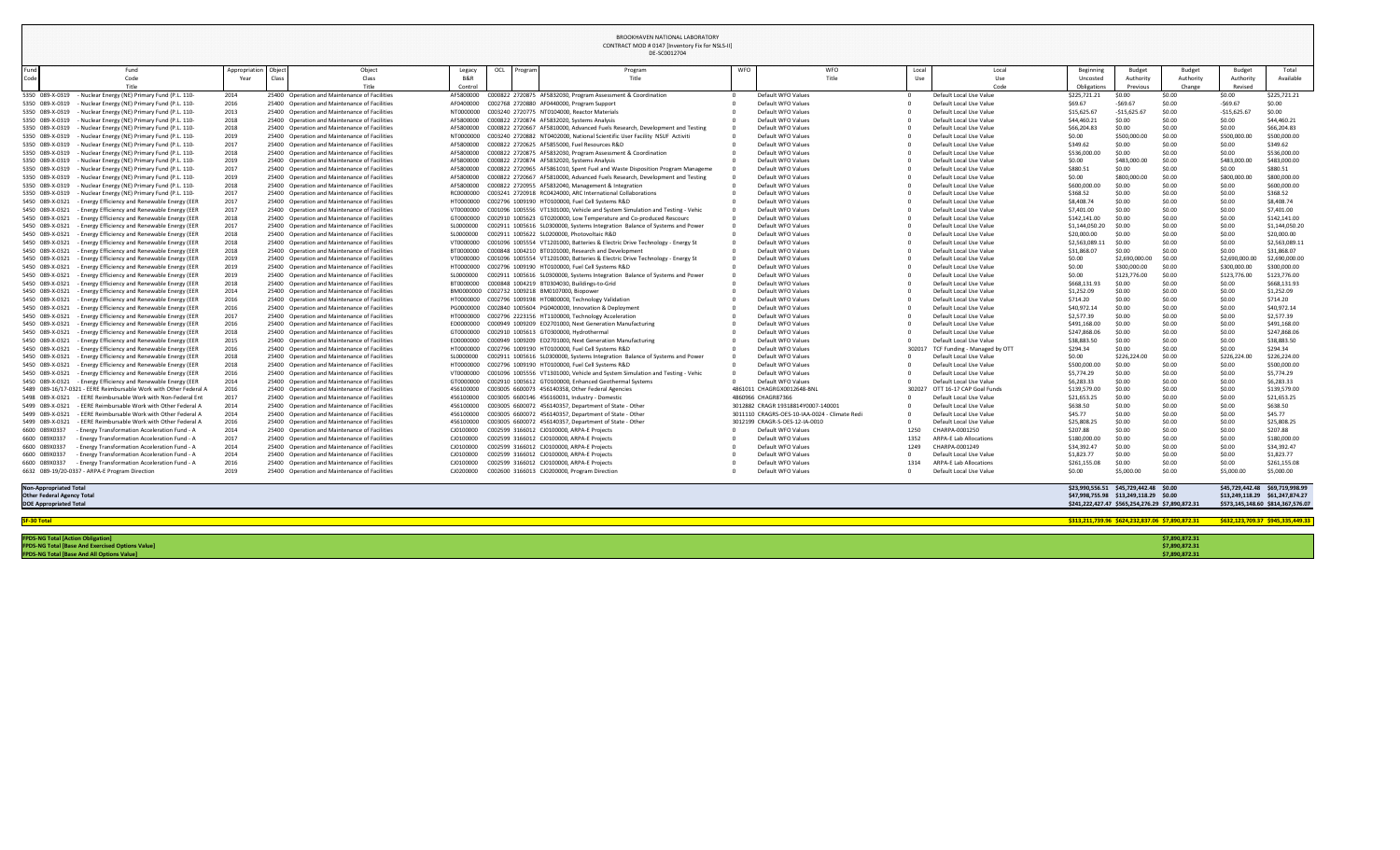BROOKHAVEN NATIONAL LABORATORY
CONTRACT MOD # 0147 [Inventory Fix for NSLS-II]
DE-SC0012704

| Fund Code | Fund Title | Appropriation Year | Object Class | Object Class Title | Legacy B&R Control | OCL | Program | Program Title | WFO | WFO Title | Local Use | Local Use Code | Beginning Uncosted Obligations | Budget Authority Previous | Budget Authority Change | Budget Authority Revised | Total Available |
|---|---|---|---|---|---|---|---|---|---|---|---|---|---|---|---|---|---|
| 5350 | 089-X-0319 - Nuclear Energy (NE) Primary Fund (P.L. 110- | 2014 | 25400 | Operation and Maintenance of Facilities | AF5800000 | C000822 | 2720875 | AF5832030, Program Assessment & Coordination | 0 | Default WFO Values | 0 | Default Local Use Value | $225,721.21 | $0.00 | $0.00 | $0.00 | $225,721.21 |
| 5350 | 089-X-0319 - Nuclear Energy (NE) Primary Fund (P.L. 110- | 2016 | 25400 | Operation and Maintenance of Facilities | AF0400000 | C002768 | 2720880 | AF0440000, Program Support | 0 | Default WFO Values | 0 | Default Local Use Value | $69.67 | -$69.67 | $0.00 | -$69.67 | $0.00 |
| 5350 | 089-X-0319 - Nuclear Energy (NE) Primary Fund (P.L. 110- | 2013 | 25400 | Operation and Maintenance of Facilities | NT0000000 | C003240 | 2720775 | NT0104000, Reactor Materials | 0 | Default WFO Values | 0 | Default Local Use Value | $15,625.67 | -$15,625.67 | $0.00 | -$15,625.67 | $0.00 |
| 5350 | 089-X-0319 - Nuclear Energy (NE) Primary Fund (P.L. 110- | 2018 | 25400 | Operation and Maintenance of Facilities | AF5800000 | C000822 | 2720874 | AF5832020, Systems Analysis | 0 | Default WFO Values | 0 | Default Local Use Value | $44,460.21 | $0.00 | $0.00 | $0.00 | $44,460.21 |
| 5350 | 089-X-0319 - Nuclear Energy (NE) Primary Fund (P.L. 110- | 2018 | 25400 | Operation and Maintenance of Facilities | AF5800000 | C000822 | 2720667 | AF5810000, Advanced Fuels Research, Development and Testing | 0 | Default WFO Values | 0 | Default Local Use Value | $66,204.83 | $0.00 | $0.00 | $0.00 | $66,204.83 |
| 5350 | 089-X-0319 - Nuclear Energy (NE) Primary Fund (P.L. 110- | 2019 | 25400 | Operation and Maintenance of Facilities | NT0000000 | C003240 | 2720882 | NT0402000, National Scientific User Facility NSUF Activiti | 0 | Default WFO Values | 0 | Default Local Use Value | $0.00 | $500,000.00 | $0.00 | $500,000.00 | $500,000.00 |
| 5350 | 089-X-0319 - Nuclear Energy (NE) Primary Fund (P.L. 110- | 2017 | 25400 | Operation and Maintenance of Facilities | AF5800000 | C000822 | 2720625 | AF5855000, Fuel Resources R&D | 0 | Default WFO Values | 0 | Default Local Use Value | $349.62 | $0.00 | $0.00 | $0.00 | $349.62 |
| 5350 | 089-X-0319 - Nuclear Energy (NE) Primary Fund (P.L. 110- | 2018 | 25400 | Operation and Maintenance of Facilities | AF5800000 | C000822 | 2720875 | AF5832030, Program Assessment & Coordination | 0 | Default WFO Values | 0 | Default Local Use Value | $536,000.00 | $0.00 | $0.00 | $0.00 | $536,000.00 |
| 5350 | 089-X-0319 - Nuclear Energy (NE) Primary Fund (P.L. 110- | 2019 | 25400 | Operation and Maintenance of Facilities | AF5800000 | C000822 | 2720874 | AF5832020, Systems Analysis | 0 | Default WFO Values | 0 | Default Local Use Value | $0.00 | $483,000.00 | $0.00 | $483,000.00 | $483,000.00 |
| 5350 | 089-X-0319 - Nuclear Energy (NE) Primary Fund (P.L. 110- | 2017 | 25400 | Operation and Maintenance of Facilities | AF5800000 | C000822 | 2720965 | AF5861010, Spent Fuel and Waste Disposition Program Manageme | 0 | Default WFO Values | 0 | Default Local Use Value | $880.51 | $0.00 | $0.00 | $0.00 | $880.51 |
| 5350 | 089-X-0319 - Nuclear Energy (NE) Primary Fund (P.L. 110- | 2019 | 25400 | Operation and Maintenance of Facilities | AF5800000 | C000822 | 2720667 | AF5810000, Advanced Fuels Research, Development and Testing | 0 | Default WFO Values | 0 | Default Local Use Value | $0.00 | $800,000.00 | $0.00 | $800,000.00 | $800,000.00 |
| 5350 | 089-X-0319 - Nuclear Energy (NE) Primary Fund (P.L. 110- | 2018 | 25400 | Operation and Maintenance of Facilities | AF5800000 | C000822 | 2720955 | AF5832040, Management & Integration | 0 | Default WFO Values | 0 | Default Local Use Value | $600,000.00 | $0.00 | $0.00 | $0.00 | $600,000.00 |
| 5350 | 089-X-0319 - Nuclear Energy (NE) Primary Fund (P.L. 110- | 2017 | 25400 | Operation and Maintenance of Facilities | RC0000000 | C003241 | 2720918 | RC0424000, ARC International Collaborations | 0 | Default WFO Values | 0 | Default Local Use Value | $368.52 | $0.00 | $0.00 | $0.00 | $368.52 |
| 5450 | 089-X-0321 - Energy Efficiency and Renewable Energy (EER | 2017 | 25400 | Operation and Maintenance of Facilities | HT0000000 | C002796 | 1009190 | HT0100000, Fuel Cell Systems R&D | 0 | Default WFO Values | 0 | Default Local Use Value | $8,408.74 | $0.00 | $0.00 | $0.00 | $8,408.74 |
| 5450 | 089-X-0321 - Energy Efficiency and Renewable Energy (EER | 2017 | 25400 | Operation and Maintenance of Facilities | VT0000000 | C001096 | 1005556 | VT1301000, Vehicle and System Simulation and Testing - Vehic | 0 | Default WFO Values | 0 | Default Local Use Value | $7,401.00 | $0.00 | $0.00 | $0.00 | $7,401.00 |
| 5450 | 089-X-0321 - Energy Efficiency and Renewable Energy (EER | 2018 | 25400 | Operation and Maintenance of Facilities | GT0000000 | C002910 | 1005623 | GT0200000, Low Temperature and Co-produced Resource | 0 | Default WFO Values | 0 | Default Local Use Value | $142,141.00 | $0.00 | $0.00 | $0.00 | $142,141.00 |
| 5450 | 089-X-0321 - Energy Efficiency and Renewable Energy (EER | 2017 | 25400 | Operation and Maintenance of Facilities | SL0000000 | C002911 | 1005616 | SL0300000, Systems Integration Balance of Systems and Power | 0 | Default WFO Values | 0 | Default Local Use Value | $1,144,050.20 | $0.00 | $0.00 | $0.00 | $1,144,050.20 |
| 5450 | 089-X-0321 - Energy Efficiency and Renewable Energy (EER | 2018 | 25400 | Operation and Maintenance of Facilities | SL0000000 | C002911 | 1005622 | SL0200000, Photovoltaic R&D | 0 | Default WFO Values | 0 | Default Local Use Value | $20,000.00 | $0.00 | $0.00 | $0.00 | $20,000.00 |
| 5450 | 089-X-0321 - Energy Efficiency and Renewable Energy (EER | 2018 | 25400 | Operation and Maintenance of Facilities | VT0000000 | C001096 | 1005554 | VT1201000, Batteries & Electric Drive Technology - Energy St | 0 | Default WFO Values | 0 | Default Local Use Value | $2,563,089.11 | $0.00 | $0.00 | $0.00 | $2,563,089.11 |
| 5450 | 089-X-0321 - Energy Efficiency and Renewable Energy (EER | 2018 | 25400 | Operation and Maintenance of Facilities | BT0000000 | C000848 | 1004210 | BT0101000, Research and Development | 0 | Default WFO Values | 0 | Default Local Use Value | $31,868.07 | $0.00 | $0.00 | $0.00 | $31,868.07 |
| 5450 | 089-X-0321 - Energy Efficiency and Renewable Energy (EER | 2019 | 25400 | Operation and Maintenance of Facilities | VT0000000 | C001096 | 1005554 | VT1201000, Batteries & Electric Drive Technology - Energy St | 0 | Default WFO Values | 0 | Default Local Use Value | $0.00 | $2,690,000.00 | $0.00 | $2,690,000.00 | $2,690,000.00 |
| 5450 | 089-X-0321 - Energy Efficiency and Renewable Energy (EER | 2019 | 25400 | Operation and Maintenance of Facilities | HT0000000 | C002796 | 1009190 | HT0100000, Fuel Cell Systems R&D | 0 | Default WFO Values | 0 | Default Local Use Value | $0.00 | $300,000.00 | $0.00 | $300,000.00 | $300,000.00 |
| 5450 | 089-X-0321 - Energy Efficiency and Renewable Energy (EER | 2019 | 25400 | Operation and Maintenance of Facilities | SL0000000 | C002911 | 1005616 | SL0300000, Systems Integration Balance of Systems and Power | 0 | Default WFO Values | 0 | Default Local Use Value | $0.00 | $123,776.00 | $0.00 | $123,776.00 | $123,776.00 |
| 5450 | 089-X-0321 - Energy Efficiency and Renewable Energy (EER | 2018 | 25400 | Operation and Maintenance of Facilities | BT0000000 | C000848 | 1004219 | BT0304030, Buildings-to-Grid | 0 | Default WFO Values | 0 | Default Local Use Value | $668,131.93 | $0.00 | $0.00 | $0.00 | $668,131.93 |
| 5450 | 089-X-0321 - Energy Efficiency and Renewable Energy (EER | 2014 | 25400 | Operation and Maintenance of Facilities | BM0000000 | C002732 | 1009218 | BM0107000, Biopower | 0 | Default WFO Values | 0 | Default Local Use Value | $1,252.09 | $0.00 | $0.00 | $0.00 | $1,252.09 |
| 5450 | 089-X-0321 - Energy Efficiency and Renewable Energy (EER | 2016 | 25400 | Operation and Maintenance of Facilities | HT0000000 | C002796 | 1009198 | HT0800000, Technology Validation | 0 | Default WFO Values | 0 | Default Local Use Value | $714.20 | $0.00 | $0.00 | $0.00 | $714.20 |
| 5450 | 089-X-0321 - Energy Efficiency and Renewable Energy (EER | 2016 | 25400 | Operation and Maintenance of Facilities | PG0000000 | C002840 | 1005604 | PG0400000, Innovation & Deployment | 0 | Default WFO Values | 0 | Default Local Use Value | $40,972.14 | $0.00 | $0.00 | $0.00 | $40,972.14 |
| 5450 | 089-X-0321 - Energy Efficiency and Renewable Energy (EER | 2017 | 25400 | Operation and Maintenance of Facilities | HT0000000 | C002796 | 2223156 | HT1100000, Technology Acceleration | 0 | Default WFO Values | 0 | Default Local Use Value | $2,577.39 | $0.00 | $0.00 | $0.00 | $2,577.39 |
| 5450 | 089-X-0321 - Energy Efficiency and Renewable Energy (EER | 2016 | 25400 | Operation and Maintenance of Facilities | ED0000000 | C000949 | 1009209 | ED2701000, Next Generation Manufacturing | 0 | Default WFO Values | 0 | Default Local Use Value | $491,168.00 | $0.00 | $0.00 | $0.00 | $491,168.00 |
| 5450 | 089-X-0321 - Energy Efficiency and Renewable Energy (EER | 2018 | 25400 | Operation and Maintenance of Facilities | GT0000000 | C002910 | 1005613 | GT0300000, Hydrothermal | 0 | Default WFO Values | 0 | Default Local Use Value | $247,868.06 | $0.00 | $0.00 | $0.00 | $247,868.06 |
| 5450 | 089-X-0321 - Energy Efficiency and Renewable Energy (EER | 2015 | 25400 | Operation and Maintenance of Facilities | ED0000000 | C000949 | 1009209 | ED2701000, Next Generation Manufacturing | 0 | Default WFO Values | 0 | Default Local Use Value | $38,883.50 | $0.00 | $0.00 | $0.00 | $38,883.50 |
| 5450 | 089-X-0321 - Energy Efficiency and Renewable Energy (EER | 2016 | 25400 | Operation and Maintenance of Facilities | HT0000000 | C002796 | 1009190 | HT0100000, Fuel Cell Systems R&D | 0 | Default WFO Values | 302017 | TCF Funding - Managed by OTT | $294.34 | $0.00 | $0.00 | $0.00 | $294.34 |
| 5450 | 089-X-0321 - Energy Efficiency and Renewable Energy (EER | 2018 | 25400 | Operation and Maintenance of Facilities | SL0000000 | C002911 | 1005616 | SL0300000, Systems Integration Balance of Systems and Power | 0 | Default WFO Values | 0 | Default Local Use Value | $0.00 | $226,224.00 | $0.00 | $226,224.00 | $226,224.00 |
| 5450 | 089-X-0321 - Energy Efficiency and Renewable Energy (EER | 2018 | 25400 | Operation and Maintenance of Facilities | HT0000000 | C002796 | 1009190 | HT0100000, Fuel Cell Systems R&D | 0 | Default WFO Values | 0 | Default Local Use Value | $500,000.00 | $0.00 | $0.00 | $0.00 | $500,000.00 |
| 5450 | 089-X-0321 - Energy Efficiency and Renewable Energy (EER | 2016 | 25400 | Operation and Maintenance of Facilities | VT0000000 | C001096 | 1005556 | VT1301000, Vehicle and System Simulation and Testing - Vehic | 0 | Default WFO Values | 0 | Default Local Use Value | $5,774.29 | $0.00 | $0.00 | $0.00 | $5,774.29 |
| 5450 | 089-X-0321 - Energy Efficiency and Renewable Energy (EER | 2014 | 25400 | Operation and Maintenance of Facilities | GT0000000 | C002910 | 1005612 | GT0100000, Enhanced Geothermal Systems | 0 | Default WFO Values | 0 | Default Local Use Value | $6,283.33 | $0.00 | $0.00 | $0.00 | $6,283.33 |
| 5489 | 089-16/17-0321 - EERE Reimbursable Work with Other Federal A | 2016 | 25400 | Operation and Maintenance of Facilities | 456100000 | C003005 | 6600073 | 456140358, Other Federal Agencies | 4861011 | CHAGRGX0012648-BNL | 302027 | OTT 16-17 CAP Goal Funds | $139,579.00 | $0.00 | $0.00 | $0.00 | $139,579.00 |
| 5498 | 089-X-0321 - EERE Reimbursable Work with Non-Federal Ent | 2017 | 25400 | Operation and Maintenance of Facilities | 456100000 | C003005 | 6600146 | 456160031, Industry - Domestic | 4860966 | CHAGR87366 | 0 | Default Local Use Value | $21,653.25 | $0.00 | $0.00 | $0.00 | $21,653.25 |
| 5499 | 089-X-0321 - EERE Reimbursable Work with Other Federal A | 2014 | 25400 | Operation and Maintenance of Facilities | 456100000 | C003005 | 6600072 | 456140357, Department of State - Other | 3012882 | CRAGR 19318814Y0007-140001 | 0 | Default Local Use Value | $638.50 | $0.00 | $0.00 | $0.00 | $638.50 |
| 5499 | 089-X-0321 - EERE Reimbursable Work with Other Federal A | 2014 | 25400 | Operation and Maintenance of Facilities | 456100000 | C003005 | 6600072 | 456140357, Department of State - Other | 3011110 | CRAGRS-OES-10-IAA-0024 - Climate Redi | 0 | Default Local Use Value | $45.77 | $0.00 | $0.00 | $0.00 | $45.77 |
| 5499 | 089-X-0321 - EERE Reimbursable Work with Other Federal A | 2016 | 25400 | Operation and Maintenance of Facilities | 456100000 | C003005 | 6600072 | 456140357, Department of State - Other | 3012199 | CRAGR-S-OES-12-IA-0010 | 0 | Default Local Use Value | $25,808.25 | $0.00 | $0.00 | $0.00 | $25,808.25 |
| 6600 | 089X0337 - Energy Transformation Acceleration Fund - A | 2014 | 25400 | Operation and Maintenance of Facilities | CJ0100000 | C002599 | 3166012 | CJ0100000, ARPA-E Projects | 0 | Default WFO Values | 1250 | CHARPA-0001250 | $207.88 | $0.00 | $0.00 | $0.00 | $207.88 |
| 6600 | 089X0337 - Energy Transformation Acceleration Fund - A | 2017 | 25400 | Operation and Maintenance of Facilities | CJ0100000 | C002599 | 3166012 | CJ0100000, ARPA-E Projects | 0 | Default WFO Values | 1352 | ARPA-E Lab Allocations | $180,000.00 | $0.00 | $0.00 | $0.00 | $180,000.00 |
| 6600 | 089X0337 - Energy Transformation Acceleration Fund - A | 2014 | 25400 | Operation and Maintenance of Facilities | CJ0100000 | C002599 | 3166012 | CJ0100000, ARPA-E Projects | 0 | Default WFO Values | 1249 | CHARPA-0001249 | $34,392.47 | $0.00 | $0.00 | $0.00 | $34,392.47 |
| 6600 | 089X0337 - Energy Transformation Acceleration Fund - A | 2014 | 25400 | Operation and Maintenance of Facilities | CJ0100000 | C002599 | 3166012 | CJ0100000, ARPA-E Projects | 0 | Default WFO Values | 0 | Default Local Use Value | $1,823.77 | $0.00 | $0.00 | $0.00 | $1,823.77 |
| 6600 | 089X0337 - Energy Transformation Acceleration Fund - A | 2016 | 25400 | Operation and Maintenance of Facilities | CJ0100000 | C002599 | 3166012 | CJ0100000, ARPA-E Projects | 0 | Default WFO Values | 1314 | ARPA-E Lab Allocations | $261,155.08 | $0.00 | $0.00 | $0.00 | $261,155.08 |
| 6632 | 089-19/20-0337 - ARPA-E Program Direction | 2019 | 25400 | Operation and Maintenance of Facilities | CJ0200000 | C002600 | 3166013 | CJ0200000, Program Direction | 0 | Default WFO Values | 0 | Default Local Use Value | $0.00 | $5,000.00 | $0.00 | $5,000.00 | $5,000.00 |

| | Beginning Uncosted Obligations | Budget Authority Previous | Budget Authority Change | Budget Authority Revised | Total Available |
|---|---|---|---|---|---|
| **Non-Appropriated Total** | $23,990,556.51 | $45,729,442.48 | $0.00 | $45,729,442.48 | $69,719,998.99 |
| **Other Federal Agency Total** | $47,998,755.98 | $13,249,118.29 | $0.00 | $13,249,118.29 | $61,247,874.27 |
| **DOE Appropriated Total** | $241,222,427.47 | $565,254,276.29 | $7,890,872.31 | $573,145,148.60 | $814,367,576.07 |
| **SF-30 Total** | $313,211,739.96 | $624,232,837.06 | $7,890,872.31 | $632,123,709.37 | $945,335,449.33 |

| | |
|---|---|
| **FPDS-NG Total [Action Obligation]** | $7,890,872.31 |
| **FPDS-NG Total [Base And Exercised Options Value]** | $7,890,872.31 |
| **FPDS-NG Total [Base And All Options Value]** | $7,890,872.31 |